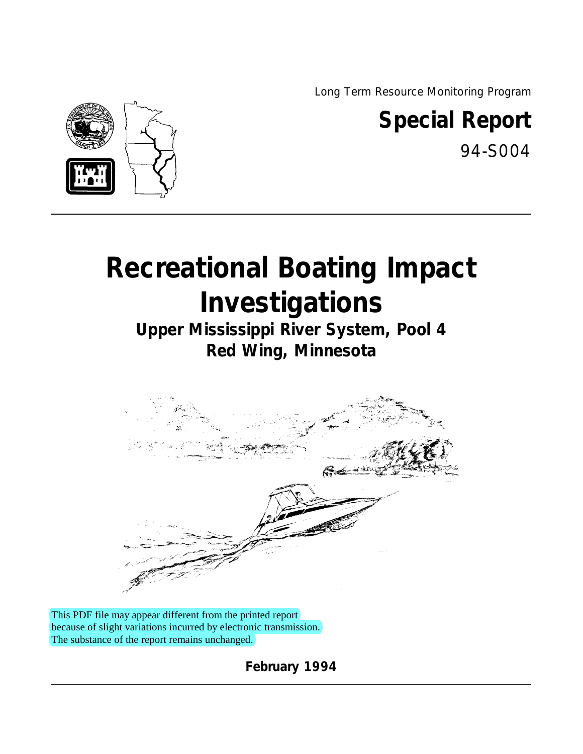Long Term Resource Monitoring Program

**Special Report**

94-S004

# Recreational Boating Impact Investigations

## Upper Mississippi River System, Pool 4
## Red Wing, Minnesota

This PDF file may appear different from the printed report because of slight variations incurred by electronic transmission. The substance of the report remains unchanged.

**February 1994**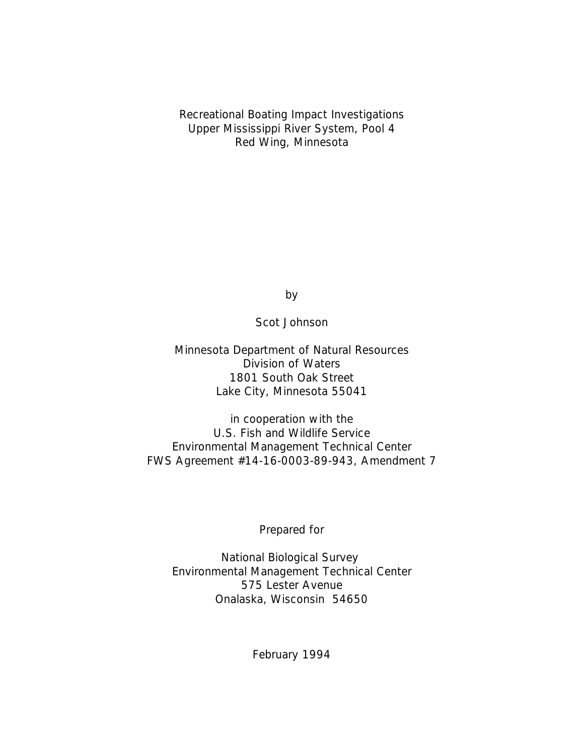# Recreational Boating Impact Investigations
# Upper Mississippi River System, Pool 4
# Red Wing, Minnesota

by

Scot Johnson

Minnesota Department of Natural Resources
Division of Waters
1801 South Oak Street
Lake City, Minnesota 55041

in cooperation with the
U.S. Fish and Wildlife Service
Environmental Management Technical Center
FWS Agreement #14-16-0003-89-943, Amendment 7

Prepared for

National Biological Survey
Environmental Management Technical Center
575 Lester Avenue
Onalaska, Wisconsin 54650

February 1994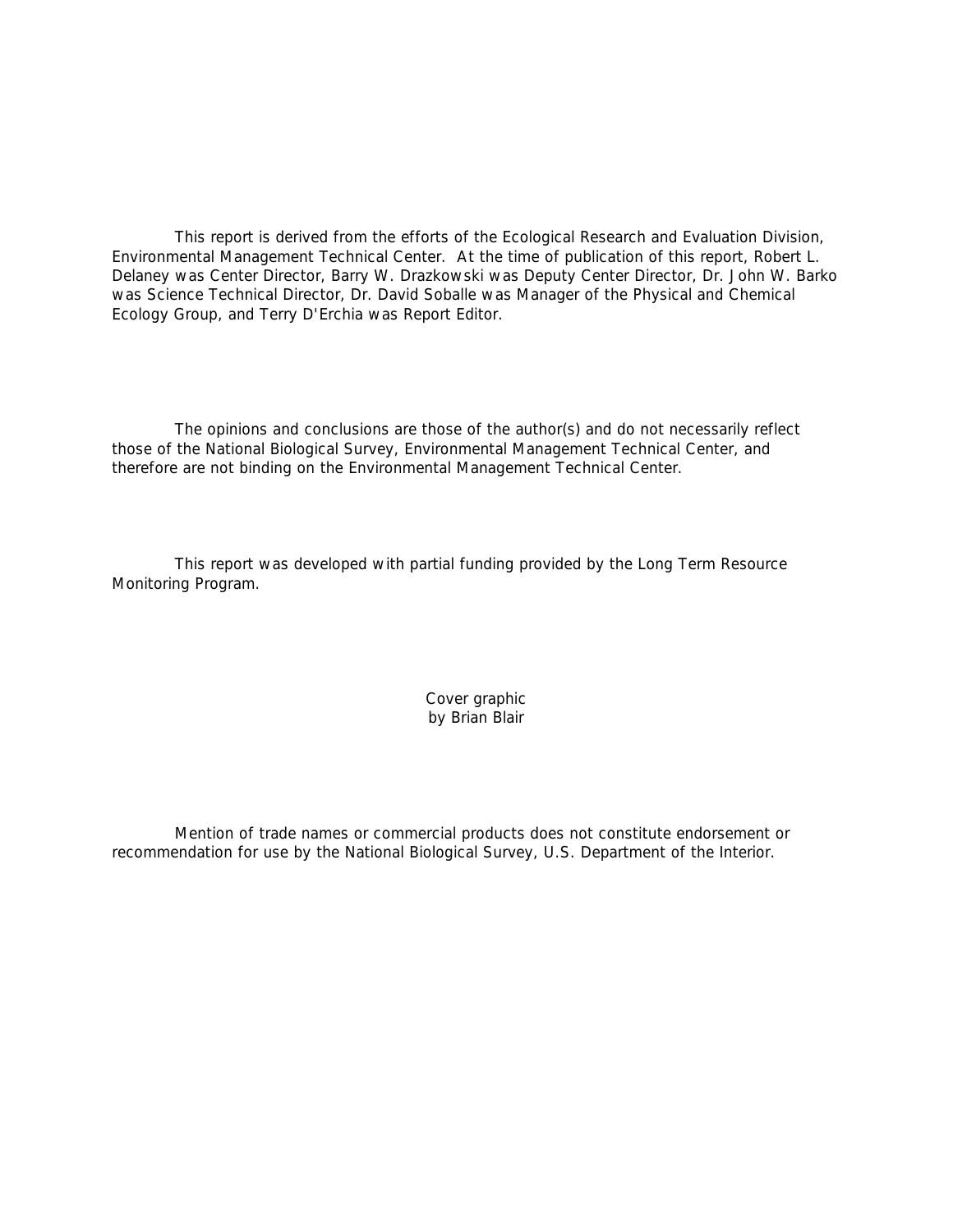This report is derived from the efforts of the Ecological Research and Evaluation Division, Environmental Management Technical Center. At the time of publication of this report, Robert L. Delaney was Center Director, Barry W. Drazkowski was Deputy Center Director, Dr. John W. Barko was Science Technical Director, Dr. David Soballe was Manager of the Physical and Chemical Ecology Group, and Terry D'Erchia was Report Editor.

The opinions and conclusions are those of the author(s) and do not necessarily reflect those of the National Biological Survey, Environmental Management Technical Center, and therefore are not binding on the Environmental Management Technical Center.

This report was developed with partial funding provided by the Long Term Resource Monitoring Program.

Cover graphic
by Brian Blair

Mention of trade names or commercial products does not constitute endorsement or recommendation for use by the National Biological Survey, U.S. Department of the Interior.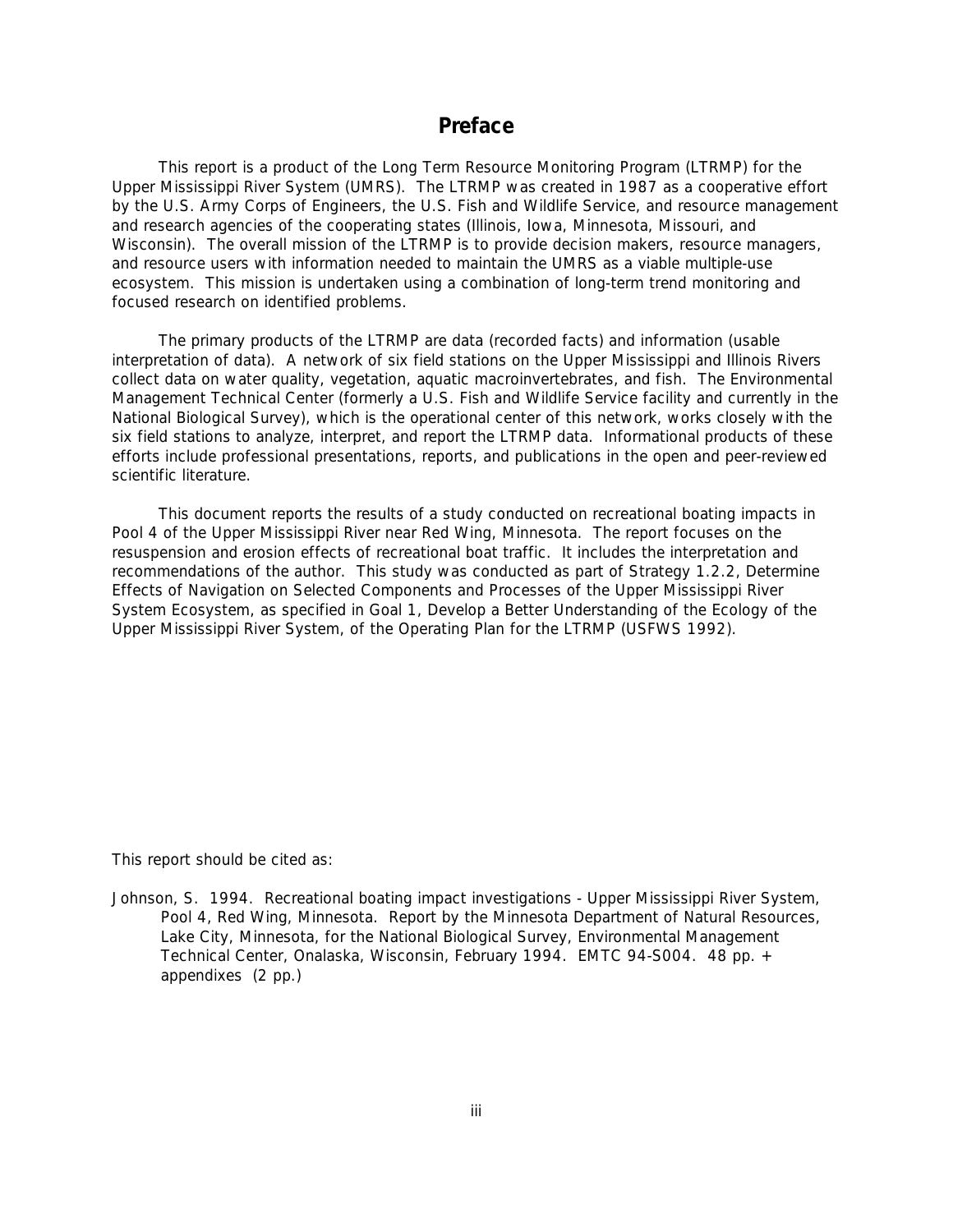# Preface

This report is a product of the Long Term Resource Monitoring Program (LTRMP) for the Upper Mississippi River System (UMRS). The LTRMP was created in 1987 as a cooperative effort by the U.S. Army Corps of Engineers, the U.S. Fish and Wildlife Service, and resource management and research agencies of the cooperating states (Illinois, Iowa, Minnesota, Missouri, and Wisconsin). The overall mission of the LTRMP is to provide decision makers, resource managers, and resource users with information needed to maintain the UMRS as a viable multiple-use ecosystem. This mission is undertaken using a combination of long-term trend monitoring and focused research on identified problems.

The primary products of the LTRMP are data (recorded facts) and information (usable interpretation of data). A network of six field stations on the Upper Mississippi and Illinois Rivers collect data on water quality, vegetation, aquatic macroinvertebrates, and fish. The Environmental Management Technical Center (formerly a U.S. Fish and Wildlife Service facility and currently in the National Biological Survey), which is the operational center of this network, works closely with the six field stations to analyze, interpret, and report the LTRMP data. Informational products of these efforts include professional presentations, reports, and publications in the open and peer-reviewed scientific literature.

This document reports the results of a study conducted on recreational boating impacts in Pool 4 of the Upper Mississippi River near Red Wing, Minnesota. The report focuses on the resuspension and erosion effects of recreational boat traffic. It includes the interpretation and recommendations of the author. This study was conducted as part of Strategy 1.2.2, Determine Effects of Navigation on Selected Components and Processes of the Upper Mississippi River System Ecosystem, as specified in Goal 1, Develop a Better Understanding of the Ecology of the Upper Mississippi River System, of the Operating Plan for the LTRMP (USFWS 1992).

This report should be cited as:

Johnson, S. 1994. Recreational boating impact investigations - Upper Mississippi River System, Pool 4, Red Wing, Minnesota. Report by the Minnesota Department of Natural Resources, Lake City, Minnesota, for the National Biological Survey, Environmental Management Technical Center, Onalaska, Wisconsin, February 1994. EMTC 94-S004. 48 pp. + appendixes (2 pp.)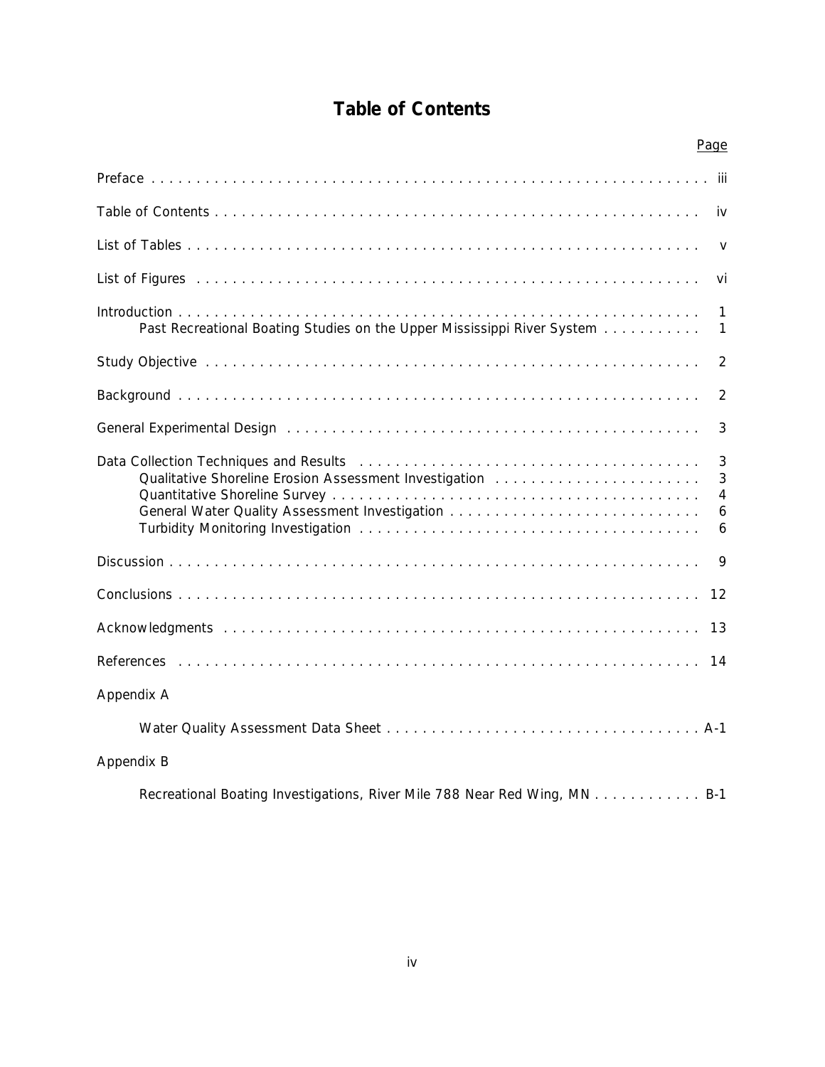# Table of Contents

| | Page |
|---|---|
| Preface | iii |
| Table of Contents | iv |
| List of Tables | v |
| List of Figures | vi |
| Introduction | 1 |
| Past Recreational Boating Studies on the Upper Mississippi River System | 1 |
| Study Objective | 2 |
| Background | 2 |
| General Experimental Design | 3 |
| Data Collection Techniques and Results | 3 |
| Qualitative Shoreline Erosion Assessment Investigation | 3 |
| Quantitative Shoreline Survey | 4 |
| General Water Quality Assessment Investigation | 6 |
| Turbidity Monitoring Investigation | 6 |
| Discussion | 9 |
| Conclusions | 12 |
| Acknowledgments | 13 |
| References | 14 |
| Appendix A | |
| Water Quality Assessment Data Sheet | A-1 |
| Appendix B | |
| Recreational Boating Investigations, River Mile 788 Near Red Wing, MN | B-1 |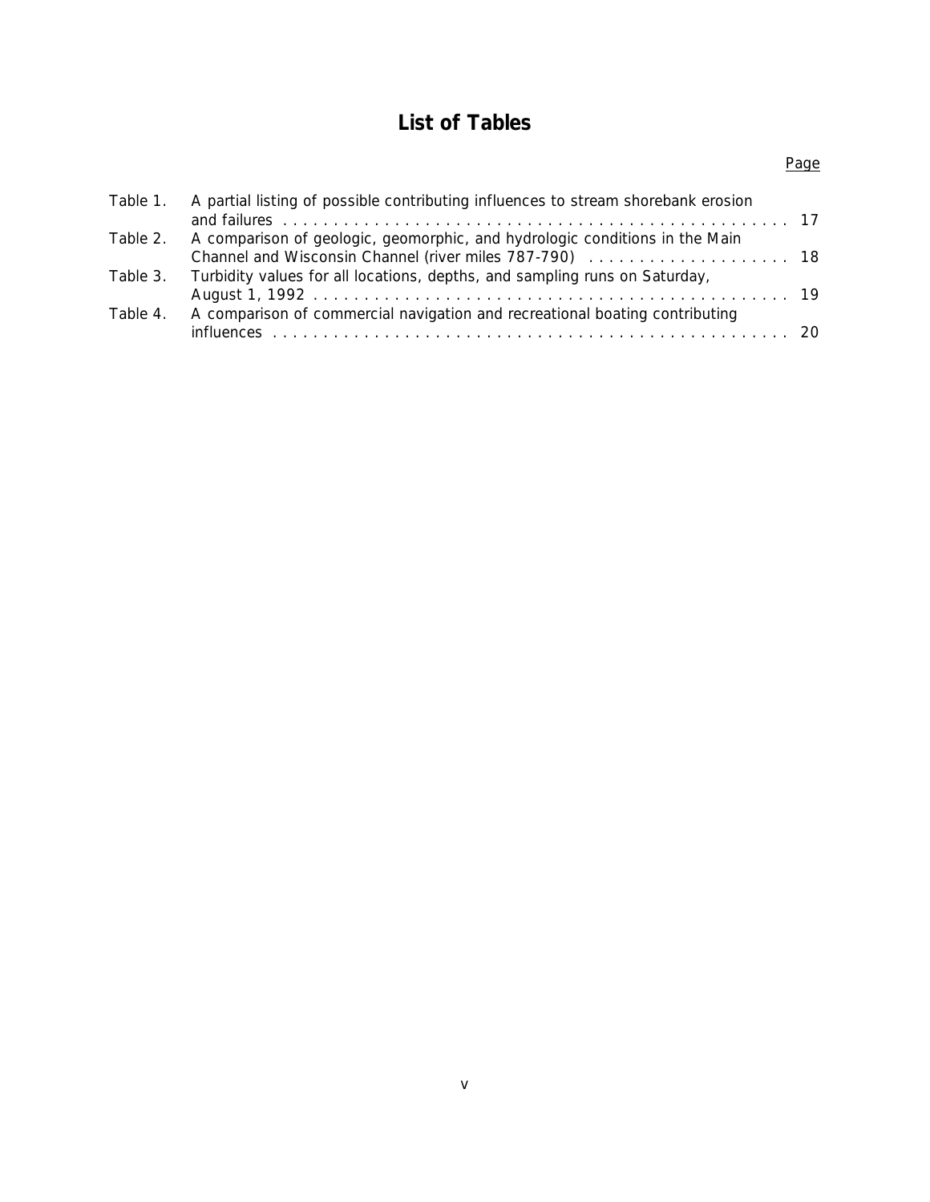# List of Tables

| | | Page |
|---|---|---|
| Table 1. | A partial listing of possible contributing influences to stream shorebank erosion and failures | 17 |
| Table 2. | A comparison of geologic, geomorphic, and hydrologic conditions in the Main Channel and Wisconsin Channel (river miles 787-790) | 18 |
| Table 3. | Turbidity values for all locations, depths, and sampling runs on Saturday, August 1, 1992 | 19 |
| Table 4. | A comparison of commercial navigation and recreational boating contributing influences | 20 |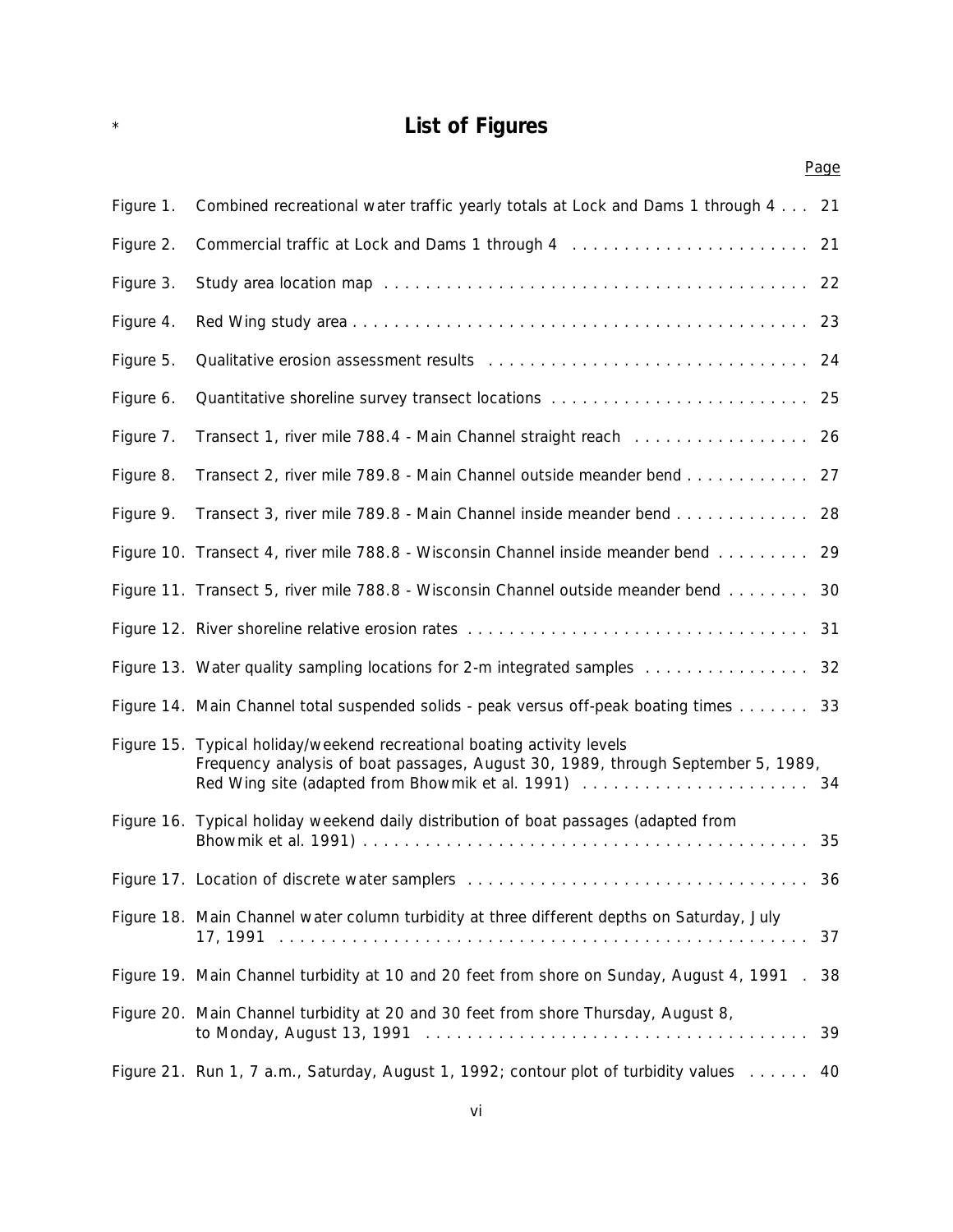# List of Figures

| | | Page |
|---|---|---|
| Figure 1. | Combined recreational water traffic yearly totals at Lock and Dams 1 through 4 | 21 |
| Figure 2. | Commercial traffic at Lock and Dams 1 through 4 | 21 |
| Figure 3. | Study area location map | 22 |
| Figure 4. | Red Wing study area | 23 |
| Figure 5. | Qualitative erosion assessment results | 24 |
| Figure 6. | Quantitative shoreline survey transect locations | 25 |
| Figure 7. | Transect 1, river mile 788.4 - Main Channel straight reach | 26 |
| Figure 8. | Transect 2, river mile 789.8 - Main Channel outside meander bend | 27 |
| Figure 9. | Transect 3, river mile 789.8 - Main Channel inside meander bend | 28 |
| Figure 10. | Transect 4, river mile 788.8 - Wisconsin Channel inside meander bend | 29 |
| Figure 11. | Transect 5, river mile 788.8 - Wisconsin Channel outside meander bend | 30 |
| Figure 12. | River shoreline relative erosion rates | 31 |
| Figure 13. | Water quality sampling locations for 2-m integrated samples | 32 |
| Figure 14. | Main Channel total suspended solids - peak versus off-peak boating times | 33 |
| Figure 15. | Typical holiday/weekend recreational boating activity levels Frequency analysis of boat passages, August 30, 1989, through September 5, 1989, Red Wing site (adapted from Bhowmik et al. 1991) | 34 |
| Figure 16. | Typical holiday weekend daily distribution of boat passages (adapted from Bhowmik et al. 1991) | 35 |
| Figure 17. | Location of discrete water samplers | 36 |
| Figure 18. | Main Channel water column turbidity at three different depths on Saturday, July 17, 1991 | 37 |
| Figure 19. | Main Channel turbidity at 10 and 20 feet from shore on Sunday, August 4, 1991 | 38 |
| Figure 20. | Main Channel turbidity at 20 and 30 feet from shore Thursday, August 8, to Monday, August 13, 1991 | 39 |
| Figure 21. | Run 1, 7 a.m., Saturday, August 1, 1992; contour plot of turbidity values | 40 |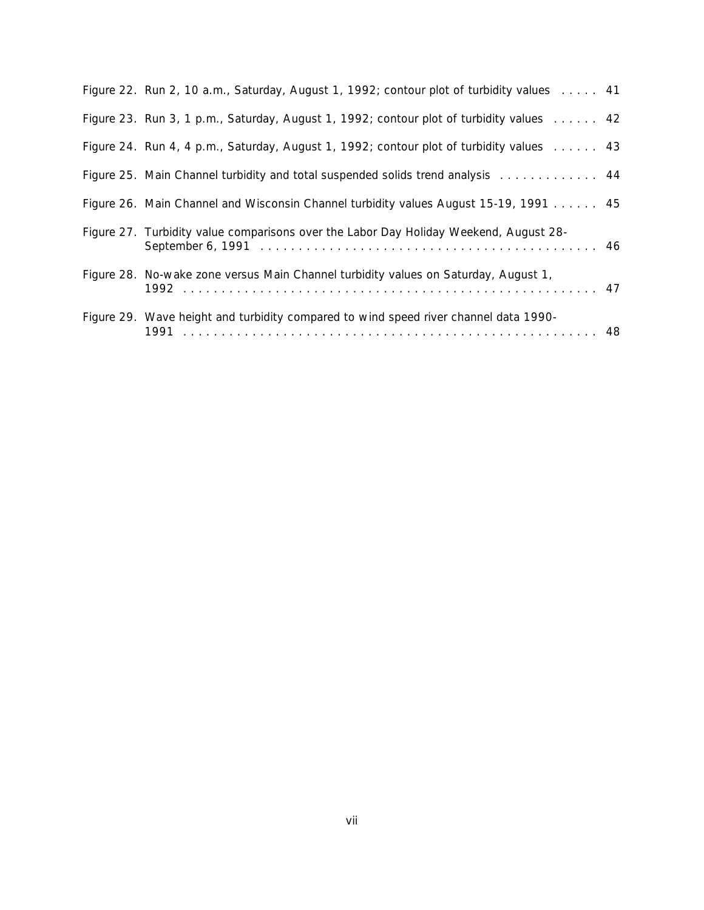Figure 22. Run 2, 10 a.m., Saturday, August 1, 1992; contour plot of turbidity values ..... 41

Figure 23. Run 3, 1 p.m., Saturday, August 1, 1992; contour plot of turbidity values ...... 42

Figure 24. Run 4, 4 p.m., Saturday, August 1, 1992; contour plot of turbidity values ...... 43

Figure 25. Main Channel turbidity and total suspended solids trend analysis ............. 44

Figure 26. Main Channel and Wisconsin Channel turbidity values August 15-19, 1991 ...... 45

Figure 27. Turbidity value comparisons over the Labor Day Holiday Weekend, August 28-September 6, 1991 ............................................ 46

Figure 28. No-wake zone versus Main Channel turbidity values on Saturday, August 1, 1992 ..................................................... 47

Figure 29. Wave height and turbidity compared to wind speed river channel data 1990-1991 ..................................................... 48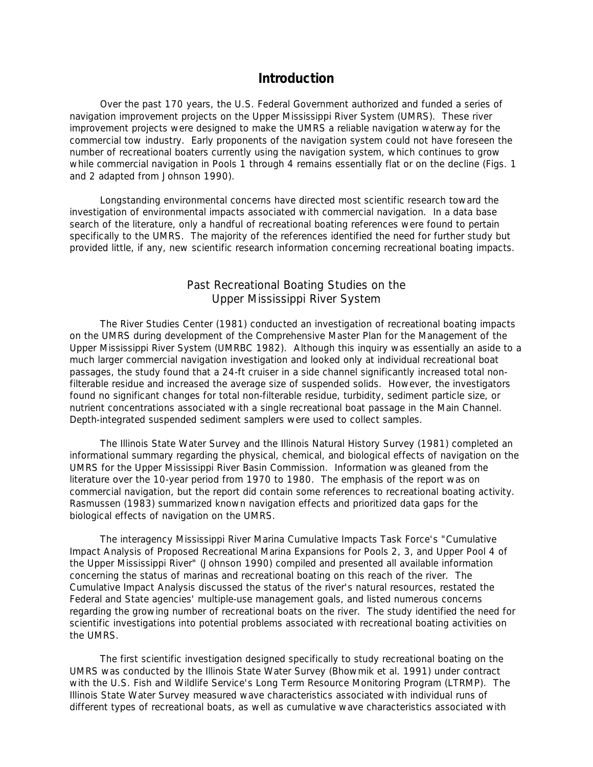# Introduction

Over the past 170 years, the U.S. Federal Government authorized and funded a series of navigation improvement projects on the Upper Mississippi River System (UMRS). These river improvement projects were designed to make the UMRS a reliable navigation waterway for the commercial tow industry. Early proponents of the navigation system could not have foreseen the number of recreational boaters currently using the navigation system, which continues to grow while commercial navigation in Pools 1 through 4 remains essentially flat or on the decline (Figs. 1 and 2 adapted from Johnson 1990).

Longstanding environmental concerns have directed most scientific research toward the investigation of environmental impacts associated with commercial navigation. In a data base search of the literature, only a handful of recreational boating references were found to pertain specifically to the UMRS. The majority of the references identified the need for further study but provided little, if any, new scientific research information concerning recreational boating impacts.

## Past Recreational Boating Studies on the Upper Mississippi River System

The River Studies Center (1981) conducted an investigation of recreational boating impacts on the UMRS during development of the Comprehensive Master Plan for the Management of the Upper Mississippi River System (UMRBC 1982). Although this inquiry was essentially an aside to a much larger commercial navigation investigation and looked only at individual recreational boat passages, the study found that a 24-ft cruiser in a side channel significantly increased total non-filterable residue and increased the average size of suspended solids. However, the investigators found no significant changes for total non-filterable residue, turbidity, sediment particle size, or nutrient concentrations associated with a single recreational boat passage in the Main Channel. Depth-integrated suspended sediment samplers were used to collect samples.

The Illinois State Water Survey and the Illinois Natural History Survey (1981) completed an informational summary regarding the physical, chemical, and biological effects of navigation on the UMRS for the Upper Mississippi River Basin Commission. Information was gleaned from the literature over the 10-year period from 1970 to 1980. The emphasis of the report was on commercial navigation, but the report did contain some references to recreational boating activity. Rasmussen (1983) summarized known navigation effects and prioritized data gaps for the biological effects of navigation on the UMRS.

The interagency Mississippi River Marina Cumulative Impacts Task Force's "Cumulative Impact Analysis of Proposed Recreational Marina Expansions for Pools 2, 3, and Upper Pool 4 of the Upper Mississippi River" (Johnson 1990) compiled and presented all available information concerning the status of marinas and recreational boating on this reach of the river. The Cumulative Impact Analysis discussed the status of the river's natural resources, restated the Federal and State agencies' multiple-use management goals, and listed numerous concerns regarding the growing number of recreational boats on the river. The study identified the need for scientific investigations into potential problems associated with recreational boating activities on the UMRS.

The first scientific investigation designed specifically to study recreational boating on the UMRS was conducted by the Illinois State Water Survey (Bhowmik et al. 1991) under contract with the U.S. Fish and Wildlife Service's Long Term Resource Monitoring Program (LTRMP). The Illinois State Water Survey measured wave characteristics associated with individual runs of different types of recreational boats, as well as cumulative wave characteristics associated with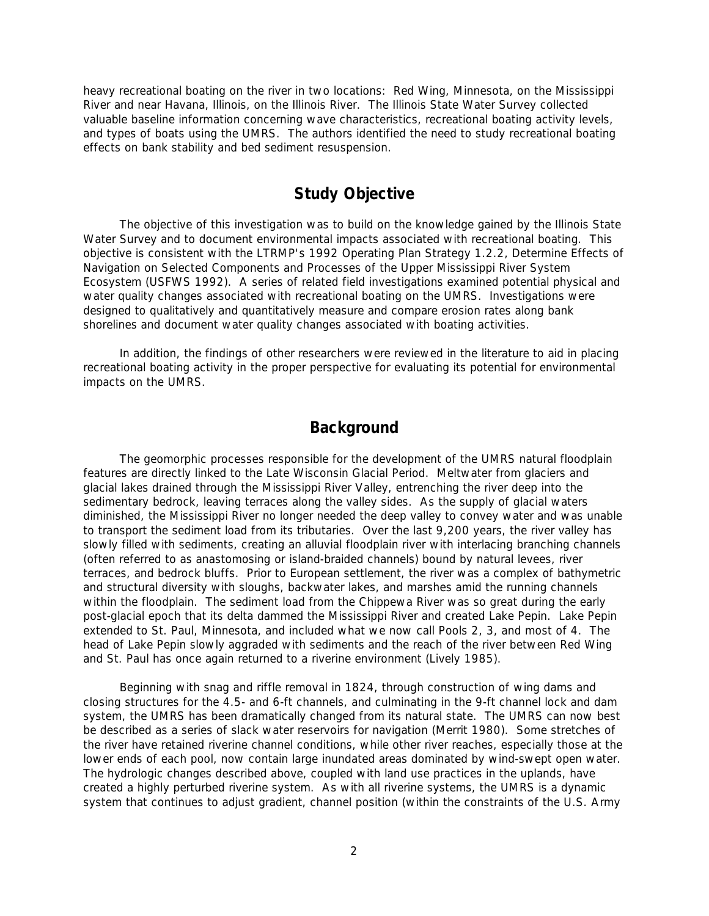heavy recreational boating on the river in two locations: Red Wing, Minnesota, on the Mississippi River and near Havana, Illinois, on the Illinois River. The Illinois State Water Survey collected valuable baseline information concerning wave characteristics, recreational boating activity levels, and types of boats using the UMRS. The authors identified the need to study recreational boating effects on bank stability and bed sediment resuspension.

## Study Objective

The objective of this investigation was to build on the knowledge gained by the Illinois State Water Survey and to document environmental impacts associated with recreational boating. This objective is consistent with the LTRMP's 1992 Operating Plan Strategy 1.2.2, Determine Effects of Navigation on Selected Components and Processes of the Upper Mississippi River System Ecosystem (USFWS 1992). A series of related field investigations examined potential physical and water quality changes associated with recreational boating on the UMRS. Investigations were designed to qualitatively and quantitatively measure and compare erosion rates along bank shorelines and document water quality changes associated with boating activities.

In addition, the findings of other researchers were reviewed in the literature to aid in placing recreational boating activity in the proper perspective for evaluating its potential for environmental impacts on the UMRS.

## Background

The geomorphic processes responsible for the development of the UMRS natural floodplain features are directly linked to the Late Wisconsin Glacial Period. Meltwater from glaciers and glacial lakes drained through the Mississippi River Valley, entrenching the river deep into the sedimentary bedrock, leaving terraces along the valley sides. As the supply of glacial waters diminished, the Mississippi River no longer needed the deep valley to convey water and was unable to transport the sediment load from its tributaries. Over the last 9,200 years, the river valley has slowly filled with sediments, creating an alluvial floodplain river with interlacing branching channels (often referred to as anastomosing or island-braided channels) bound by natural levees, river terraces, and bedrock bluffs. Prior to European settlement, the river was a complex of bathymetric and structural diversity with sloughs, backwater lakes, and marshes amid the running channels within the floodplain. The sediment load from the Chippewa River was so great during the early post-glacial epoch that its delta dammed the Mississippi River and created Lake Pepin. Lake Pepin extended to St. Paul, Minnesota, and included what we now call Pools 2, 3, and most of 4. The head of Lake Pepin slowly aggraded with sediments and the reach of the river between Red Wing and St. Paul has once again returned to a riverine environment (Lively 1985).

Beginning with snag and riffle removal in 1824, through construction of wing dams and closing structures for the 4.5- and 6-ft channels, and culminating in the 9-ft channel lock and dam system, the UMRS has been dramatically changed from its natural state. The UMRS can now best be described as a series of slack water reservoirs for navigation (Merrit 1980). Some stretches of the river have retained riverine channel conditions, while other river reaches, especially those at the lower ends of each pool, now contain large inundated areas dominated by wind-swept open water. The hydrologic changes described above, coupled with land use practices in the uplands, have created a highly perturbed riverine system. As with all riverine systems, the UMRS is a dynamic system that continues to adjust gradient, channel position (within the constraints of the U.S. Army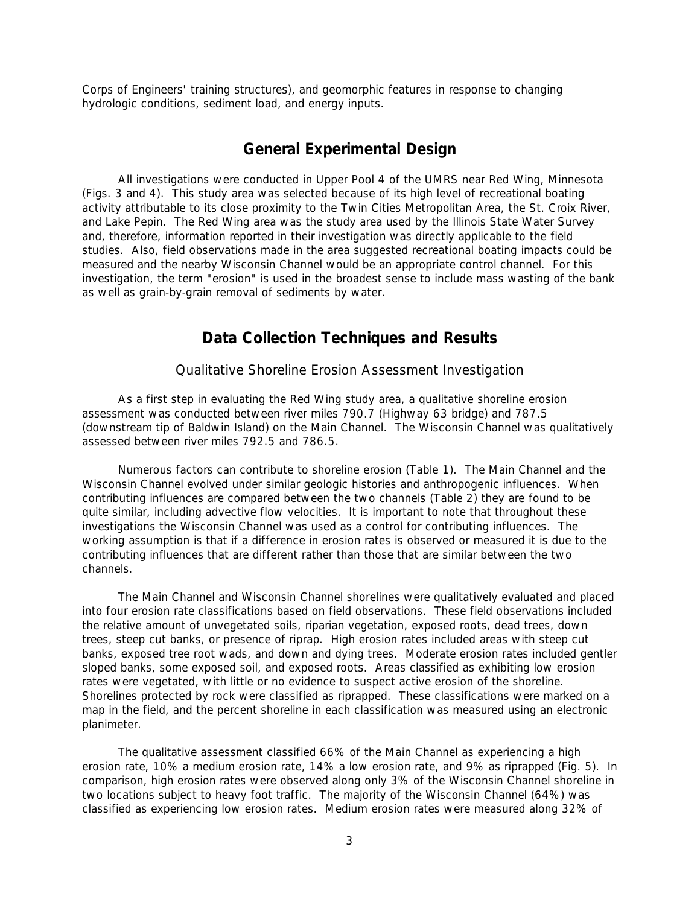Corps of Engineers' training structures), and geomorphic features in response to changing hydrologic conditions, sediment load, and energy inputs.

## General Experimental Design

All investigations were conducted in Upper Pool 4 of the UMRS near Red Wing, Minnesota (Figs. 3 and 4). This study area was selected because of its high level of recreational boating activity attributable to its close proximity to the Twin Cities Metropolitan Area, the St. Croix River, and Lake Pepin. The Red Wing area was the study area used by the Illinois State Water Survey and, therefore, information reported in their investigation was directly applicable to the field studies. Also, field observations made in the area suggested recreational boating impacts could be measured and the nearby Wisconsin Channel would be an appropriate control channel. For this investigation, the term "erosion" is used in the broadest sense to include mass wasting of the bank as well as grain-by-grain removal of sediments by water.

## Data Collection Techniques and Results

### Qualitative Shoreline Erosion Assessment Investigation

As a first step in evaluating the Red Wing study area, a qualitative shoreline erosion assessment was conducted between river miles 790.7 (Highway 63 bridge) and 787.5 (downstream tip of Baldwin Island) on the Main Channel. The Wisconsin Channel was qualitatively assessed between river miles 792.5 and 786.5.

Numerous factors can contribute to shoreline erosion (Table 1). The Main Channel and the Wisconsin Channel evolved under similar geologic histories and anthropogenic influences. When contributing influences are compared between the two channels (Table 2) they are found to be quite similar, including advective flow velocities. It is important to note that throughout these investigations the Wisconsin Channel was used as a control for contributing influences. The working assumption is that if a difference in erosion rates is observed or measured it is due to the contributing influences that are different rather than those that are similar between the two channels.

The Main Channel and Wisconsin Channel shorelines were qualitatively evaluated and placed into four erosion rate classifications based on field observations. These field observations included the relative amount of unvegetated soils, riparian vegetation, exposed roots, dead trees, down trees, steep cut banks, or presence of riprap. High erosion rates included areas with steep cut banks, exposed tree root wads, and down and dying trees. Moderate erosion rates included gentler sloped banks, some exposed soil, and exposed roots. Areas classified as exhibiting low erosion rates were vegetated, with little or no evidence to suspect active erosion of the shoreline. Shorelines protected by rock were classified as riprapped. These classifications were marked on a map in the field, and the percent shoreline in each classification was measured using an electronic planimeter.

The qualitative assessment classified 66% of the Main Channel as experiencing a high erosion rate, 10% a medium erosion rate, 14% a low erosion rate, and 9% as riprapped (Fig. 5). In comparison, high erosion rates were observed along only 3% of the Wisconsin Channel shoreline in two locations subject to heavy foot traffic. The majority of the Wisconsin Channel (64%) was classified as experiencing low erosion rates. Medium erosion rates were measured along 32% of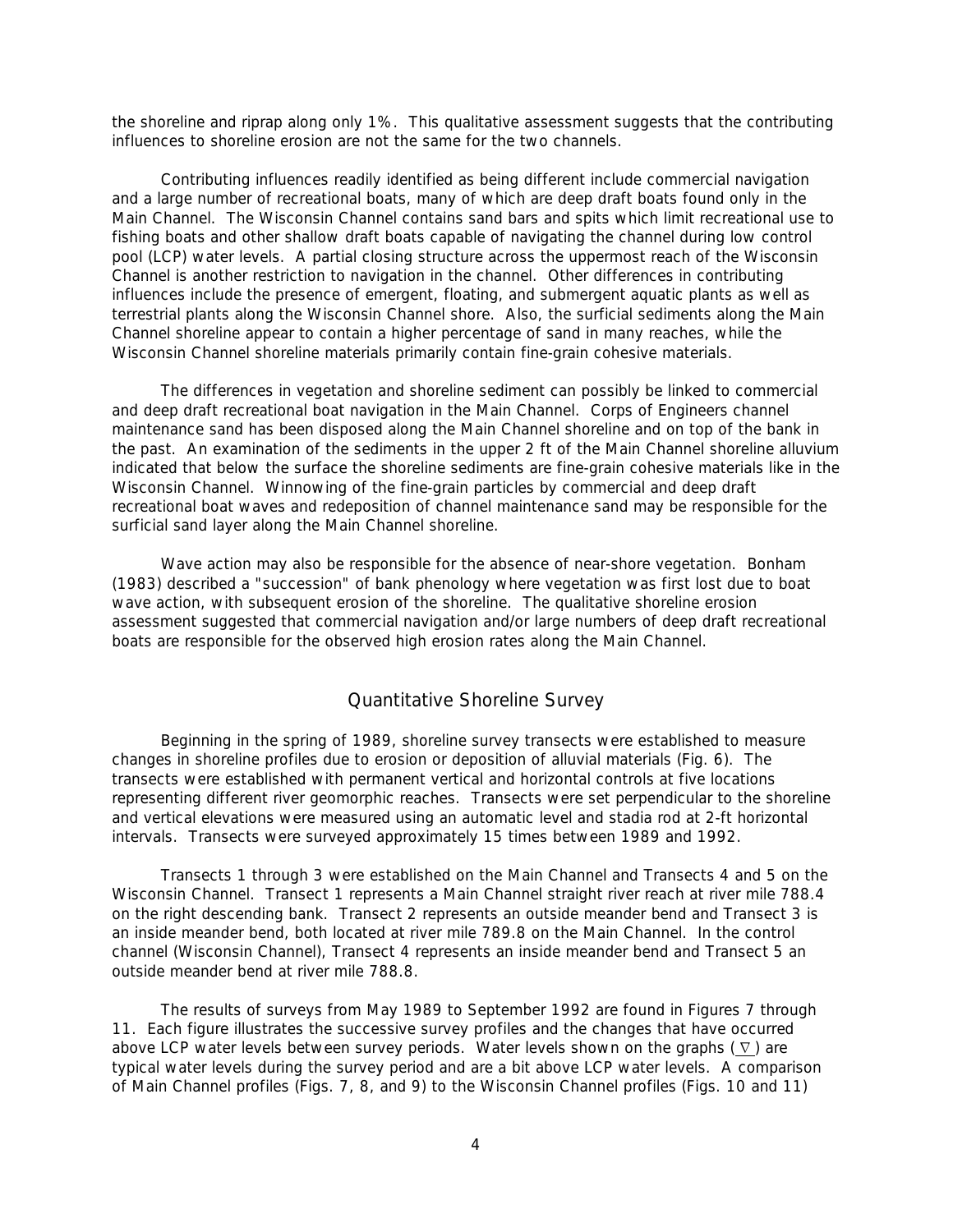the shoreline and riprap along only 1%. This qualitative assessment suggests that the contributing influences to shoreline erosion are not the same for the two channels.

Contributing influences readily identified as being different include commercial navigation and a large number of recreational boats, many of which are deep draft boats found only in the Main Channel. The Wisconsin Channel contains sand bars and spits which limit recreational use to fishing boats and other shallow draft boats capable of navigating the channel during low control pool (LCP) water levels. A partial closing structure across the uppermost reach of the Wisconsin Channel is another restriction to navigation in the channel. Other differences in contributing influences include the presence of emergent, floating, and submergent aquatic plants as well as terrestrial plants along the Wisconsin Channel shore. Also, the surficial sediments along the Main Channel shoreline appear to contain a higher percentage of sand in many reaches, while the Wisconsin Channel shoreline materials primarily contain fine-grain cohesive materials.

The differences in vegetation and shoreline sediment can possibly be linked to commercial and deep draft recreational boat navigation in the Main Channel. Corps of Engineers channel maintenance sand has been disposed along the Main Channel shoreline and on top of the bank in the past. An examination of the sediments in the upper 2 ft of the Main Channel shoreline alluvium indicated that below the surface the shoreline sediments are fine-grain cohesive materials like in the Wisconsin Channel. Winnowing of the fine-grain particles by commercial and deep draft recreational boat waves and redeposition of channel maintenance sand may be responsible for the surficial sand layer along the Main Channel shoreline.

Wave action may also be responsible for the absence of near-shore vegetation. Bonham (1983) described a "succession" of bank phenology where vegetation was first lost due to boat wave action, with subsequent erosion of the shoreline. The qualitative shoreline erosion assessment suggested that commercial navigation and/or large numbers of deep draft recreational boats are responsible for the observed high erosion rates along the Main Channel.

## Quantitative Shoreline Survey

Beginning in the spring of 1989, shoreline survey transects were established to measure changes in shoreline profiles due to erosion or deposition of alluvial materials (Fig. 6). The transects were established with permanent vertical and horizontal controls at five locations representing different river geomorphic reaches. Transects were set perpendicular to the shoreline and vertical elevations were measured using an automatic level and stadia rod at 2-ft horizontal intervals. Transects were surveyed approximately 15 times between 1989 and 1992.

Transects 1 through 3 were established on the Main Channel and Transects 4 and 5 on the Wisconsin Channel. Transect 1 represents a Main Channel straight river reach at river mile 788.4 on the right descending bank. Transect 2 represents an outside meander bend and Transect 3 is an inside meander bend, both located at river mile 789.8 on the Main Channel. In the control channel (Wisconsin Channel), Transect 4 represents an inside meander bend and Transect 5 an outside meander bend at river mile 788.8.

The results of surveys from May 1989 to September 1992 are found in Figures 7 through 11. Each figure illustrates the successive survey profiles and the changes that have occurred above LCP water levels between survey periods. Water levels shown on the graphs (∇) are typical water levels during the survey period and are a bit above LCP water levels. A comparison of Main Channel profiles (Figs. 7, 8, and 9) to the Wisconsin Channel profiles (Figs. 10 and 11)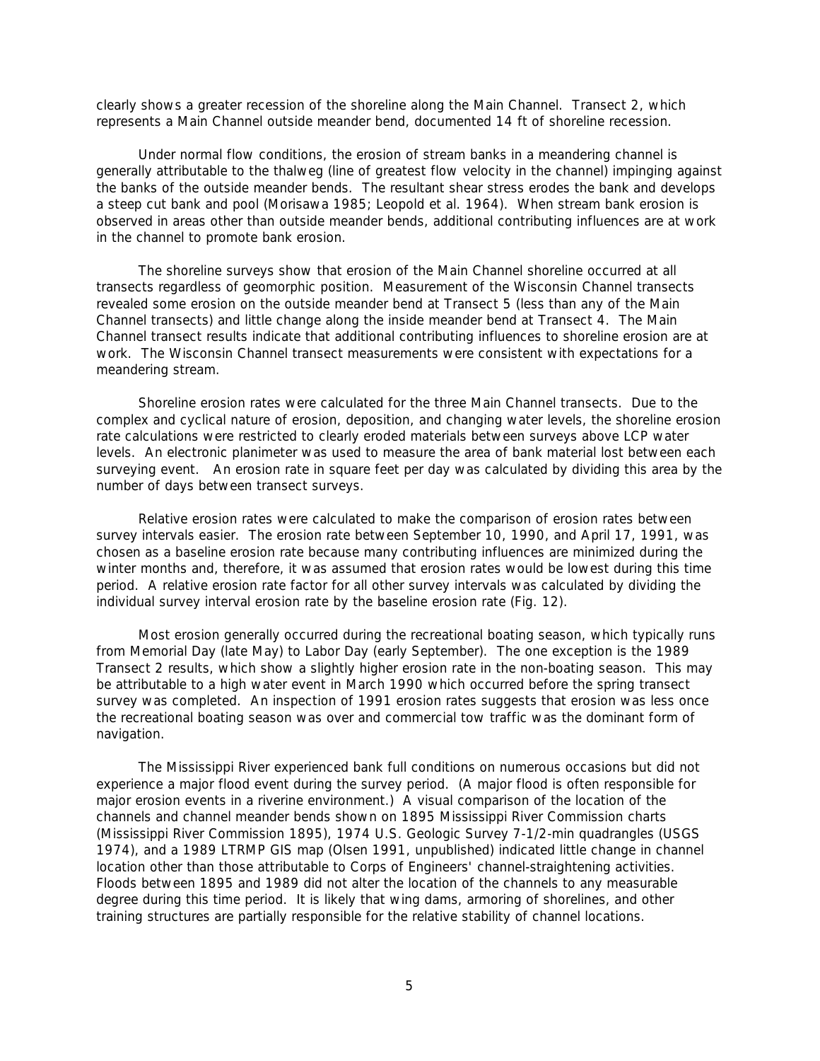clearly shows a greater recession of the shoreline along the Main Channel. Transect 2, which represents a Main Channel outside meander bend, documented 14 ft of shoreline recession.

Under normal flow conditions, the erosion of stream banks in a meandering channel is generally attributable to the thalweg (line of greatest flow velocity in the channel) impinging against the banks of the outside meander bends. The resultant shear stress erodes the bank and develops a steep cut bank and pool (Morisawa 1985; Leopold et al. 1964). When stream bank erosion is observed in areas other than outside meander bends, additional contributing influences are at work in the channel to promote bank erosion.

The shoreline surveys show that erosion of the Main Channel shoreline occurred at all transects regardless of geomorphic position. Measurement of the Wisconsin Channel transects revealed some erosion on the outside meander bend at Transect 5 (less than any of the Main Channel transects) and little change along the inside meander bend at Transect 4. The Main Channel transect results indicate that additional contributing influences to shoreline erosion are at work. The Wisconsin Channel transect measurements were consistent with expectations for a meandering stream.

Shoreline erosion rates were calculated for the three Main Channel transects. Due to the complex and cyclical nature of erosion, deposition, and changing water levels, the shoreline erosion rate calculations were restricted to clearly eroded materials between surveys above LCP water levels. An electronic planimeter was used to measure the area of bank material lost between each surveying event. An erosion rate in square feet per day was calculated by dividing this area by the number of days between transect surveys.

Relative erosion rates were calculated to make the comparison of erosion rates between survey intervals easier. The erosion rate between September 10, 1990, and April 17, 1991, was chosen as a baseline erosion rate because many contributing influences are minimized during the winter months and, therefore, it was assumed that erosion rates would be lowest during this time period. A relative erosion rate factor for all other survey intervals was calculated by dividing the individual survey interval erosion rate by the baseline erosion rate (Fig. 12).

Most erosion generally occurred during the recreational boating season, which typically runs from Memorial Day (late May) to Labor Day (early September). The one exception is the 1989 Transect 2 results, which show a slightly higher erosion rate in the non-boating season. This may be attributable to a high water event in March 1990 which occurred before the spring transect survey was completed. An inspection of 1991 erosion rates suggests that erosion was less once the recreational boating season was over and commercial tow traffic was the dominant form of navigation.

The Mississippi River experienced bank full conditions on numerous occasions but did not experience a major flood event during the survey period. (A major flood is often responsible for major erosion events in a riverine environment.) A visual comparison of the location of the channels and channel meander bends shown on 1895 Mississippi River Commission charts (Mississippi River Commission 1895), 1974 U.S. Geologic Survey 7-1/2-min quadrangles (USGS 1974), and a 1989 LTRMP GIS map (Olsen 1991, unpublished) indicated little change in channel location other than those attributable to Corps of Engineers' channel-straightening activities. Floods between 1895 and 1989 did not alter the location of the channels to any measurable degree during this time period. It is likely that wing dams, armoring of shorelines, and other training structures are partially responsible for the relative stability of channel locations.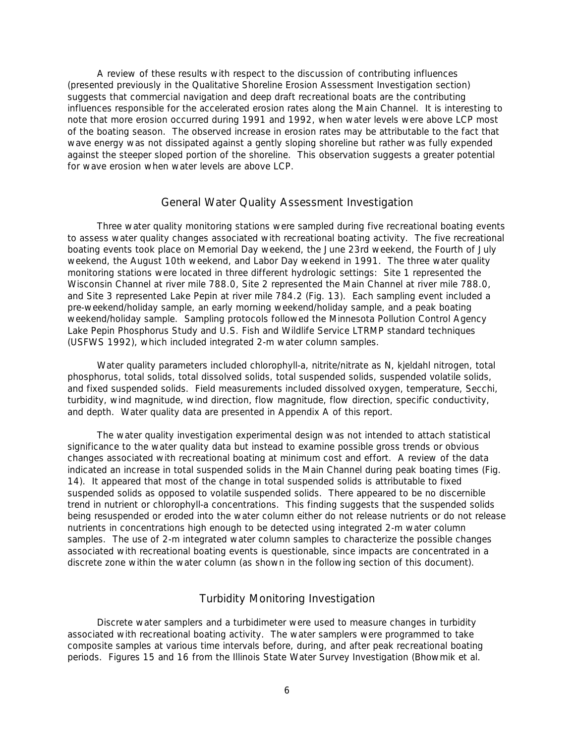A review of these results with respect to the discussion of contributing influences (presented previously in the Qualitative Shoreline Erosion Assessment Investigation section) suggests that commercial navigation and deep draft recreational boats are the contributing influences responsible for the accelerated erosion rates along the Main Channel. It is interesting to note that more erosion occurred during 1991 and 1992, when water levels were above LCP most of the boating season. The observed increase in erosion rates may be attributable to the fact that wave energy was not dissipated against a gently sloping shoreline but rather was fully expended against the steeper sloped portion of the shoreline. This observation suggests a greater potential for wave erosion when water levels are above LCP.

## General Water Quality Assessment Investigation

Three water quality monitoring stations were sampled during five recreational boating events to assess water quality changes associated with recreational boating activity. The five recreational boating events took place on Memorial Day weekend, the June 23rd weekend, the Fourth of July weekend, the August 10th weekend, and Labor Day weekend in 1991. The three water quality monitoring stations were located in three different hydrologic settings: Site 1 represented the Wisconsin Channel at river mile 788.0, Site 2 represented the Main Channel at river mile 788.0, and Site 3 represented Lake Pepin at river mile 784.2 (Fig. 13). Each sampling event included a pre-weekend/holiday sample, an early morning weekend/holiday sample, and a peak boating weekend/holiday sample. Sampling protocols followed the Minnesota Pollution Control Agency Lake Pepin Phosphorus Study and U.S. Fish and Wildlife Service LTRMP standard techniques (USFWS 1992), which included integrated 2-m water column samples.

Water quality parameters included chlorophyll-a, nitrite/nitrate as N, kjeldahl nitrogen, total phosphorus, total solids, total dissolved solids, total suspended solids, suspended volatile solids, and fixed suspended solids. Field measurements included dissolved oxygen, temperature, Secchi, turbidity, wind magnitude, wind direction, flow magnitude, flow direction, specific conductivity, and depth. Water quality data are presented in Appendix A of this report.

The water quality investigation experimental design was not intended to attach statistical significance to the water quality data but instead to examine possible gross trends or obvious changes associated with recreational boating at minimum cost and effort. A review of the data indicated an increase in total suspended solids in the Main Channel during peak boating times (Fig. 14). It appeared that most of the change in total suspended solids is attributable to fixed suspended solids as opposed to volatile suspended solids. There appeared to be no discernible trend in nutrient or chlorophyll-a concentrations. This finding suggests that the suspended solids being resuspended or eroded into the water column either do not release nutrients or do not release nutrients in concentrations high enough to be detected using integrated 2-m water column samples. The use of 2-m integrated water column samples to characterize the possible changes associated with recreational boating events is questionable, since impacts are concentrated in a discrete zone within the water column (as shown in the following section of this document).

## Turbidity Monitoring Investigation

Discrete water samplers and a turbidimeter were used to measure changes in turbidity associated with recreational boating activity. The water samplers were programmed to take composite samples at various time intervals before, during, and after peak recreational boating periods. Figures 15 and 16 from the Illinois State Water Survey Investigation (Bhowmik et al.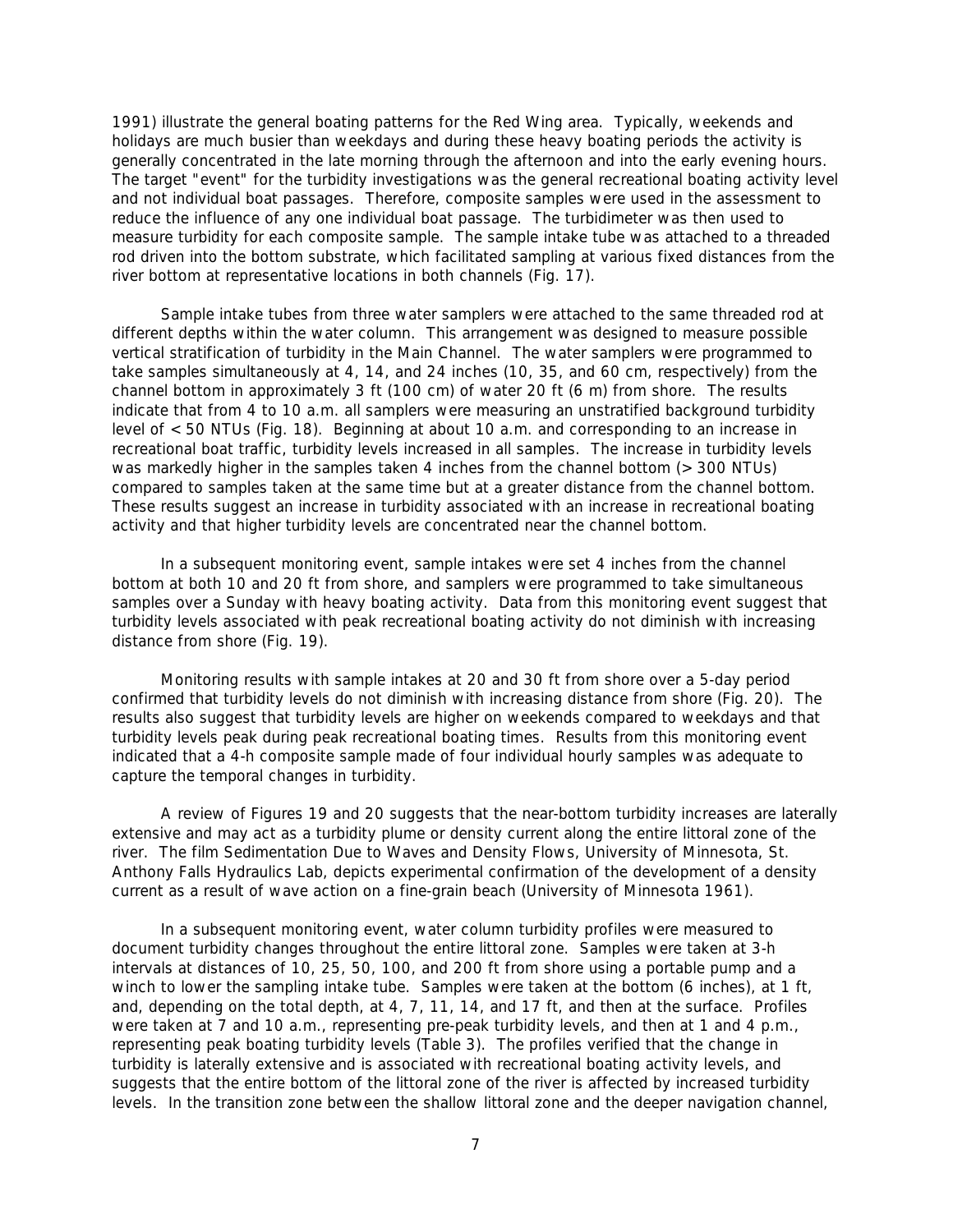1991) illustrate the general boating patterns for the Red Wing area. Typically, weekends and holidays are much busier than weekdays and during these heavy boating periods the activity is generally concentrated in the late morning through the afternoon and into the early evening hours. The target "event" for the turbidity investigations was the general recreational boating activity level and not individual boat passages. Therefore, composite samples were used in the assessment to reduce the influence of any one individual boat passage. The turbidimeter was then used to measure turbidity for each composite sample. The sample intake tube was attached to a threaded rod driven into the bottom substrate, which facilitated sampling at various fixed distances from the river bottom at representative locations in both channels (Fig. 17).

Sample intake tubes from three water samplers were attached to the same threaded rod at different depths within the water column. This arrangement was designed to measure possible vertical stratification of turbidity in the Main Channel. The water samplers were programmed to take samples simultaneously at 4, 14, and 24 inches (10, 35, and 60 cm, respectively) from the channel bottom in approximately 3 ft (100 cm) of water 20 ft (6 m) from shore. The results indicate that from 4 to 10 a.m. all samplers were measuring an unstratified background turbidity level of < 50 NTUs (Fig. 18). Beginning at about 10 a.m. and corresponding to an increase in recreational boat traffic, turbidity levels increased in all samples. The increase in turbidity levels was markedly higher in the samples taken 4 inches from the channel bottom (> 300 NTUs) compared to samples taken at the same time but at a greater distance from the channel bottom. These results suggest an increase in turbidity associated with an increase in recreational boating activity and that higher turbidity levels are concentrated near the channel bottom.

In a subsequent monitoring event, sample intakes were set 4 inches from the channel bottom at both 10 and 20 ft from shore, and samplers were programmed to take simultaneous samples over a Sunday with heavy boating activity. Data from this monitoring event suggest that turbidity levels associated with peak recreational boating activity do not diminish with increasing distance from shore (Fig. 19).

Monitoring results with sample intakes at 20 and 30 ft from shore over a 5-day period confirmed that turbidity levels do not diminish with increasing distance from shore (Fig. 20). The results also suggest that turbidity levels are higher on weekends compared to weekdays and that turbidity levels peak during peak recreational boating times. Results from this monitoring event indicated that a 4-h composite sample made of four individual hourly samples was adequate to capture the temporal changes in turbidity.

A review of Figures 19 and 20 suggests that the near-bottom turbidity increases are laterally extensive and may act as a turbidity plume or density current along the entire littoral zone of the river. The film Sedimentation Due to Waves and Density Flows, University of Minnesota, St. Anthony Falls Hydraulics Lab, depicts experimental confirmation of the development of a density current as a result of wave action on a fine-grain beach (University of Minnesota 1961).

In a subsequent monitoring event, water column turbidity profiles were measured to document turbidity changes throughout the entire littoral zone. Samples were taken at 3-h intervals at distances of 10, 25, 50, 100, and 200 ft from shore using a portable pump and a winch to lower the sampling intake tube. Samples were taken at the bottom (6 inches), at 1 ft, and, depending on the total depth, at 4, 7, 11, 14, and 17 ft, and then at the surface. Profiles were taken at 7 and 10 a.m., representing pre-peak turbidity levels, and then at 1 and 4 p.m., representing peak boating turbidity levels (Table 3). The profiles verified that the change in turbidity is laterally extensive and is associated with recreational boating activity levels, and suggests that the entire bottom of the littoral zone of the river is affected by increased turbidity levels. In the transition zone between the shallow littoral zone and the deeper navigation channel,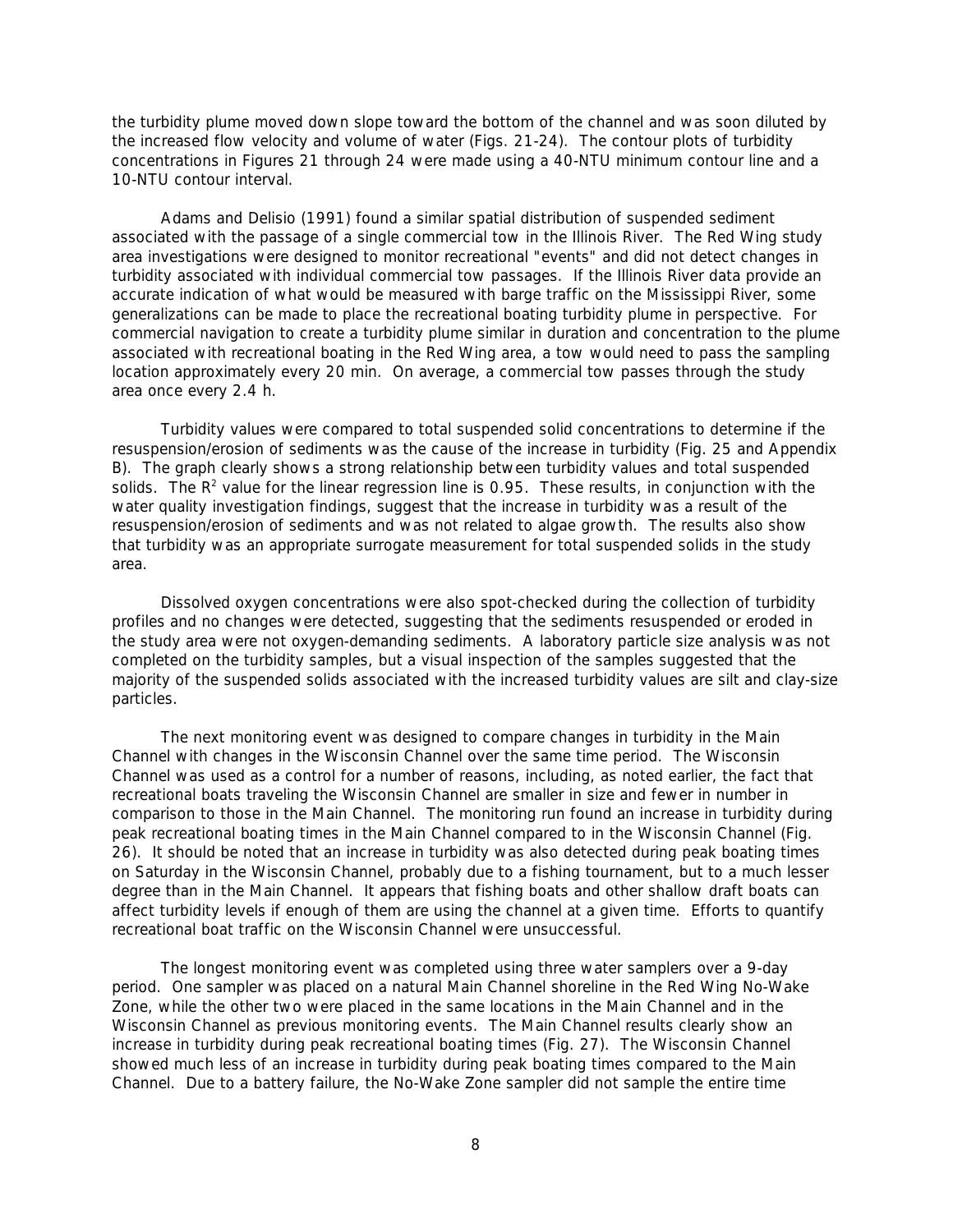the turbidity plume moved down slope toward the bottom of the channel and was soon diluted by the increased flow velocity and volume of water (Figs. 21-24). The contour plots of turbidity concentrations in Figures 21 through 24 were made using a 40-NTU minimum contour line and a 10-NTU contour interval.

Adams and Delisio (1991) found a similar spatial distribution of suspended sediment associated with the passage of a single commercial tow in the Illinois River. The Red Wing study area investigations were designed to monitor recreational "events" and did not detect changes in turbidity associated with individual commercial tow passages. If the Illinois River data provide an accurate indication of what would be measured with barge traffic on the Mississippi River, some generalizations can be made to place the recreational boating turbidity plume in perspective. For commercial navigation to create a turbidity plume similar in duration and concentration to the plume associated with recreational boating in the Red Wing area, a tow would need to pass the sampling location approximately every 20 min. On average, a commercial tow passes through the study area once every 2.4 h.

Turbidity values were compared to total suspended solid concentrations to determine if the resuspension/erosion of sediments was the cause of the increase in turbidity (Fig. 25 and Appendix B). The graph clearly shows a strong relationship between turbidity values and total suspended solids. The $R^2$ value for the linear regression line is 0.95. These results, in conjunction with the water quality investigation findings, suggest that the increase in turbidity was a result of the resuspension/erosion of sediments and was not related to algae growth. The results also show that turbidity was an appropriate surrogate measurement for total suspended solids in the study area.

Dissolved oxygen concentrations were also spot-checked during the collection of turbidity profiles and no changes were detected, suggesting that the sediments resuspended or eroded in the study area were not oxygen-demanding sediments. A laboratory particle size analysis was not completed on the turbidity samples, but a visual inspection of the samples suggested that the majority of the suspended solids associated with the increased turbidity values are silt and clay-size particles.

The next monitoring event was designed to compare changes in turbidity in the Main Channel with changes in the Wisconsin Channel over the same time period. The Wisconsin Channel was used as a control for a number of reasons, including, as noted earlier, the fact that recreational boats traveling the Wisconsin Channel are smaller in size and fewer in number in comparison to those in the Main Channel. The monitoring run found an increase in turbidity during peak recreational boating times in the Main Channel compared to in the Wisconsin Channel (Fig. 26). It should be noted that an increase in turbidity was also detected during peak boating times on Saturday in the Wisconsin Channel, probably due to a fishing tournament, but to a much lesser degree than in the Main Channel. It appears that fishing boats and other shallow draft boats can affect turbidity levels if enough of them are using the channel at a given time. Efforts to quantify recreational boat traffic on the Wisconsin Channel were unsuccessful.

The longest monitoring event was completed using three water samplers over a 9-day period. One sampler was placed on a natural Main Channel shoreline in the Red Wing No-Wake Zone, while the other two were placed in the same locations in the Main Channel and in the Wisconsin Channel as previous monitoring events. The Main Channel results clearly show an increase in turbidity during peak recreational boating times (Fig. 27). The Wisconsin Channel showed much less of an increase in turbidity during peak boating times compared to the Main Channel. Due to a battery failure, the No-Wake Zone sampler did not sample the entire time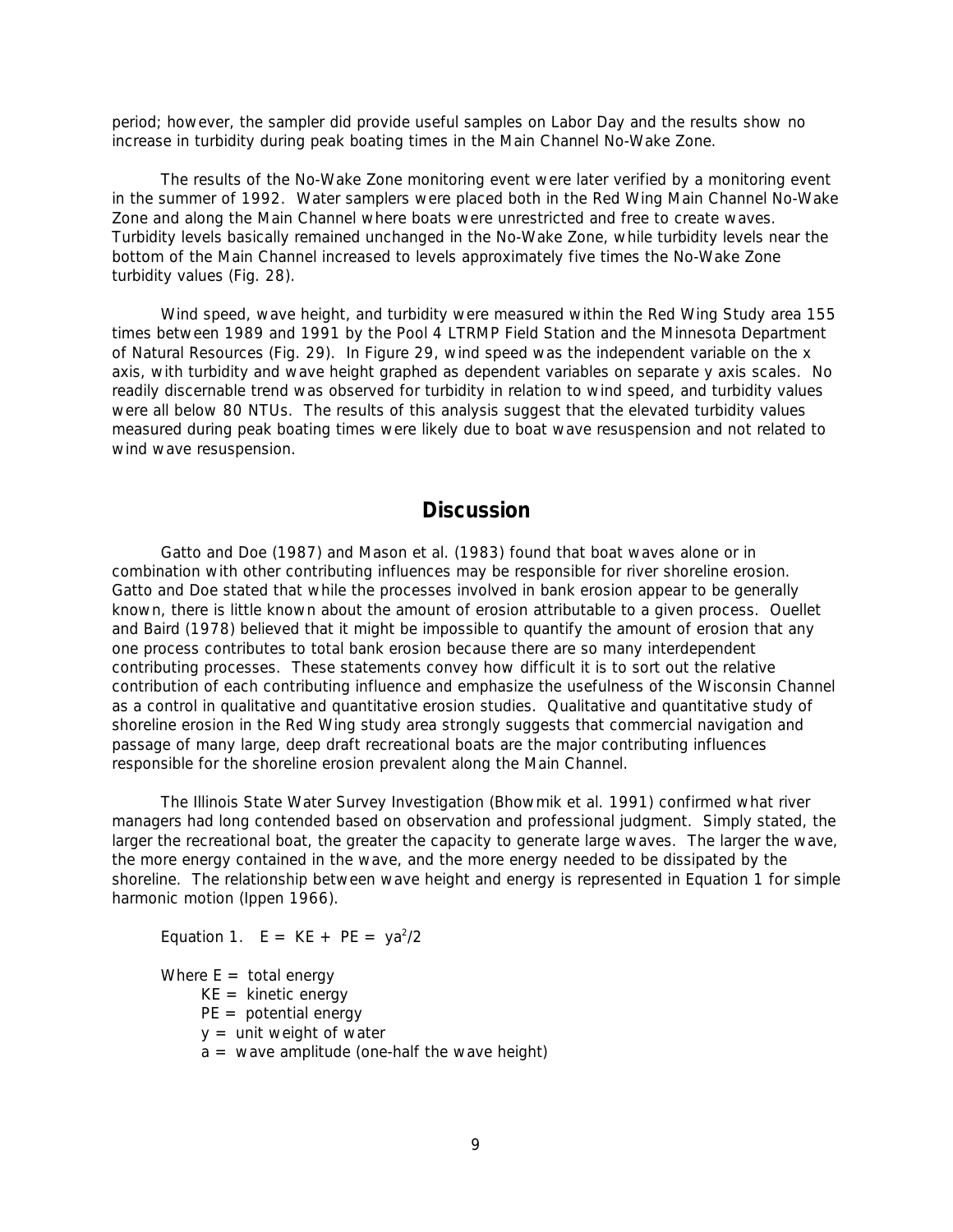period; however, the sampler did provide useful samples on Labor Day and the results show no increase in turbidity during peak boating times in the Main Channel No-Wake Zone.

The results of the No-Wake Zone monitoring event were later verified by a monitoring event in the summer of 1992. Water samplers were placed both in the Red Wing Main Channel No-Wake Zone and along the Main Channel where boats were unrestricted and free to create waves. Turbidity levels basically remained unchanged in the No-Wake Zone, while turbidity levels near the bottom of the Main Channel increased to levels approximately five times the No-Wake Zone turbidity values (Fig. 28).

Wind speed, wave height, and turbidity were measured within the Red Wing Study area 155 times between 1989 and 1991 by the Pool 4 LTRMP Field Station and the Minnesota Department of Natural Resources (Fig. 29). In Figure 29, wind speed was the independent variable on the x axis, with turbidity and wave height graphed as dependent variables on separate y axis scales. No readily discernable trend was observed for turbidity in relation to wind speed, and turbidity values were all below 80 NTUs. The results of this analysis suggest that the elevated turbidity values measured during peak boating times were likely due to boat wave resuspension and not related to wind wave resuspension.

## Discussion

Gatto and Doe (1987) and Mason et al. (1983) found that boat waves alone or in combination with other contributing influences may be responsible for river shoreline erosion. Gatto and Doe stated that while the processes involved in bank erosion appear to be generally known, there is little known about the amount of erosion attributable to a given process. Ouellet and Baird (1978) believed that it might be impossible to quantify the amount of erosion that any one process contributes to total bank erosion because there are so many interdependent contributing processes. These statements convey how difficult it is to sort out the relative contribution of each contributing influence and emphasize the usefulness of the Wisconsin Channel as a control in qualitative and quantitative erosion studies. Qualitative and quantitative study of shoreline erosion in the Red Wing study area strongly suggests that commercial navigation and passage of many large, deep draft recreational boats are the major contributing influences responsible for the shoreline erosion prevalent along the Main Channel.

The Illinois State Water Survey Investigation (Bhowmik et al. 1991) confirmed what river managers had long contended based on observation and professional judgment. Simply stated, the larger the recreational boat, the greater the capacity to generate large waves. The larger the wave, the more energy contained in the wave, and the more energy needed to be dissipated by the shoreline. The relationship between wave height and energy is represented in Equation 1 for simple harmonic motion (Ippen 1966).

Equation 1. $E = KE + PE = ya^2/2$

Where $E$ = total energy
$KE$ = kinetic energy
$PE$ = potential energy
$y$ = unit weight of water
$a$ = wave amplitude (one-half the wave height)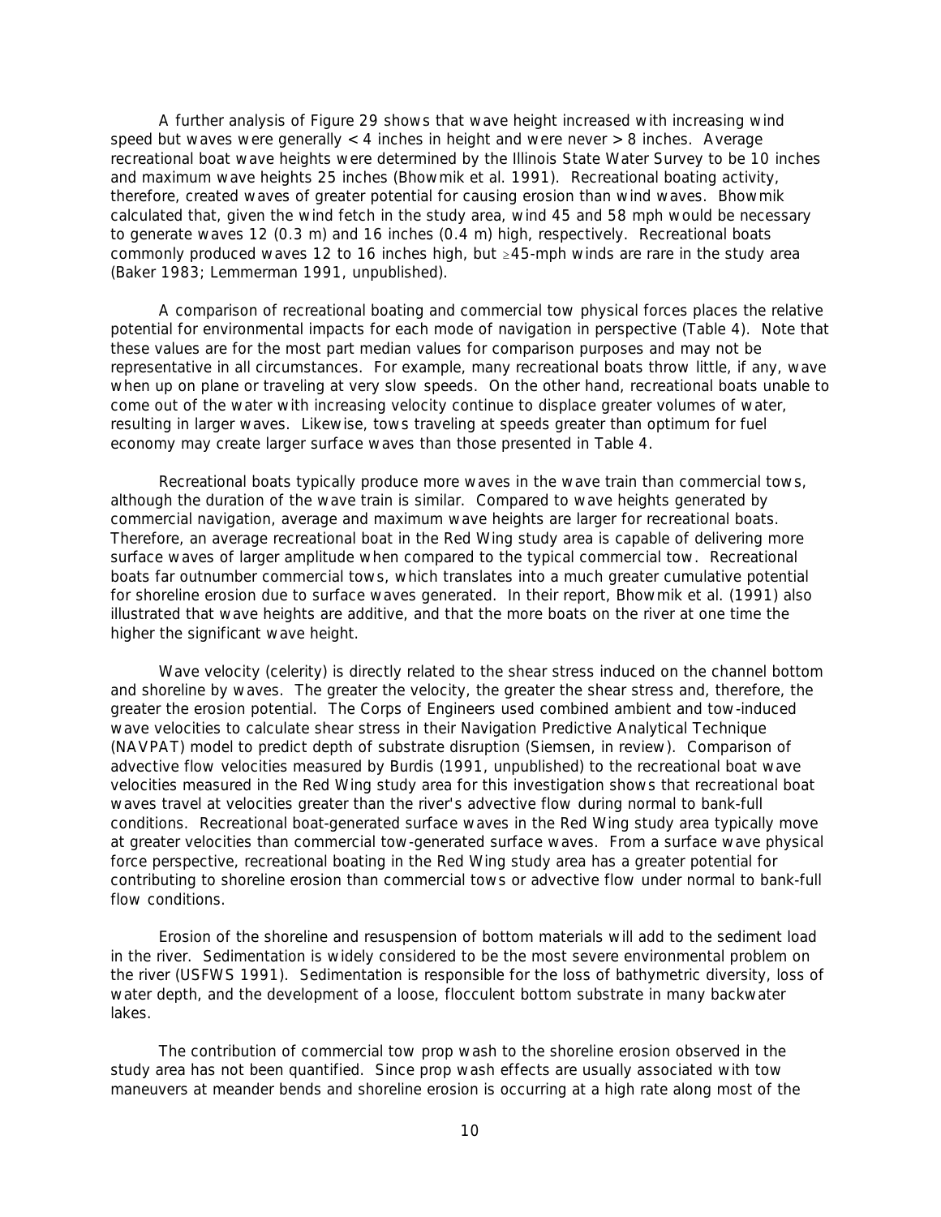A further analysis of Figure 29 shows that wave height increased with increasing wind speed but waves were generally < 4 inches in height and were never > 8 inches. Average recreational boat wave heights were determined by the Illinois State Water Survey to be 10 inches and maximum wave heights 25 inches (Bhowmik et al. 1991). Recreational boating activity, therefore, created waves of greater potential for causing erosion than wind waves. Bhowmik calculated that, given the wind fetch in the study area, wind 45 and 58 mph would be necessary to generate waves 12 (0.3 m) and 16 inches (0.4 m) high, respectively. Recreational boats commonly produced waves 12 to 16 inches high, but ≥45-mph winds are rare in the study area (Baker 1983; Lemmerman 1991, unpublished).

A comparison of recreational boating and commercial tow physical forces places the relative potential for environmental impacts for each mode of navigation in perspective (Table 4). Note that these values are for the most part median values for comparison purposes and may not be representative in all circumstances. For example, many recreational boats throw little, if any, wave when up on plane or traveling at very slow speeds. On the other hand, recreational boats unable to come out of the water with increasing velocity continue to displace greater volumes of water, resulting in larger waves. Likewise, tows traveling at speeds greater than optimum for fuel economy may create larger surface waves than those presented in Table 4.

Recreational boats typically produce more waves in the wave train than commercial tows, although the duration of the wave train is similar. Compared to wave heights generated by commercial navigation, average and maximum wave heights are larger for recreational boats. Therefore, an average recreational boat in the Red Wing study area is capable of delivering more surface waves of larger amplitude when compared to the typical commercial tow. Recreational boats far outnumber commercial tows, which translates into a much greater cumulative potential for shoreline erosion due to surface waves generated. In their report, Bhowmik et al. (1991) also illustrated that wave heights are additive, and that the more boats on the river at one time the higher the significant wave height.

Wave velocity (celerity) is directly related to the shear stress induced on the channel bottom and shoreline by waves. The greater the velocity, the greater the shear stress and, therefore, the greater the erosion potential. The Corps of Engineers used combined ambient and tow-induced wave velocities to calculate shear stress in their Navigation Predictive Analytical Technique (NAVPAT) model to predict depth of substrate disruption (Siemsen, in review). Comparison of advective flow velocities measured by Burdis (1991, unpublished) to the recreational boat wave velocities measured in the Red Wing study area for this investigation shows that recreational boat waves travel at velocities greater than the river's advective flow during normal to bank-full conditions. Recreational boat-generated surface waves in the Red Wing study area typically move at greater velocities than commercial tow-generated surface waves. From a surface wave physical force perspective, recreational boating in the Red Wing study area has a greater potential for contributing to shoreline erosion than commercial tows or advective flow under normal to bank-full flow conditions.

Erosion of the shoreline and resuspension of bottom materials will add to the sediment load in the river. Sedimentation is widely considered to be the most severe environmental problem on the river (USFWS 1991). Sedimentation is responsible for the loss of bathymetric diversity, loss of water depth, and the development of a loose, flocculent bottom substrate in many backwater lakes.

The contribution of commercial tow prop wash to the shoreline erosion observed in the study area has not been quantified. Since prop wash effects are usually associated with tow maneuvers at meander bends and shoreline erosion is occurring at a high rate along most of the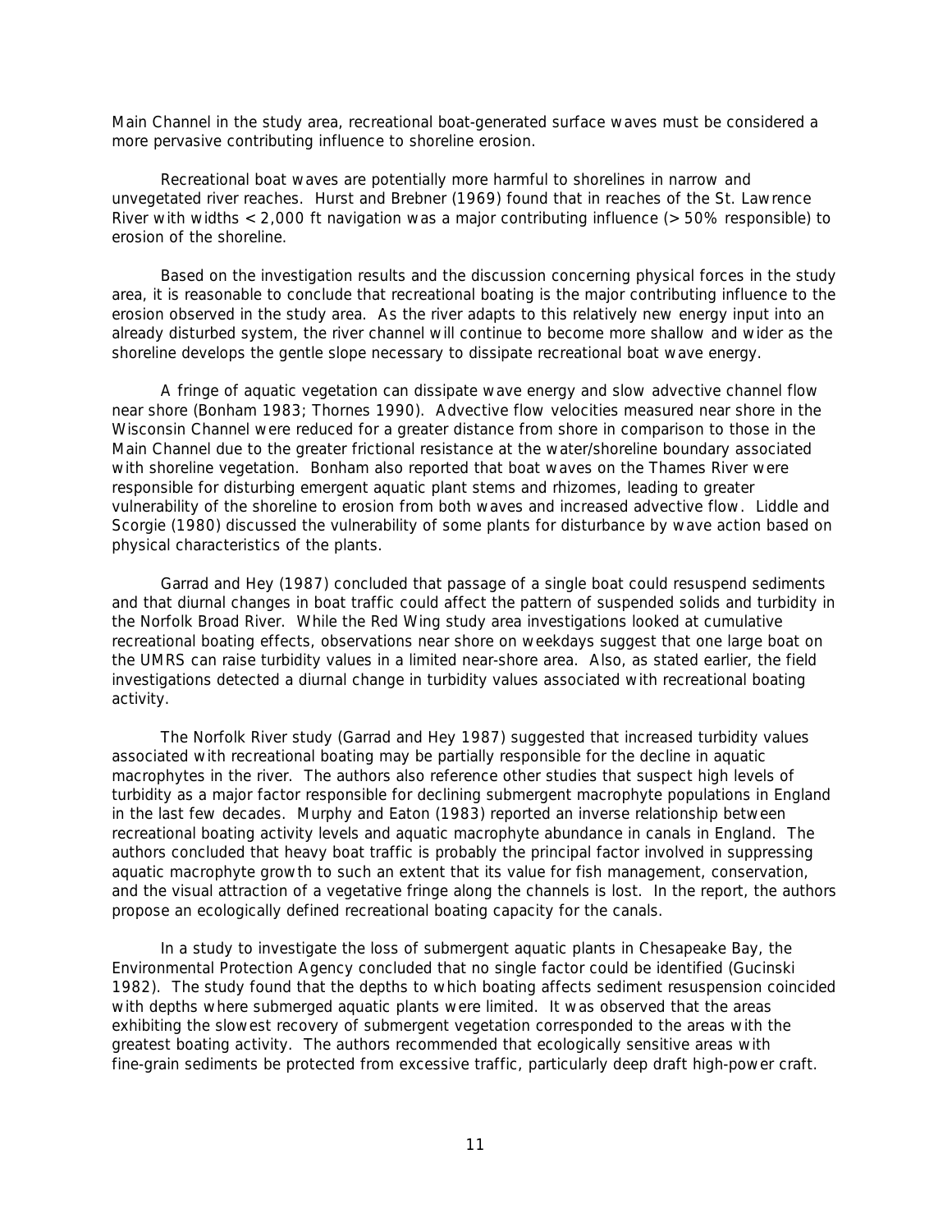Main Channel in the study area, recreational boat-generated surface waves must be considered a more pervasive contributing influence to shoreline erosion.

Recreational boat waves are potentially more harmful to shorelines in narrow and unvegetated river reaches. Hurst and Brebner (1969) found that in reaches of the St. Lawrence River with widths < 2,000 ft navigation was a major contributing influence (> 50% responsible) to erosion of the shoreline.

Based on the investigation results and the discussion concerning physical forces in the study area, it is reasonable to conclude that recreational boating is the major contributing influence to the erosion observed in the study area. As the river adapts to this relatively new energy input into an already disturbed system, the river channel will continue to become more shallow and wider as the shoreline develops the gentle slope necessary to dissipate recreational boat wave energy.

A fringe of aquatic vegetation can dissipate wave energy and slow advective channel flow near shore (Bonham 1983; Thornes 1990). Advective flow velocities measured near shore in the Wisconsin Channel were reduced for a greater distance from shore in comparison to those in the Main Channel due to the greater frictional resistance at the water/shoreline boundary associated with shoreline vegetation. Bonham also reported that boat waves on the Thames River were responsible for disturbing emergent aquatic plant stems and rhizomes, leading to greater vulnerability of the shoreline to erosion from both waves and increased advective flow. Liddle and Scorgie (1980) discussed the vulnerability of some plants for disturbance by wave action based on physical characteristics of the plants.

Garrad and Hey (1987) concluded that passage of a single boat could resuspend sediments and that diurnal changes in boat traffic could affect the pattern of suspended solids and turbidity in the Norfolk Broad River. While the Red Wing study area investigations looked at cumulative recreational boating effects, observations near shore on weekdays suggest that one large boat on the UMRS can raise turbidity values in a limited near-shore area. Also, as stated earlier, the field investigations detected a diurnal change in turbidity values associated with recreational boating activity.

The Norfolk River study (Garrad and Hey 1987) suggested that increased turbidity values associated with recreational boating may be partially responsible for the decline in aquatic macrophytes in the river. The authors also reference other studies that suspect high levels of turbidity as a major factor responsible for declining submergent macrophyte populations in England in the last few decades. Murphy and Eaton (1983) reported an inverse relationship between recreational boating activity levels and aquatic macrophyte abundance in canals in England. The authors concluded that heavy boat traffic is probably the principal factor involved in suppressing aquatic macrophyte growth to such an extent that its value for fish management, conservation, and the visual attraction of a vegetative fringe along the channels is lost. In the report, the authors propose an ecologically defined recreational boating capacity for the canals.

In a study to investigate the loss of submergent aquatic plants in Chesapeake Bay, the Environmental Protection Agency concluded that no single factor could be identified (Gucinski 1982). The study found that the depths to which boating affects sediment resuspension coincided with depths where submerged aquatic plants were limited. It was observed that the areas exhibiting the slowest recovery of submergent vegetation corresponded to the areas with the greatest boating activity. The authors recommended that ecologically sensitive areas with fine-grain sediments be protected from excessive traffic, particularly deep draft high-power craft.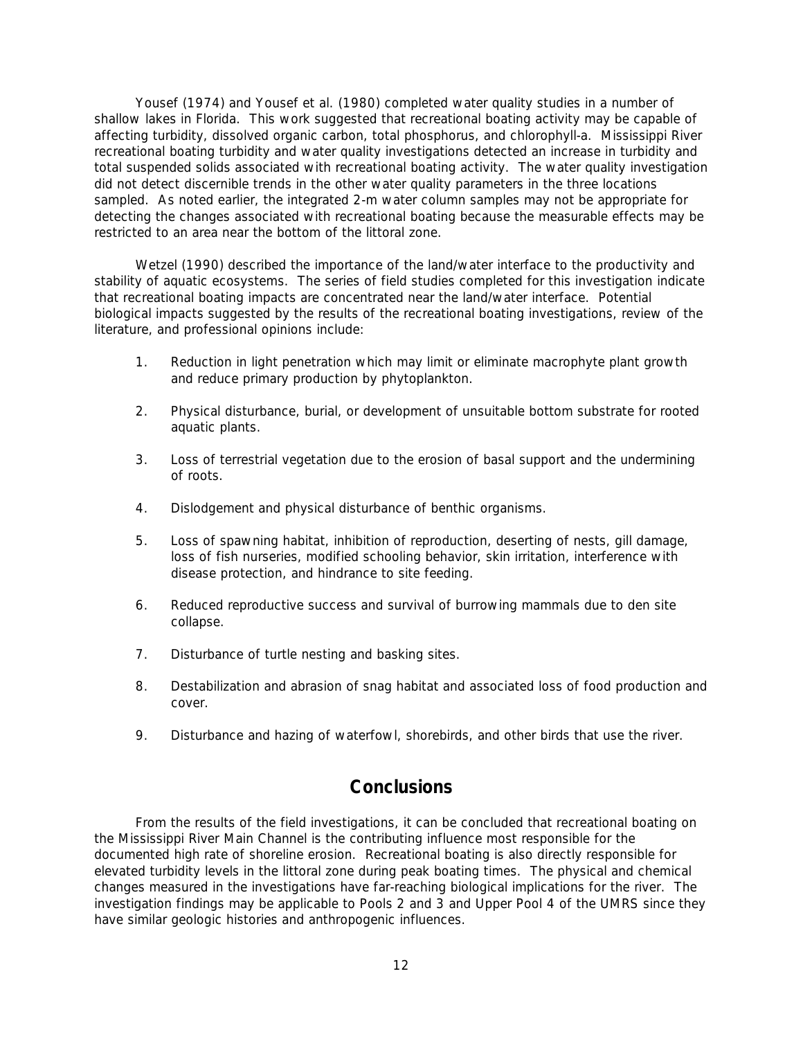Yousef (1974) and Yousef et al. (1980) completed water quality studies in a number of shallow lakes in Florida. This work suggested that recreational boating activity may be capable of affecting turbidity, dissolved organic carbon, total phosphorus, and chlorophyll-a. Mississippi River recreational boating turbidity and water quality investigations detected an increase in turbidity and total suspended solids associated with recreational boating activity. The water quality investigation did not detect discernible trends in the other water quality parameters in the three locations sampled. As noted earlier, the integrated 2-m water column samples may not be appropriate for detecting the changes associated with recreational boating because the measurable effects may be restricted to an area near the bottom of the littoral zone.

Wetzel (1990) described the importance of the land/water interface to the productivity and stability of aquatic ecosystems. The series of field studies completed for this investigation indicate that recreational boating impacts are concentrated near the land/water interface. Potential biological impacts suggested by the results of the recreational boating investigations, review of the literature, and professional opinions include:

1. Reduction in light penetration which may limit or eliminate macrophyte plant growth and reduce primary production by phytoplankton.

2. Physical disturbance, burial, or development of unsuitable bottom substrate for rooted aquatic plants.

3. Loss of terrestrial vegetation due to the erosion of basal support and the undermining of roots.

4. Dislodgement and physical disturbance of benthic organisms.

5. Loss of spawning habitat, inhibition of reproduction, deserting of nests, gill damage, loss of fish nurseries, modified schooling behavior, skin irritation, interference with disease protection, and hindrance to site feeding.

6. Reduced reproductive success and survival of burrowing mammals due to den site collapse.

7. Disturbance of turtle nesting and basking sites.

8. Destabilization and abrasion of snag habitat and associated loss of food production and cover.

9. Disturbance and hazing of waterfowl, shorebirds, and other birds that use the river.

## Conclusions

From the results of the field investigations, it can be concluded that recreational boating on the Mississippi River Main Channel is the contributing influence most responsible for the documented high rate of shoreline erosion. Recreational boating is also directly responsible for elevated turbidity levels in the littoral zone during peak boating times. The physical and chemical changes measured in the investigations have far-reaching biological implications for the river. The investigation findings may be applicable to Pools 2 and 3 and Upper Pool 4 of the UMRS since they have similar geologic histories and anthropogenic influences.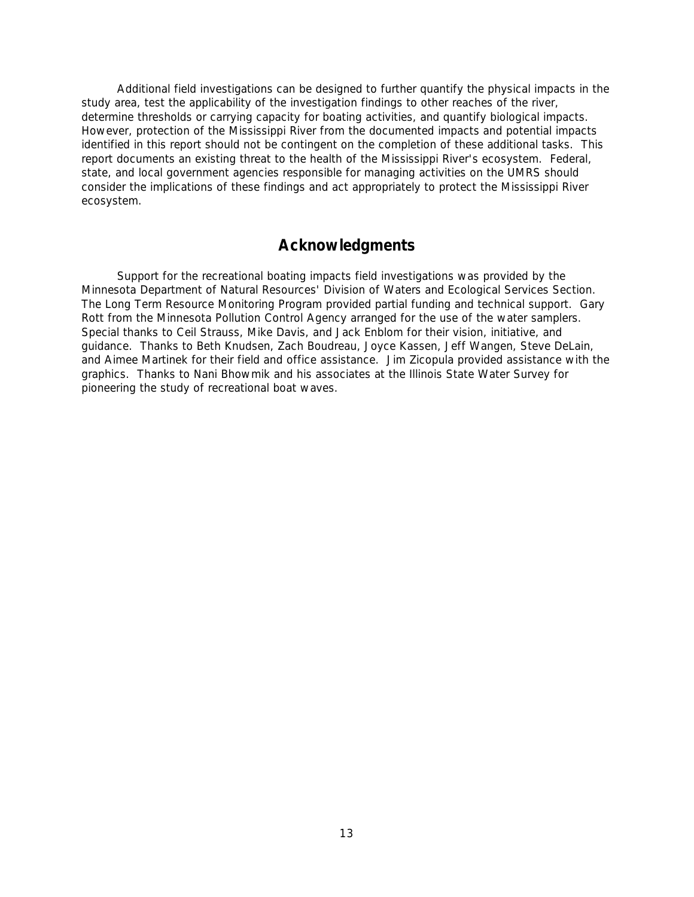Additional field investigations can be designed to further quantify the physical impacts in the study area, test the applicability of the investigation findings to other reaches of the river, determine thresholds or carrying capacity for boating activities, and quantify biological impacts. However, protection of the Mississippi River from the documented impacts and potential impacts identified in this report should not be contingent on the completion of these additional tasks. This report documents an existing threat to the health of the Mississippi River's ecosystem. Federal, state, and local government agencies responsible for managing activities on the UMRS should consider the implications of these findings and act appropriately to protect the Mississippi River ecosystem.

## Acknowledgments

Support for the recreational boating impacts field investigations was provided by the Minnesota Department of Natural Resources' Division of Waters and Ecological Services Section. The Long Term Resource Monitoring Program provided partial funding and technical support. Gary Rott from the Minnesota Pollution Control Agency arranged for the use of the water samplers. Special thanks to Ceil Strauss, Mike Davis, and Jack Enblom for their vision, initiative, and guidance. Thanks to Beth Knudsen, Zach Boudreau, Joyce Kassen, Jeff Wangen, Steve DeLain, and Aimee Martinek for their field and office assistance. Jim Zicopula provided assistance with the graphics. Thanks to Nani Bhowmik and his associates at the Illinois State Water Survey for pioneering the study of recreational boat waves.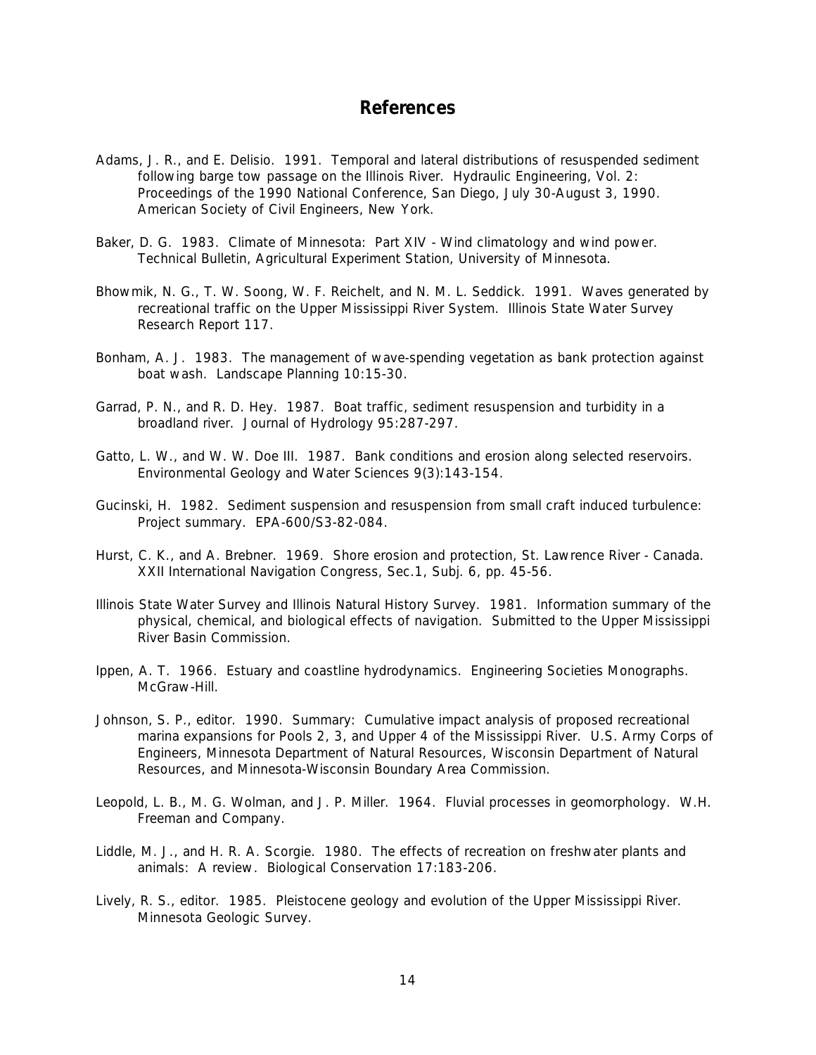# References

Adams, J. R., and E. Delisio. 1991. Temporal and lateral distributions of resuspended sediment following barge tow passage on the Illinois River. Hydraulic Engineering, Vol. 2: Proceedings of the 1990 National Conference, San Diego, July 30-August 3, 1990. American Society of Civil Engineers, New York.

Baker, D. G. 1983. Climate of Minnesota: Part XIV - Wind climatology and wind power. Technical Bulletin, Agricultural Experiment Station, University of Minnesota.

Bhowmik, N. G., T. W. Soong, W. F. Reichelt, and N. M. L. Seddick. 1991. Waves generated by recreational traffic on the Upper Mississippi River System. Illinois State Water Survey Research Report 117.

Bonham, A. J. 1983. The management of wave-spending vegetation as bank protection against boat wash. Landscape Planning 10:15-30.

Garrad, P. N., and R. D. Hey. 1987. Boat traffic, sediment resuspension and turbidity in a broadland river. Journal of Hydrology 95:287-297.

Gatto, L. W., and W. W. Doe III. 1987. Bank conditions and erosion along selected reservoirs. Environmental Geology and Water Sciences 9(3):143-154.

Gucinski, H. 1982. Sediment suspension and resuspension from small craft induced turbulence: Project summary. EPA-600/S3-82-084.

Hurst, C. K., and A. Brebner. 1969. Shore erosion and protection, St. Lawrence River - Canada. XXII International Navigation Congress, Sec.1, Subj. 6, pp. 45-56.

Illinois State Water Survey and Illinois Natural History Survey. 1981. Information summary of the physical, chemical, and biological effects of navigation. Submitted to the Upper Mississippi River Basin Commission.

Ippen, A. T. 1966. Estuary and coastline hydrodynamics. Engineering Societies Monographs. McGraw-Hill.

Johnson, S. P., editor. 1990. Summary: Cumulative impact analysis of proposed recreational marina expansions for Pools 2, 3, and Upper 4 of the Mississippi River. U.S. Army Corps of Engineers, Minnesota Department of Natural Resources, Wisconsin Department of Natural Resources, and Minnesota-Wisconsin Boundary Area Commission.

Leopold, L. B., M. G. Wolman, and J. P. Miller. 1964. Fluvial processes in geomorphology. W.H. Freeman and Company.

Liddle, M. J., and H. R. A. Scorgie. 1980. The effects of recreation on freshwater plants and animals: A review. Biological Conservation 17:183-206.

Lively, R. S., editor. 1985. Pleistocene geology and evolution of the Upper Mississippi River. Minnesota Geologic Survey.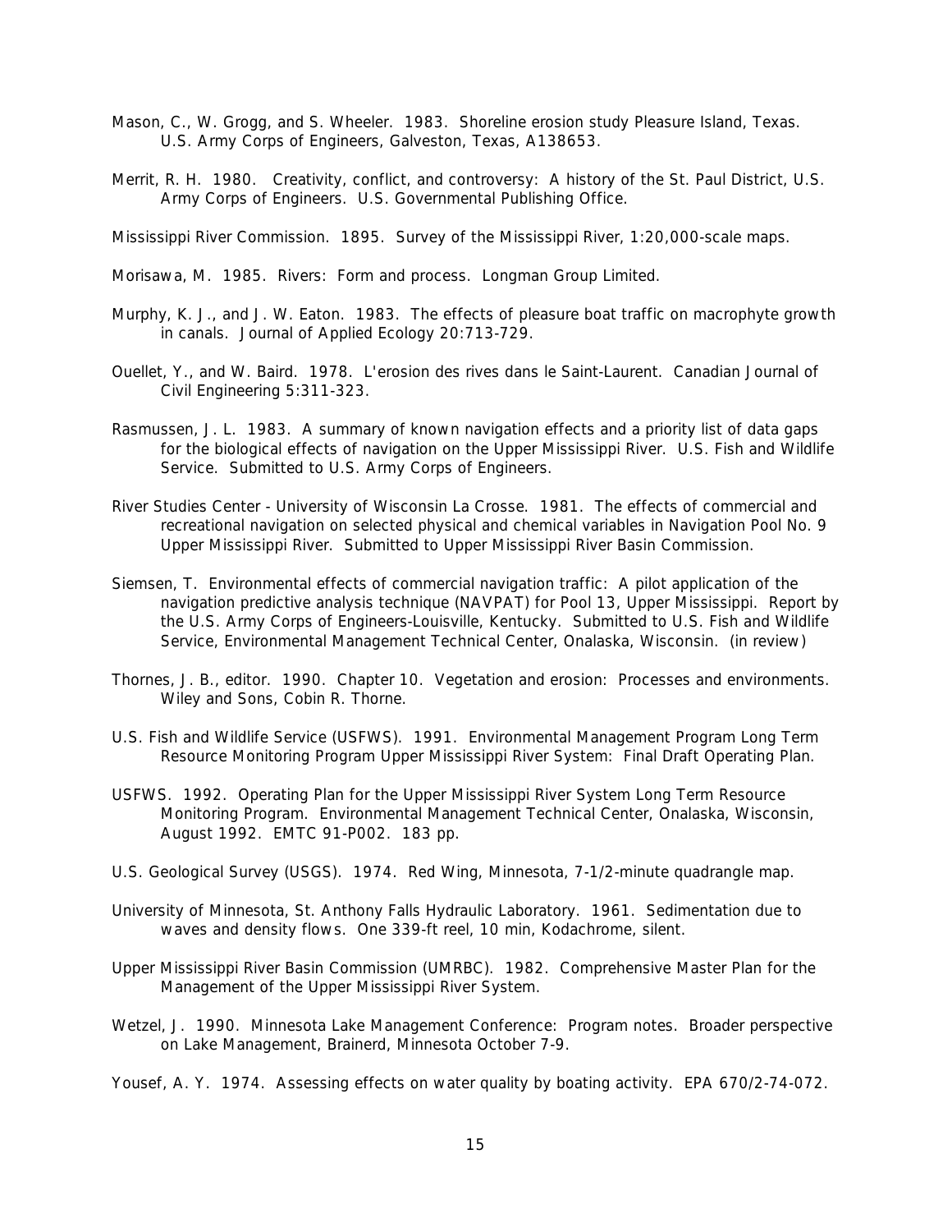Mason, C., W. Grogg, and S. Wheeler. 1983. Shoreline erosion study Pleasure Island, Texas. U.S. Army Corps of Engineers, Galveston, Texas, A138653.

Merrit, R. H. 1980. Creativity, conflict, and controversy: A history of the St. Paul District, U.S. Army Corps of Engineers. U.S. Governmental Publishing Office.

Mississippi River Commission. 1895. Survey of the Mississippi River, 1:20,000-scale maps.

Morisawa, M. 1985. Rivers: Form and process. Longman Group Limited.

Murphy, K. J., and J. W. Eaton. 1983. The effects of pleasure boat traffic on macrophyte growth in canals. Journal of Applied Ecology 20:713-729.

Ouellet, Y., and W. Baird. 1978. L'erosion des rives dans le Saint-Laurent. Canadian Journal of Civil Engineering 5:311-323.

Rasmussen, J. L. 1983. A summary of known navigation effects and a priority list of data gaps for the biological effects of navigation on the Upper Mississippi River. U.S. Fish and Wildlife Service. Submitted to U.S. Army Corps of Engineers.

River Studies Center - University of Wisconsin La Crosse. 1981. The effects of commercial and recreational navigation on selected physical and chemical variables in Navigation Pool No. 9 Upper Mississippi River. Submitted to Upper Mississippi River Basin Commission.

Siemsen, T. Environmental effects of commercial navigation traffic: A pilot application of the navigation predictive analysis technique (NAVPAT) for Pool 13, Upper Mississippi. Report by the U.S. Army Corps of Engineers-Louisville, Kentucky. Submitted to U.S. Fish and Wildlife Service, Environmental Management Technical Center, Onalaska, Wisconsin. (in review)

Thornes, J. B., editor. 1990. Chapter 10. Vegetation and erosion: Processes and environments. Wiley and Sons, Cobin R. Thorne.

U.S. Fish and Wildlife Service (USFWS). 1991. Environmental Management Program Long Term Resource Monitoring Program Upper Mississippi River System: Final Draft Operating Plan.

USFWS. 1992. Operating Plan for the Upper Mississippi River System Long Term Resource Monitoring Program. Environmental Management Technical Center, Onalaska, Wisconsin, August 1992. EMTC 91-P002. 183 pp.

U.S. Geological Survey (USGS). 1974. Red Wing, Minnesota, 7-1/2-minute quadrangle map.

University of Minnesota, St. Anthony Falls Hydraulic Laboratory. 1961. Sedimentation due to waves and density flows. One 339-ft reel, 10 min, Kodachrome, silent.

Upper Mississippi River Basin Commission (UMRBC). 1982. Comprehensive Master Plan for the Management of the Upper Mississippi River System.

Wetzel, J. 1990. Minnesota Lake Management Conference: Program notes. Broader perspective on Lake Management, Brainerd, Minnesota October 7-9.

Yousef, A. Y. 1974. Assessing effects on water quality by boating activity. EPA 670/2-74-072.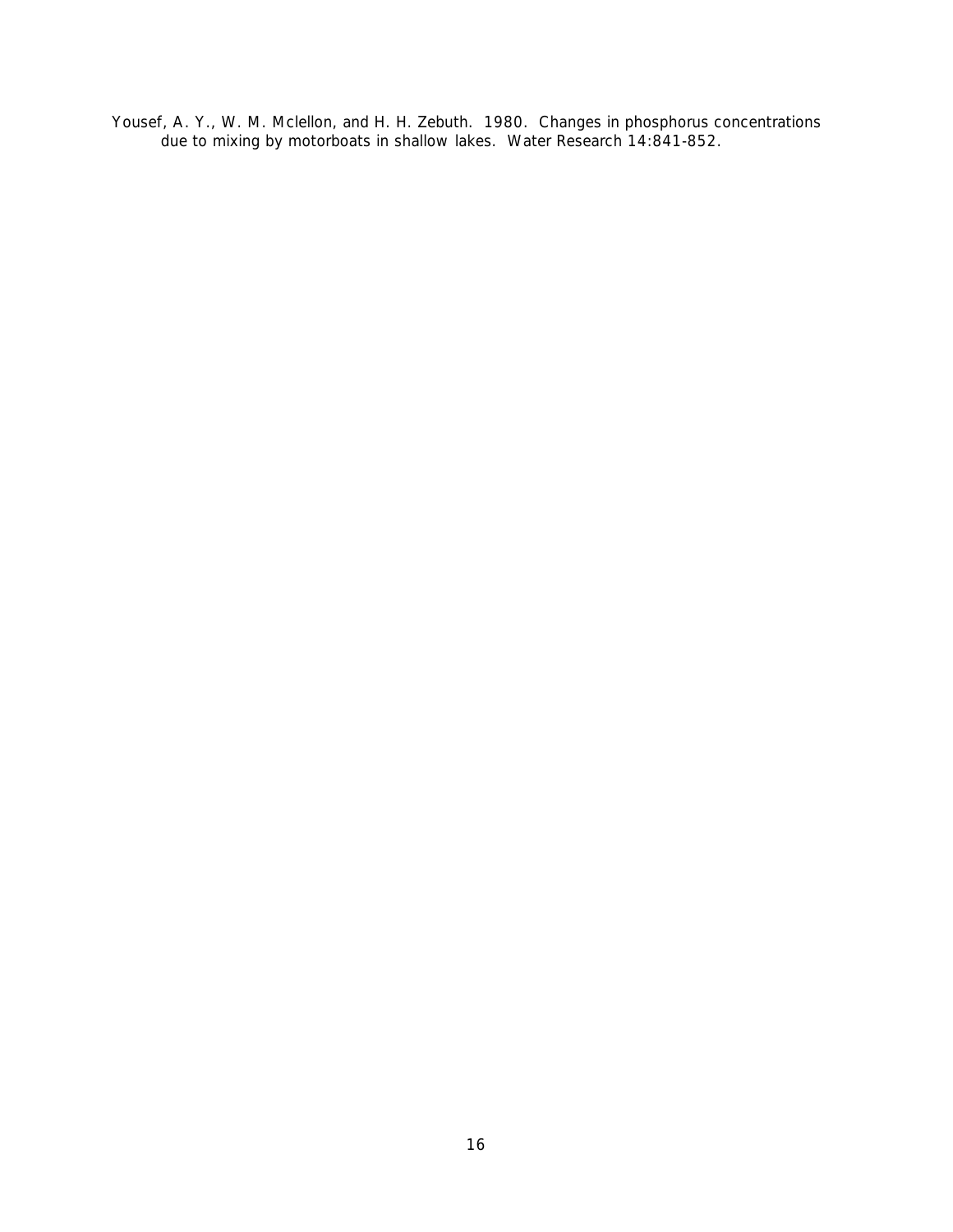Yousef, A. Y., W. M. Mclellon, and H. H. Zebuth. 1980. Changes in phosphorus concentrations due to mixing by motorboats in shallow lakes. Water Research 14:841-852.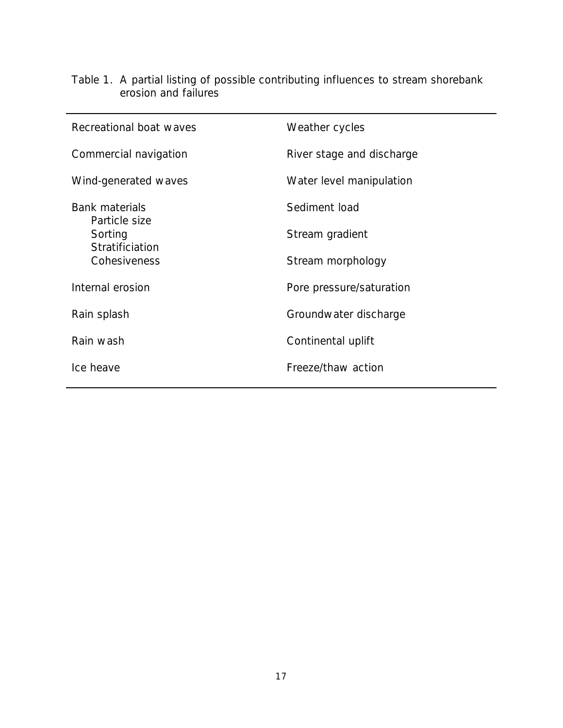Table 1. A partial listing of possible contributing influences to stream shorebank erosion and failures

| | |
|---|---|
| Recreational boat waves | Weather cycles |
| Commercial navigation | River stage and discharge |
| Wind-generated waves | Water level manipulation |
| Bank materials<br>Particle size<br>Sorting<br>Stratificiation<br>Cohesiveness | Sediment load<br><br>Stream gradient<br><br>Stream morphology |
| Internal erosion | Pore pressure/saturation |
| Rain splash | Groundwater discharge |
| Rain wash | Continental uplift |
| Ice heave | Freeze/thaw action |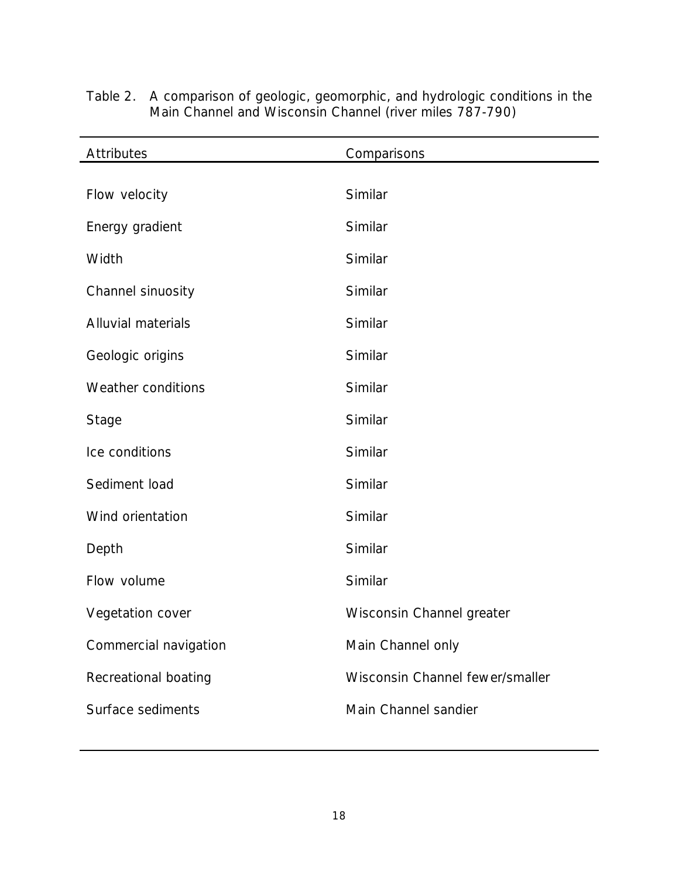Table 2. A comparison of geologic, geomorphic, and hydrologic conditions in the Main Channel and Wisconsin Channel (river miles 787-790)

| Attributes | Comparisons |
| --- | --- |
| Flow velocity | Similar |
| Energy gradient | Similar |
| Width | Similar |
| Channel sinuosity | Similar |
| Alluvial materials | Similar |
| Geologic origins | Similar |
| Weather conditions | Similar |
| Stage | Similar |
| Ice conditions | Similar |
| Sediment load | Similar |
| Wind orientation | Similar |
| Depth | Similar |
| Flow volume | Similar |
| Vegetation cover | Wisconsin Channel greater |
| Commercial navigation | Main Channel only |
| Recreational boating | Wisconsin Channel fewer/smaller |
| Surface sediments | Main Channel sandier |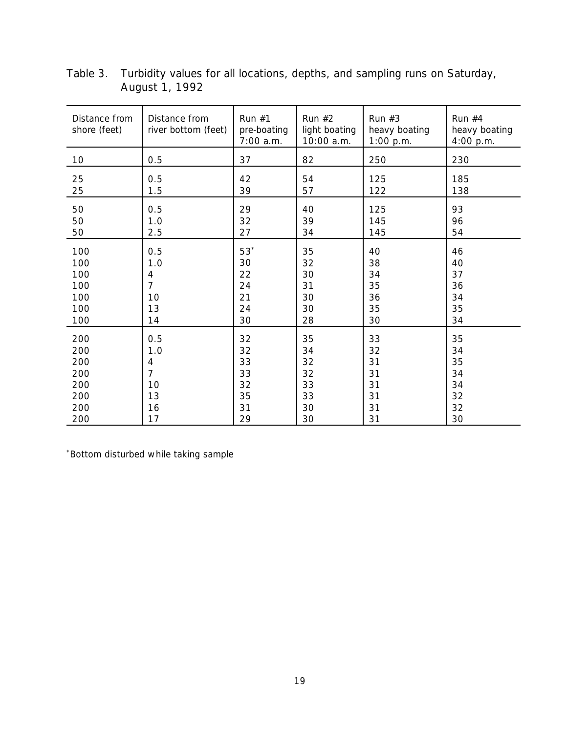Table 3. Turbidity values for all locations, depths, and sampling runs on Saturday, August 1, 1992

| Distance from shore (feet) | Distance from river bottom (feet) | Run #1 pre-boating 7:00 a.m. | Run #2 light boating 10:00 a.m. | Run #3 heavy boating 1:00 p.m. | Run #4 heavy boating 4:00 p.m. |
|---|---|---|---|---|---|
| 10 | 0.5 | 37 | 82 | 250 | 230 |
| 25 | 0.5 | 42 | 54 | 125 | 185 |
| 25 | 1.5 | 39 | 57 | 122 | 138 |
| 50 | 0.5 | 29 | 40 | 125 | 93 |
| 50 | 1.0 | 32 | 39 | 145 | 96 |
| 50 | 2.5 | 27 | 34 | 145 | 54 |
| 100 | 0.5 | 53* | 35 | 40 | 46 |
| 100 | 1.0 | 30 | 32 | 38 | 40 |
| 100 | 4 | 22 | 30 | 34 | 37 |
| 100 | 7 | 24 | 31 | 35 | 36 |
| 100 | 10 | 21 | 30 | 36 | 34 |
| 100 | 13 | 24 | 30 | 35 | 35 |
| 100 | 14 | 30 | 28 | 30 | 34 |
| 200 | 0.5 | 32 | 35 | 33 | 35 |
| 200 | 1.0 | 32 | 34 | 32 | 34 |
| 200 | 4 | 33 | 32 | 31 | 35 |
| 200 | 7 | 33 | 32 | 31 | 34 |
| 200 | 10 | 32 | 33 | 31 | 34 |
| 200 | 13 | 35 | 33 | 31 | 32 |
| 200 | 16 | 31 | 30 | 31 | 32 |
| 200 | 17 | 29 | 30 | 31 | 30 |

*Bottom disturbed while taking sample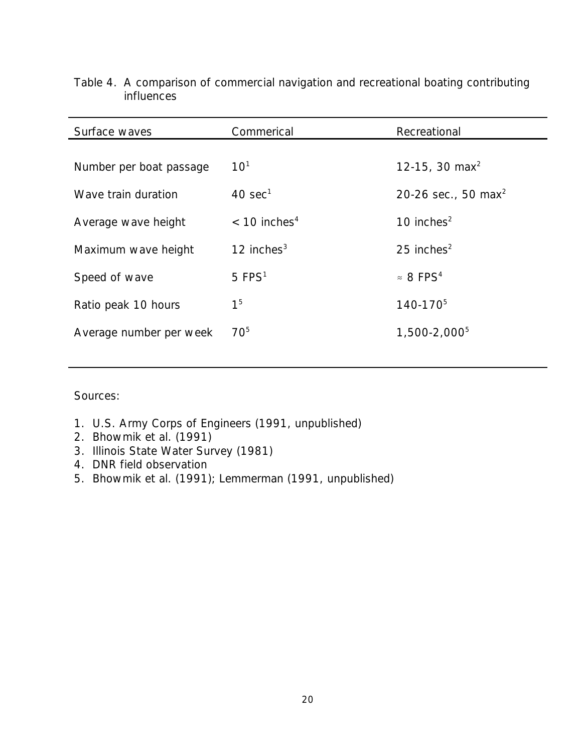Table 4. A comparison of commercial navigation and recreational boating contributing influences

| Surface waves | Commerical | Recreational |
|---|---|---|
| Number per boat passage | 10[1] | 12-15, 30 max[2] |
| Wave train duration | 40 sec[1] | 20-26 sec., 50 max[2] |
| Average wave height | < 10 inches[4] | 10 inches[2] |
| Maximum wave height | 12 inches[3] | 25 inches[2] |
| Speed of wave | 5 FPS[1] | ≈ 8 FPS[4] |
| Ratio peak 10 hours | 1[5] | 140-170[5] |
| Average number per week | 70[5] | 1,500-2,000[5] |

Sources:

1. U.S. Army Corps of Engineers (1991, unpublished)
2. Bhowmik et al. (1991)
3. Illinois State Water Survey (1981)
4. DNR field observation
5. Bhowmik et al. (1991); Lemmerman (1991, unpublished)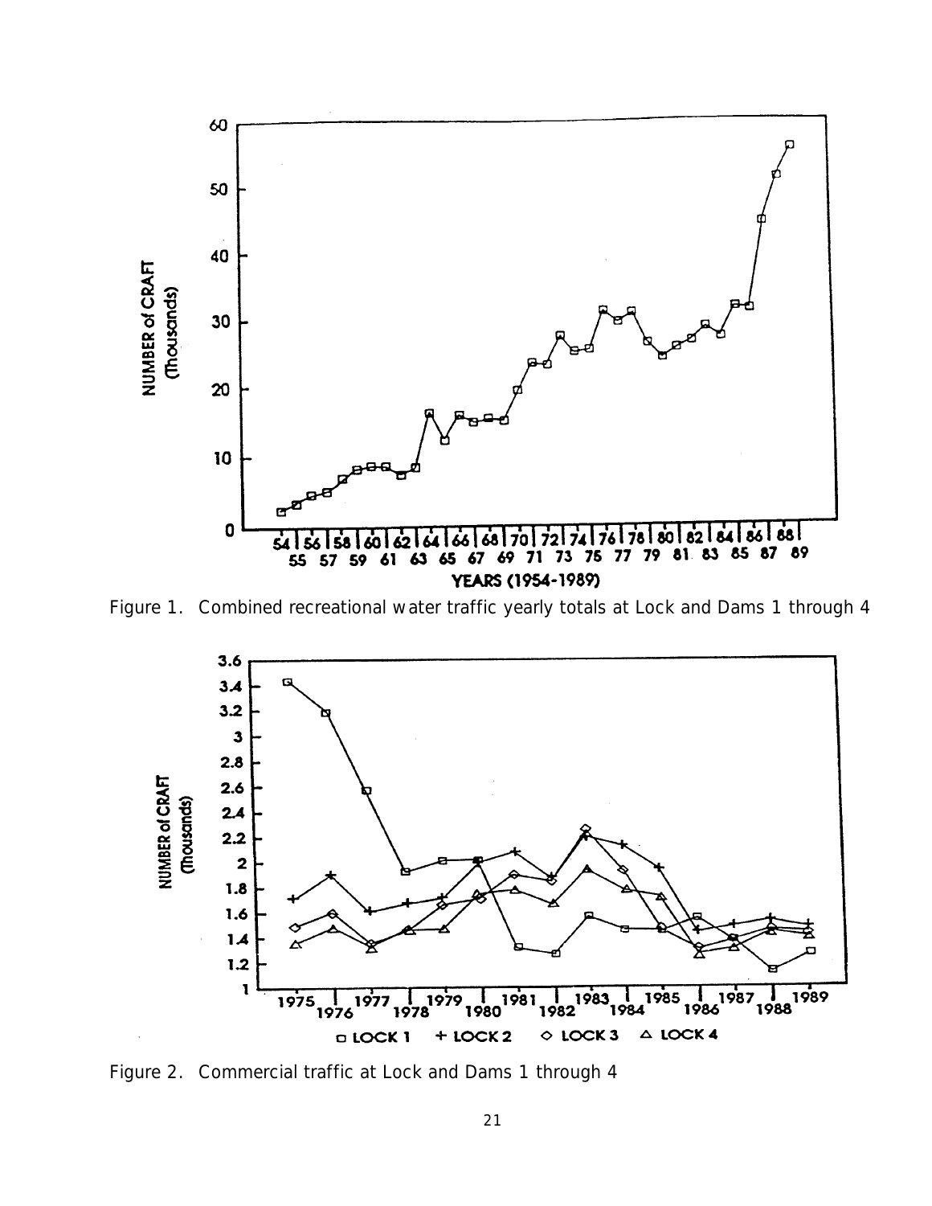Figure 1. Combined recreational water traffic yearly totals at Lock and Dams 1 through 4

Figure 2. Commercial traffic at Lock and Dams 1 through 4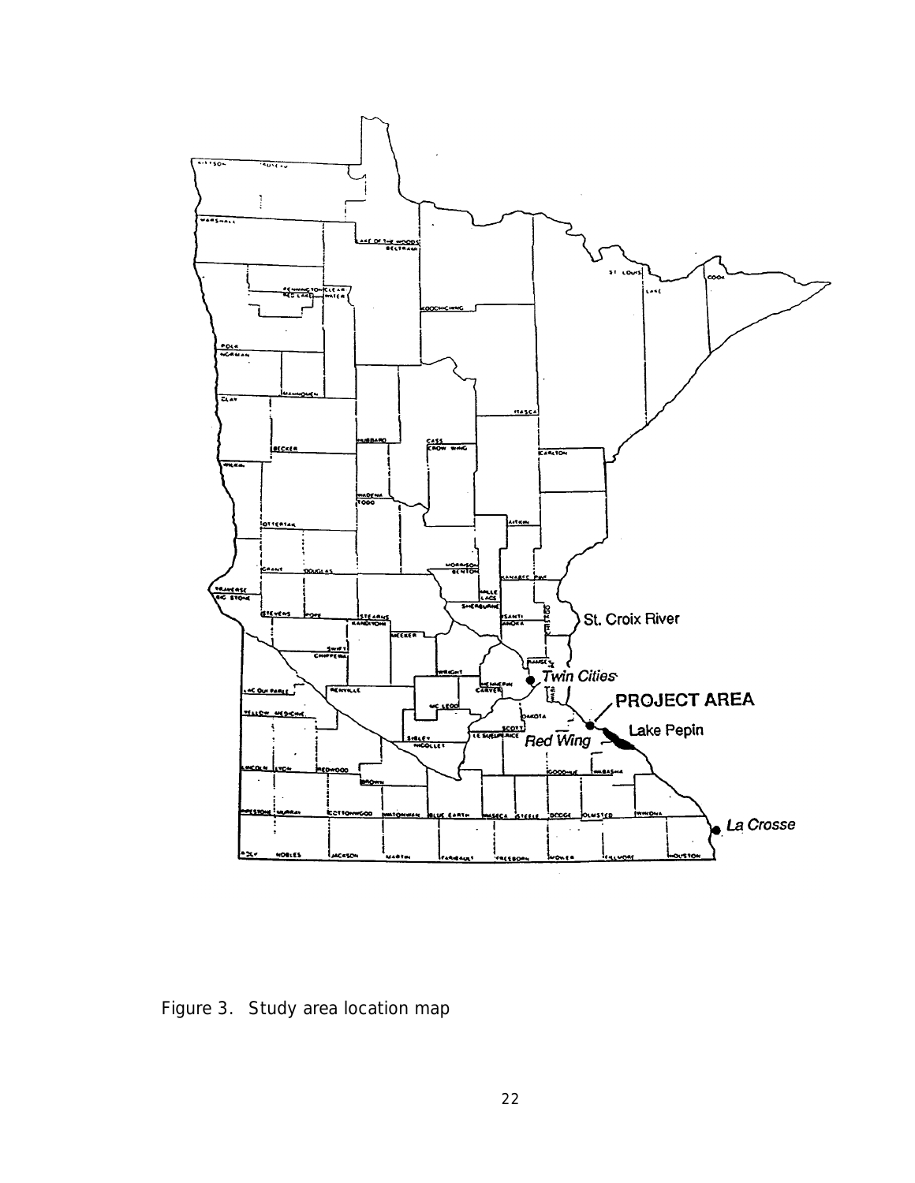Figure 3. Study area location map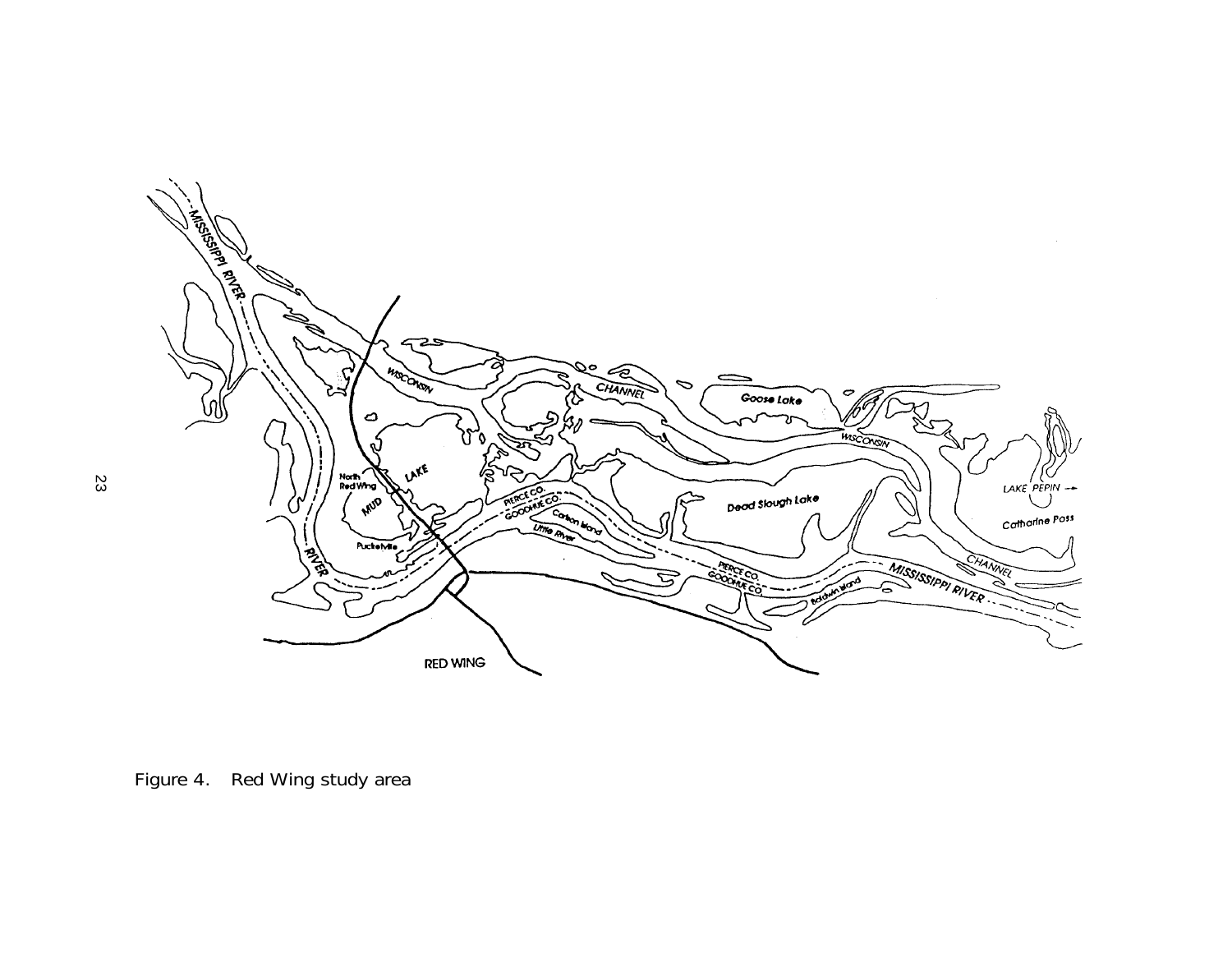Figure 4. Red Wing study area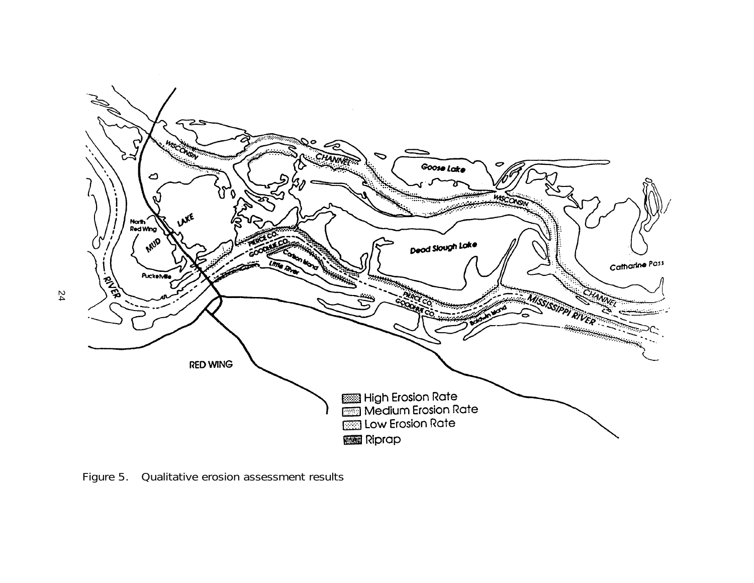Figure 5. Qualitative erosion assessment results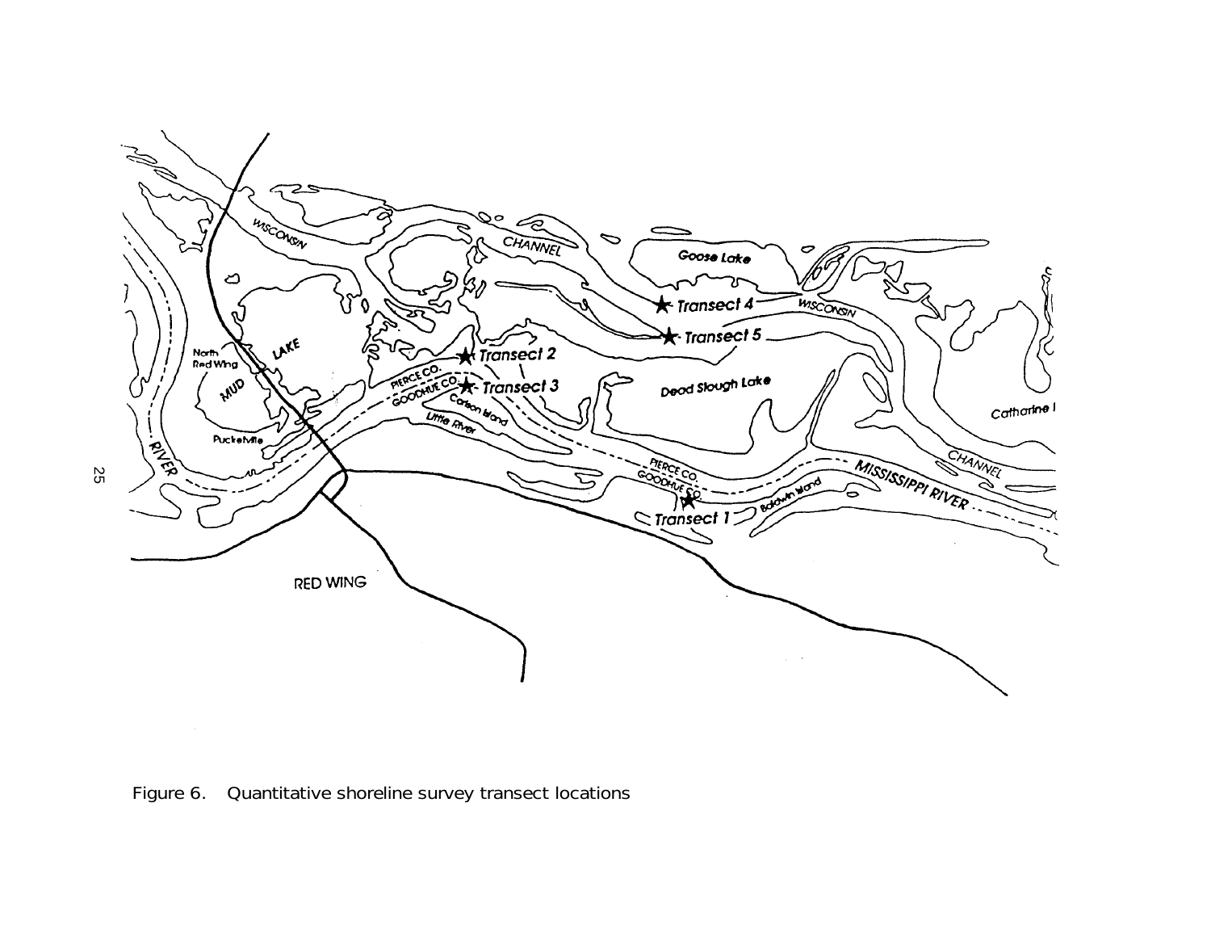Figure 6. Quantitative shoreline survey transect locations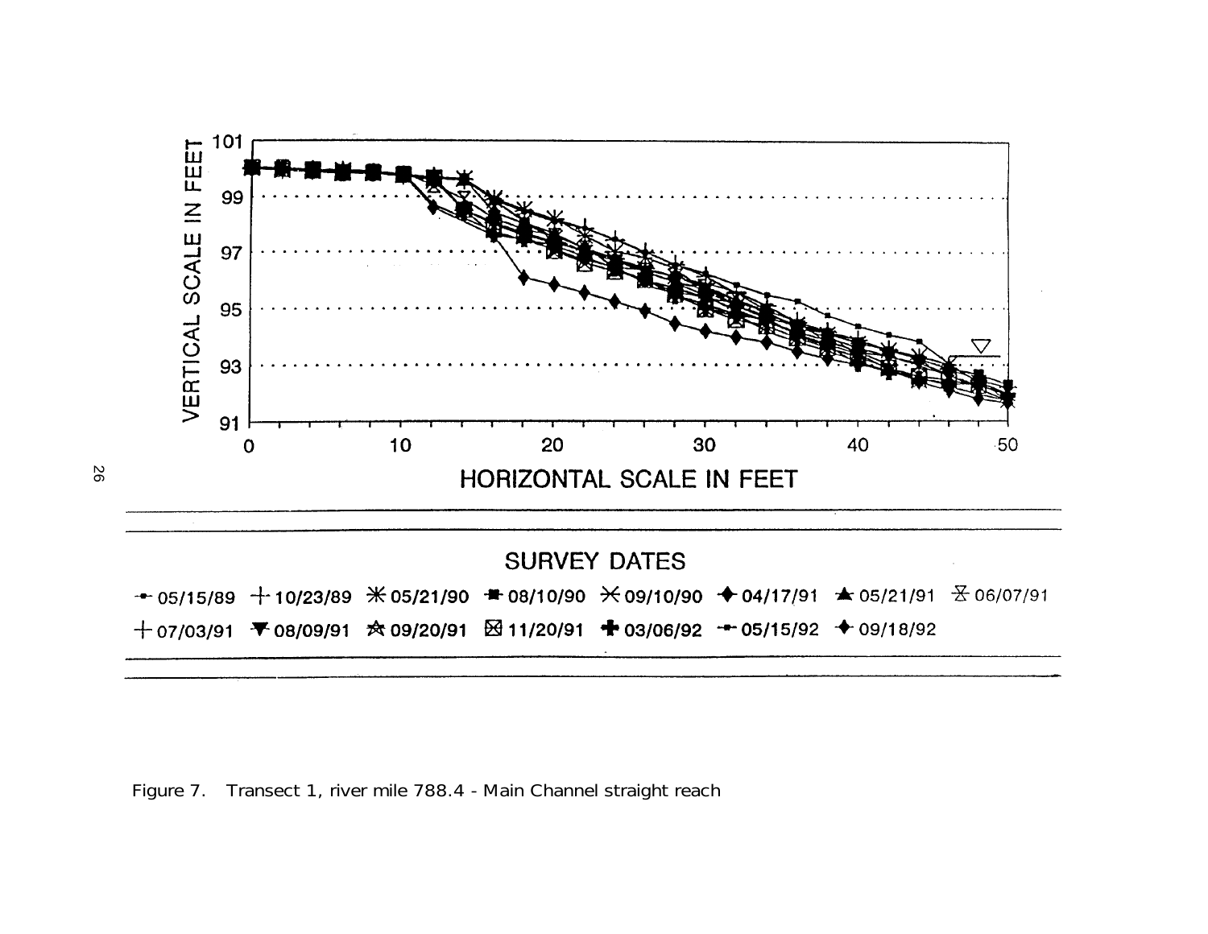VERTICAL SCALE IN FEET

HORIZONTAL SCALE IN FEET

SURVEY DATES

05/15/89 10/23/89 05/21/90 08/10/90 09/10/90 04/17/91 05/21/91 06/07/91 07/03/91 08/09/91 09/20/91 11/20/91 03/06/92 05/15/92 09/18/92

Figure 7. Transect 1, river mile 788.4 - Main Channel straight reach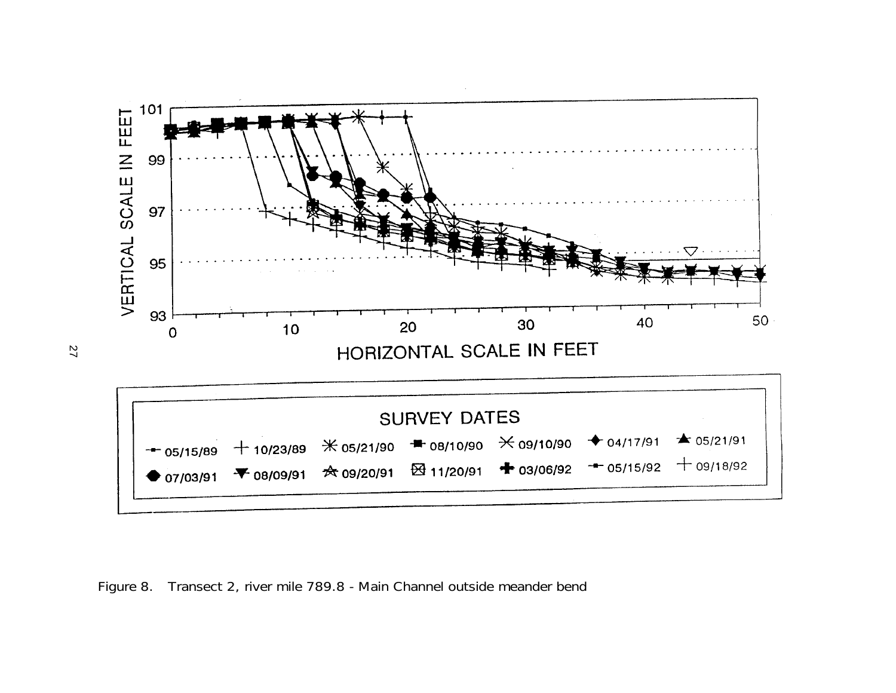Figure 8. Transect 2, river mile 789.8 - Main Channel outside meander bend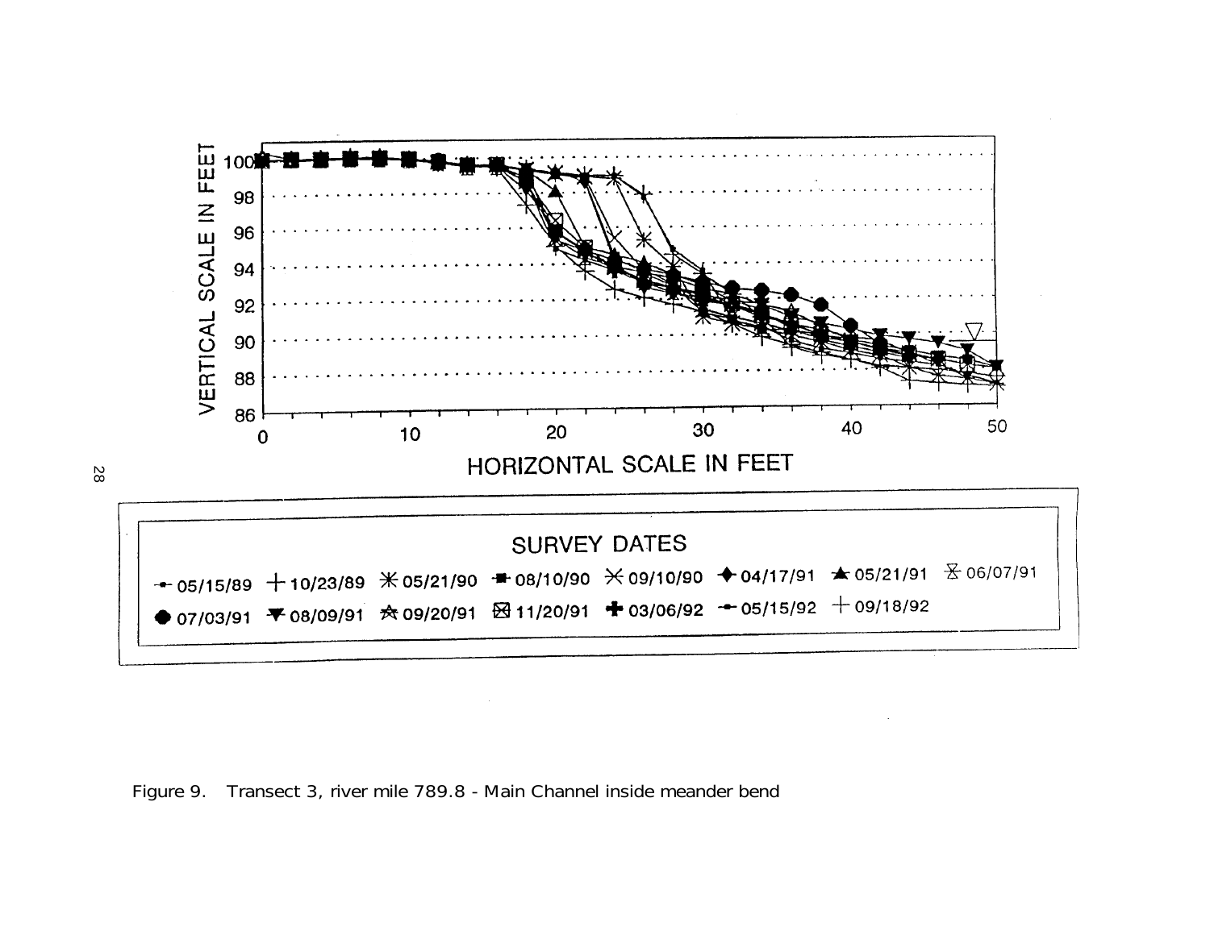Figure 9. Transect 3, river mile 789.8 - Main Channel inside meander bend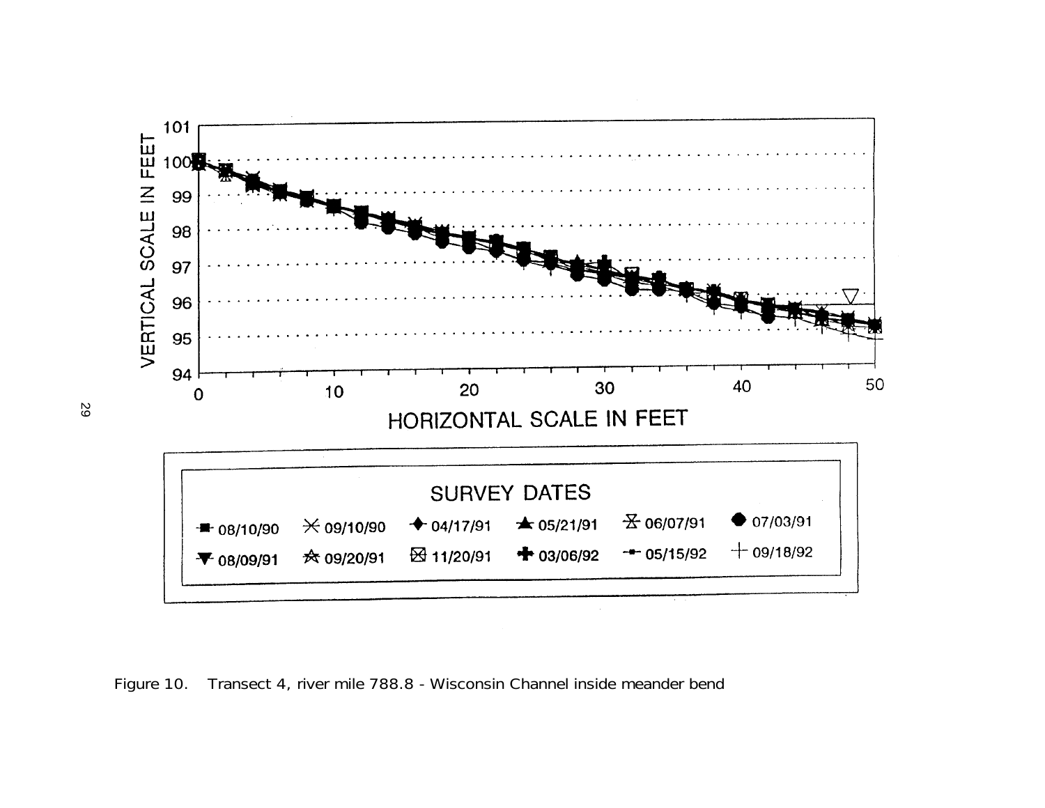Figure 10. Transect 4, river mile 788.8 - Wisconsin Channel inside meander bend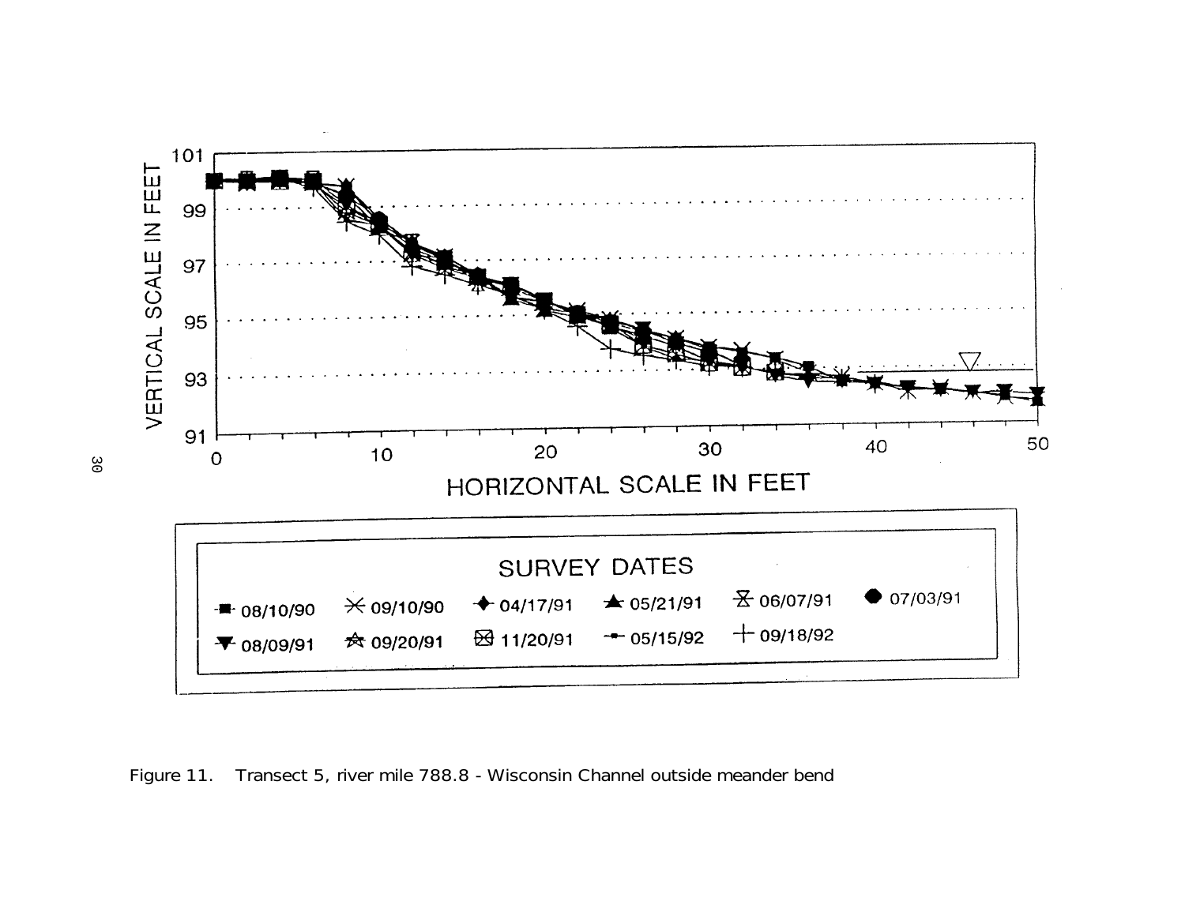VERTICAL SCALE IN FEET

HORIZONTAL SCALE IN FEET

SURVEY DATES

08/10/90, 09/10/90, 04/17/91, 05/21/91, 06/07/91, 07/03/91, 08/09/91, 09/20/91, 11/20/91, 05/15/92, 09/18/92

Figure 11. Transect 5, river mile 788.8 - Wisconsin Channel outside meander bend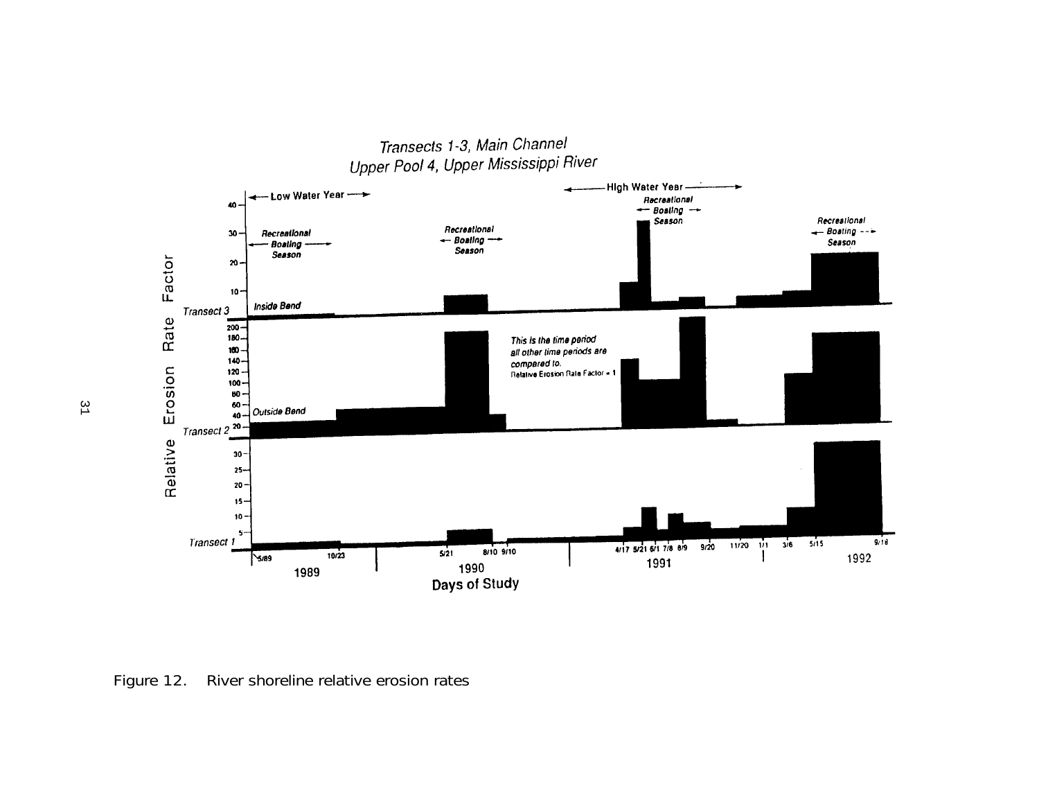Figure 12. River shoreline relative erosion rates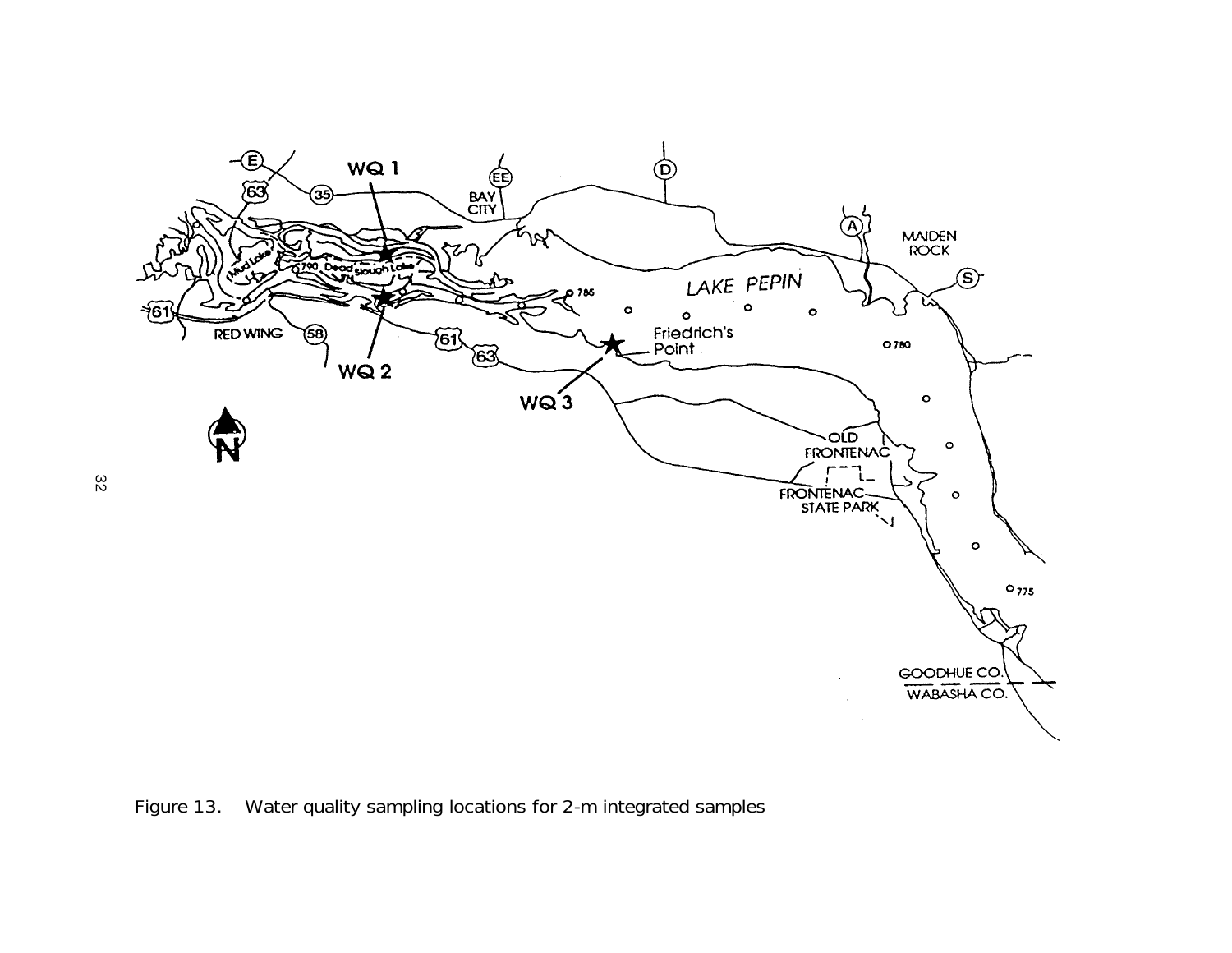Figure 13. Water quality sampling locations for 2-m integrated samples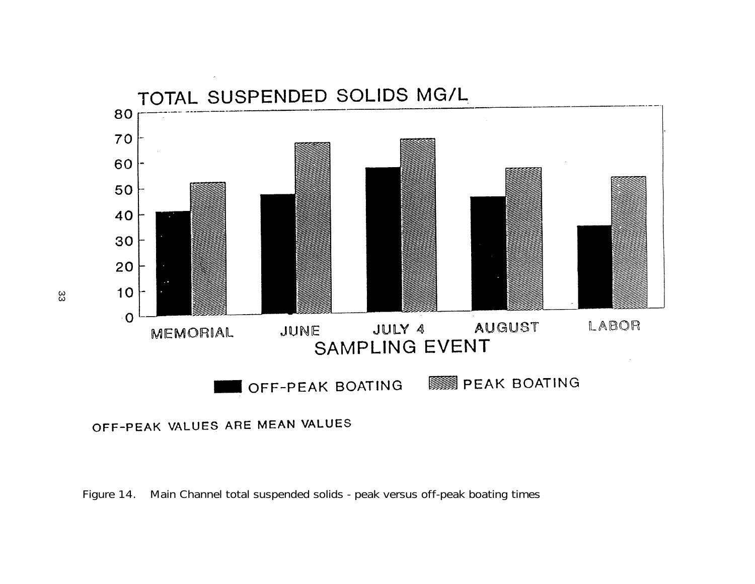TOTAL SUSPENDED SOLIDS MG/L

| SAMPLING EVENT | OFF-PEAK BOATING | PEAK BOATING |
|---|---|---|
| MEMORIAL | ~41 | ~52 |
| JUNE | ~48 | ~68 |
| JULY 4 | ~57 | ~69 |
| AUGUST | ~45 | ~57 |
| LABOR | ~33 | ~53 |

OFF-PEAK VALUES ARE MEAN VALUES

Figure 14. Main Channel total suspended solids - peak versus off-peak boating times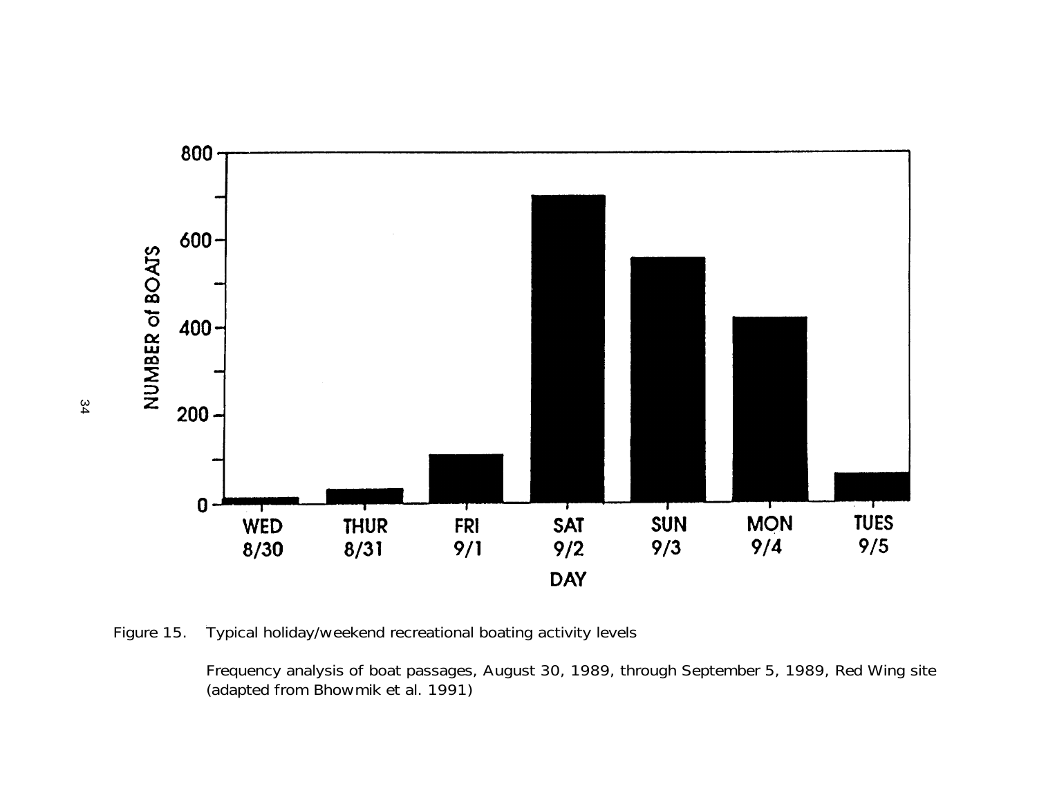Figure 15. Typical holiday/weekend recreational boating activity levels

Frequency analysis of boat passages, August 30, 1989, through September 5, 1989, Red Wing site (adapted from Bhowmik et al. 1991)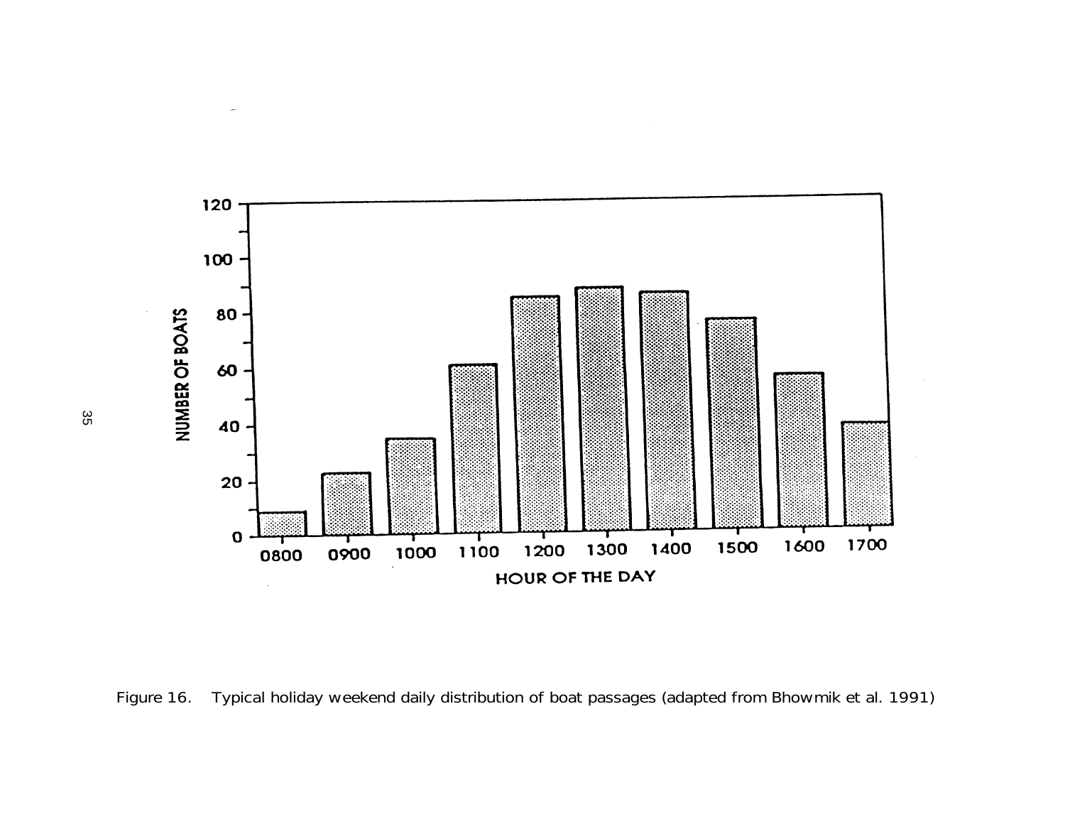Figure 16. Typical holiday weekend daily distribution of boat passages (adapted from Bhowmik et al. 1991)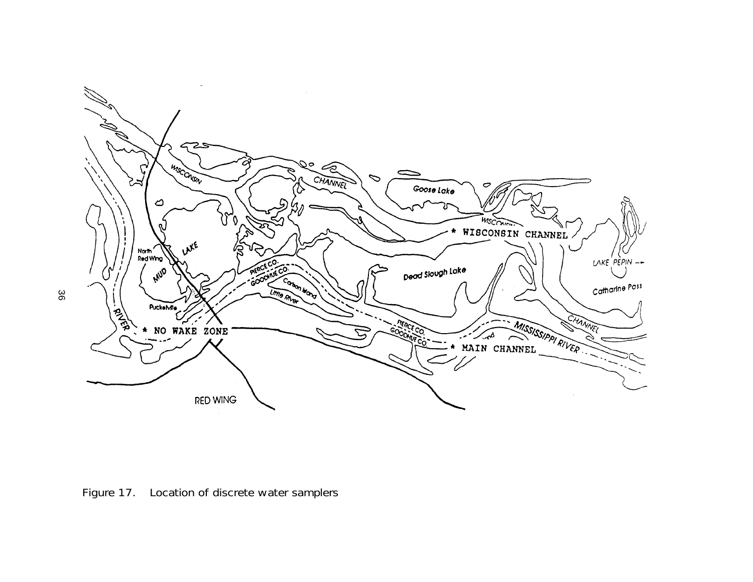Figure 17. Location of discrete water samplers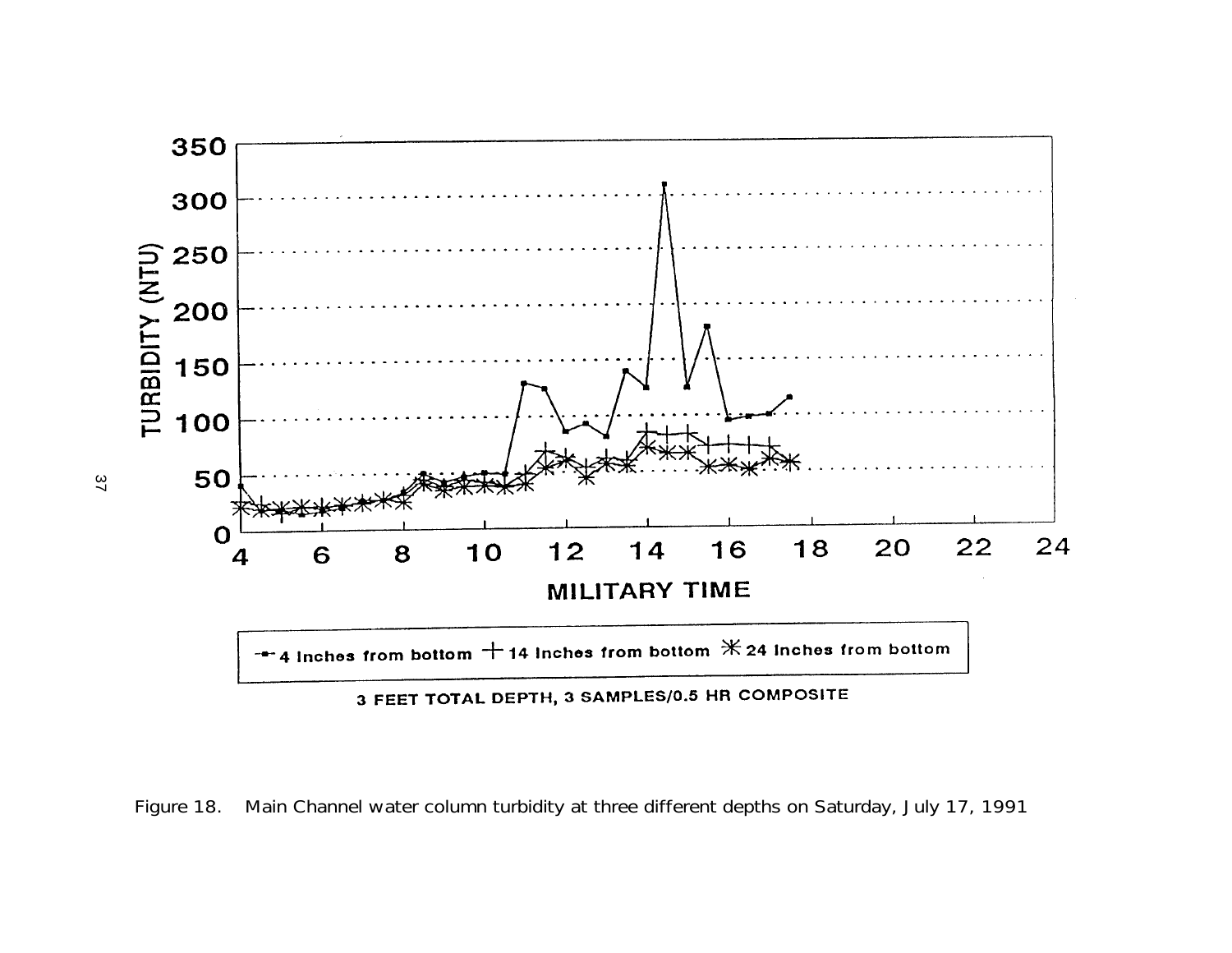Figure 18. Main Channel water column turbidity at three different depths on Saturday, July 17, 1991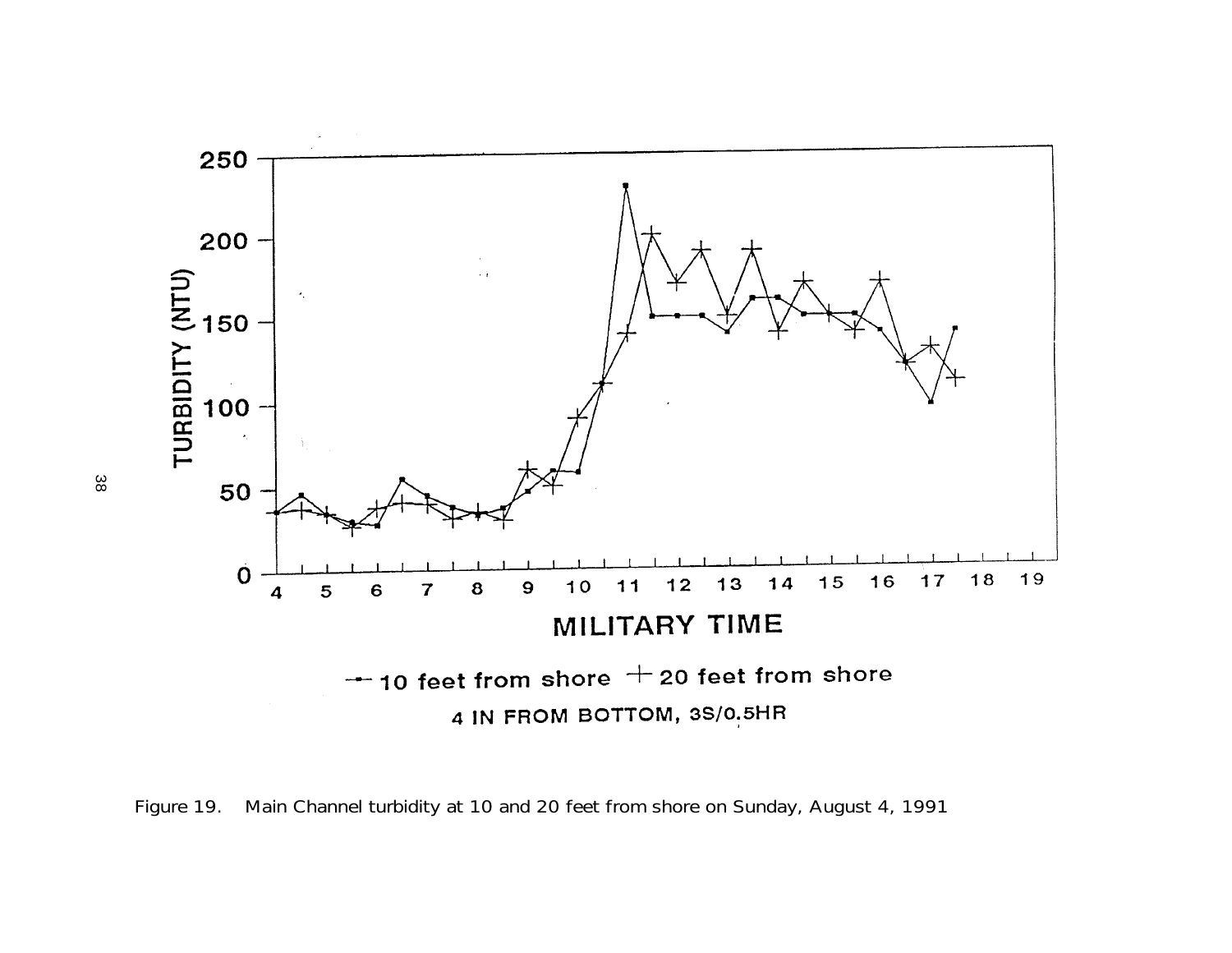Figure 19. Main Channel turbidity at 10 and 20 feet from shore on Sunday, August 4, 1991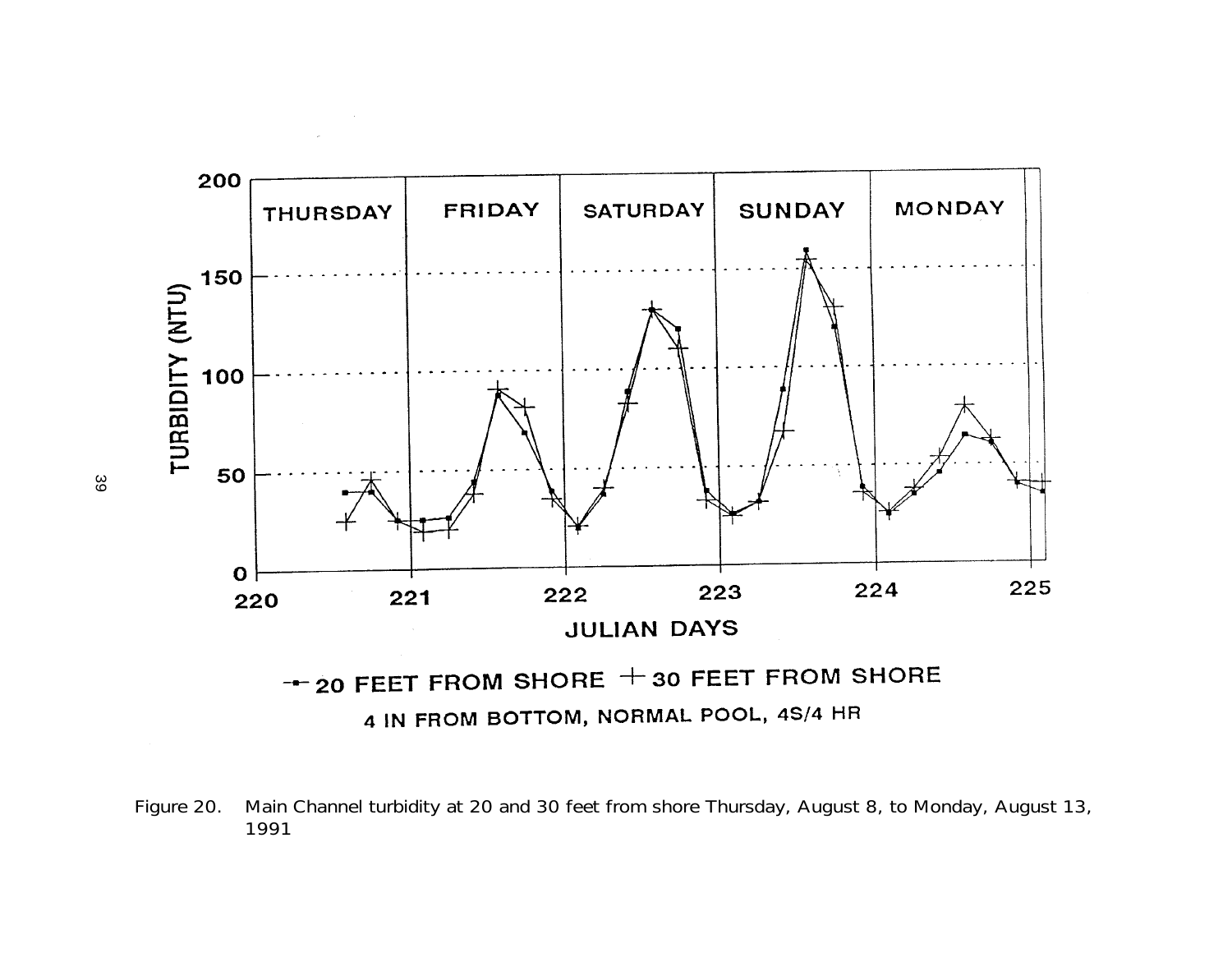Figure 20. Main Channel turbidity at 20 and 30 feet from shore Thursday, August 8, to Monday, August 13, 1991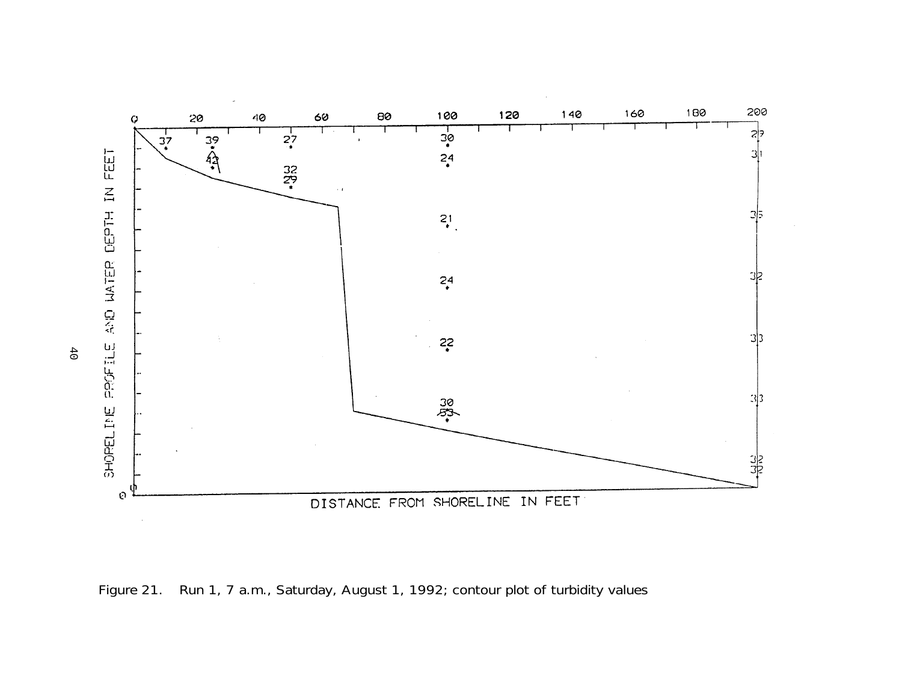Figure 21. Run 1, 7 a.m., Saturday, August 1, 1992; contour plot of turbidity values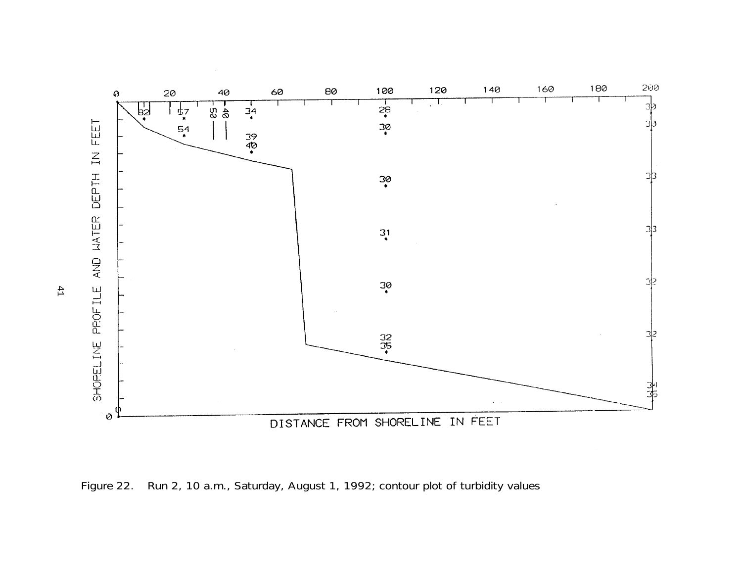Figure 22. Run 2, 10 a.m., Saturday, August 1, 1992; contour plot of turbidity values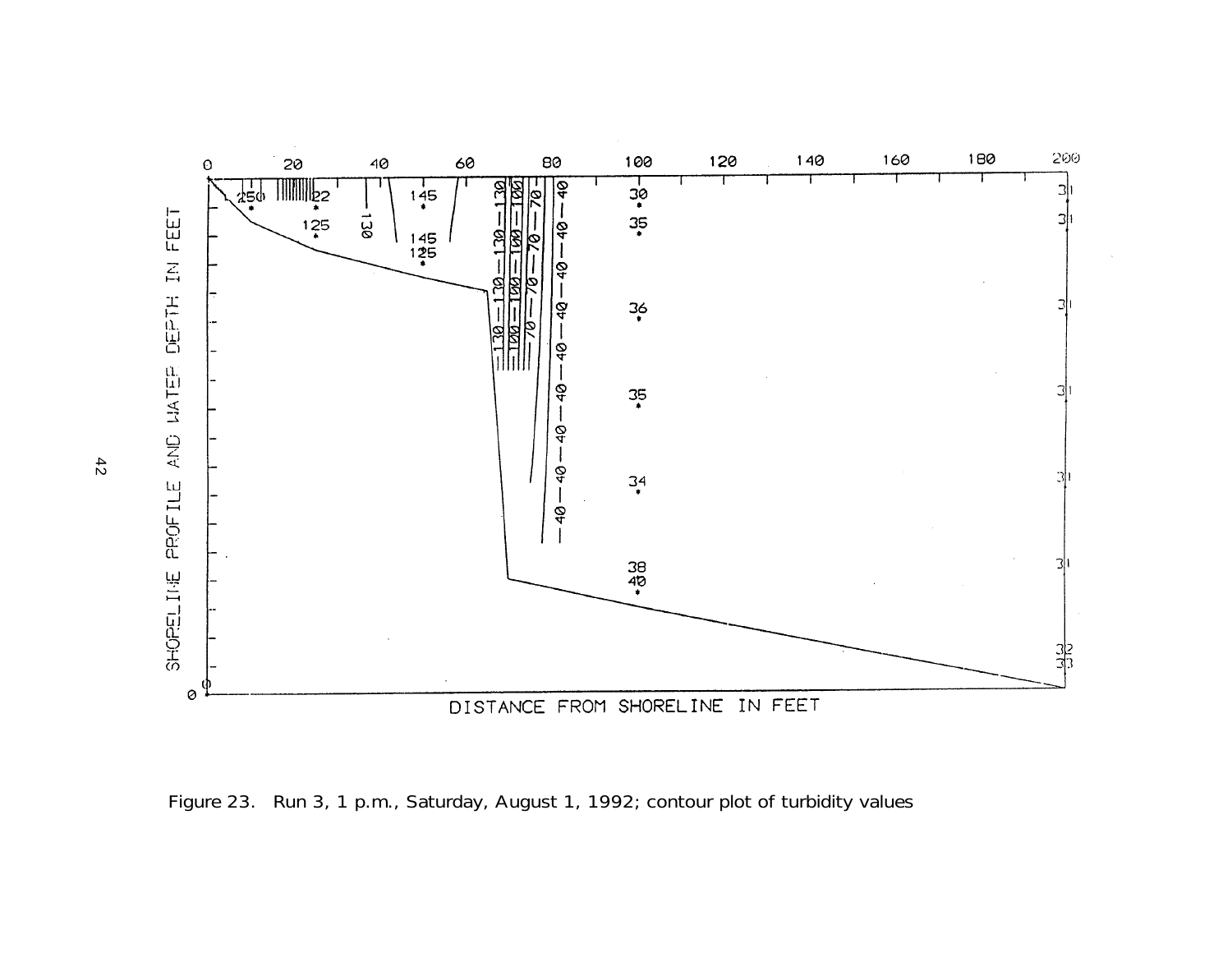Figure 23. Run 3, 1 p.m., Saturday, August 1, 1992; contour plot of turbidity values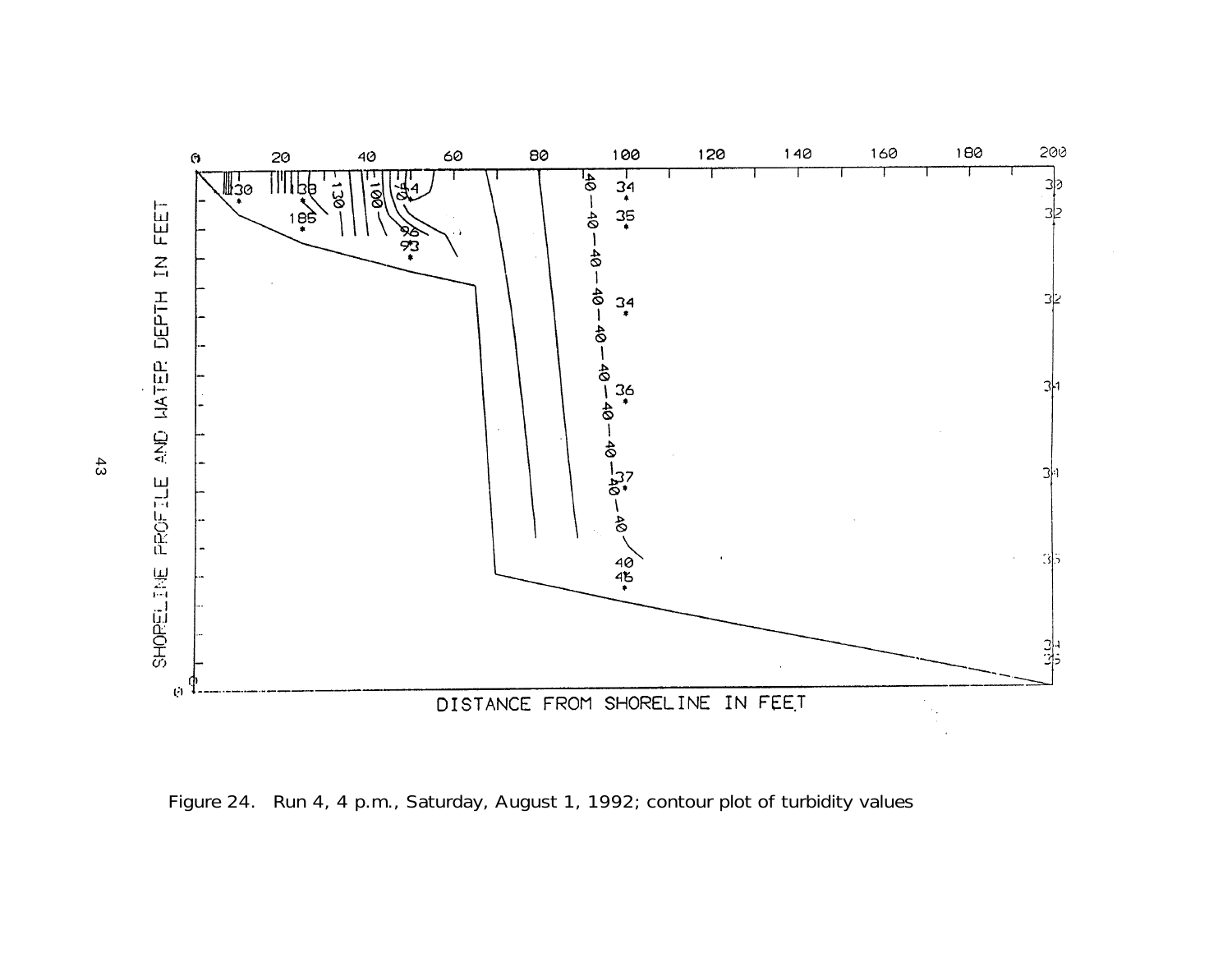Figure 24. Run 4, 4 p.m., Saturday, August 1, 1992; contour plot of turbidity values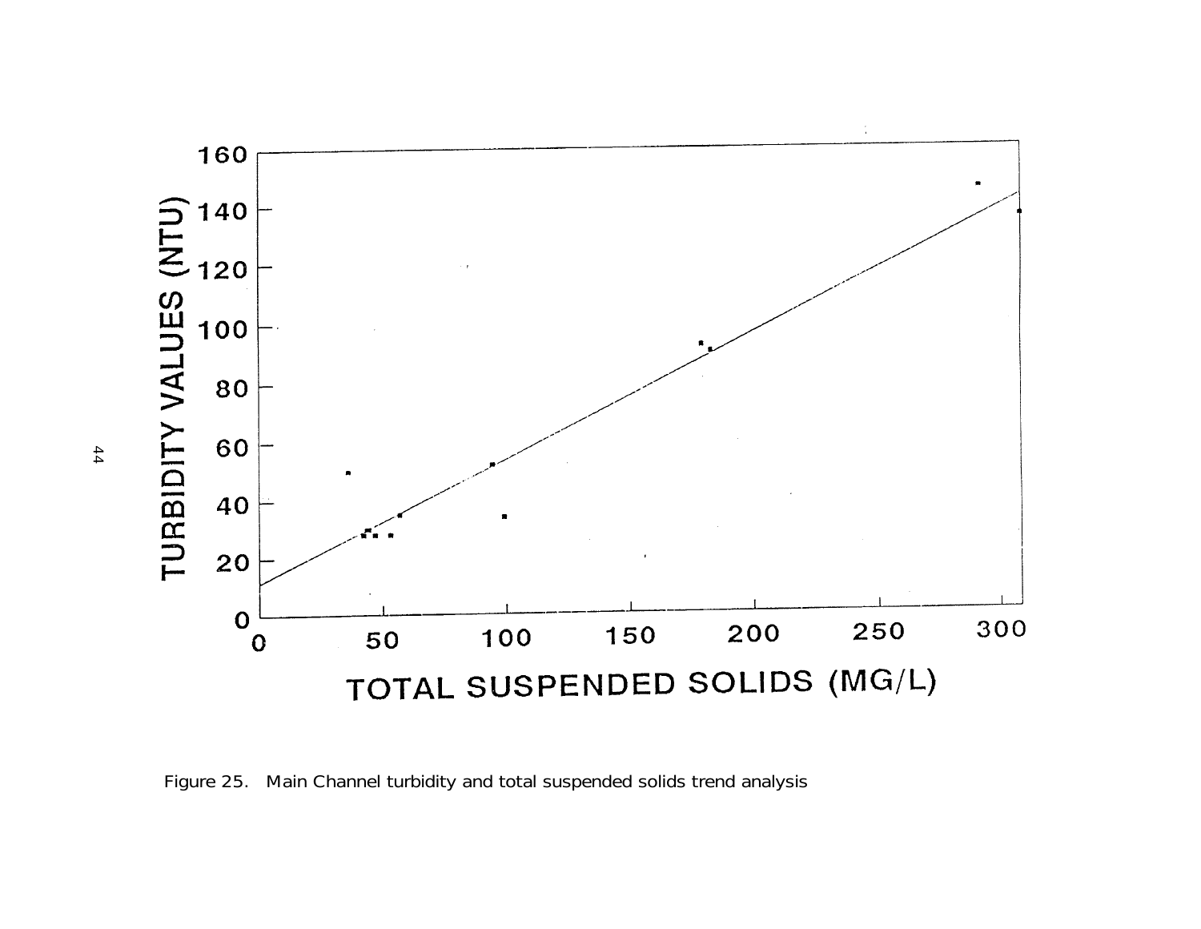Figure 25. Main Channel turbidity and total suspended solids trend analysis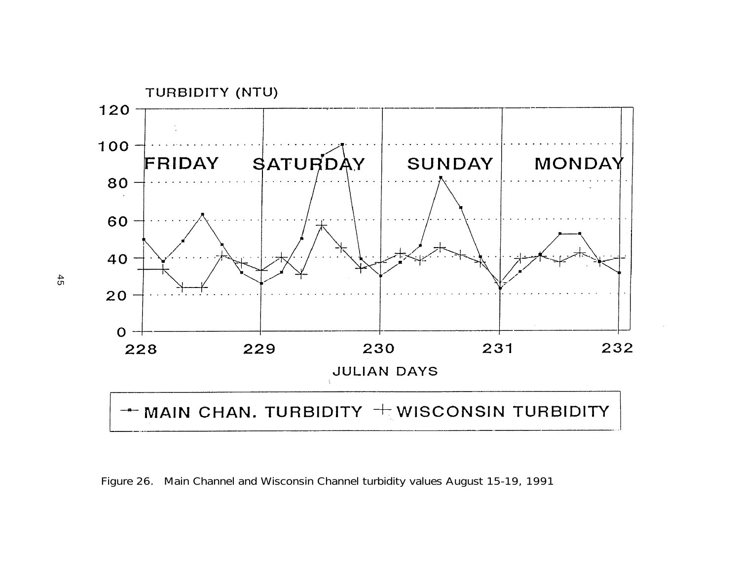Figure 26. Main Channel and Wisconsin Channel turbidity values August 15-19, 1991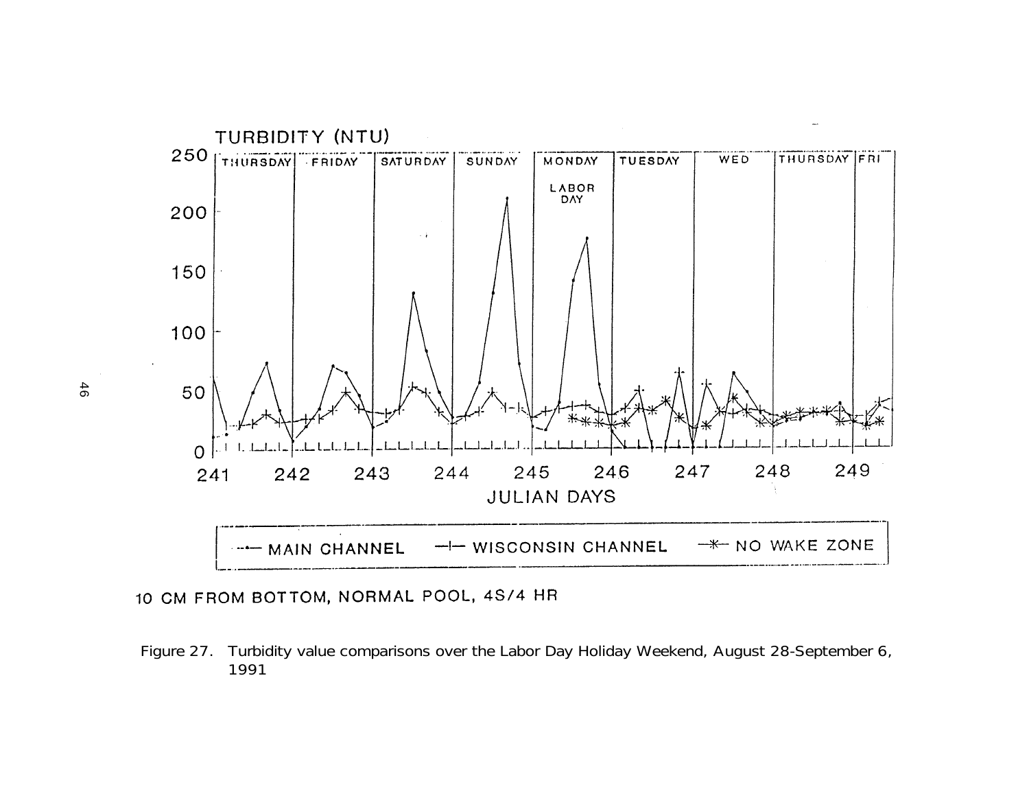TURBIDITY (NTU)

10 CM FROM BOTTOM, NORMAL POOL, 4S/4 HR

Figure 27. Turbidity value comparisons over the Labor Day Holiday Weekend, August 28-September 6, 1991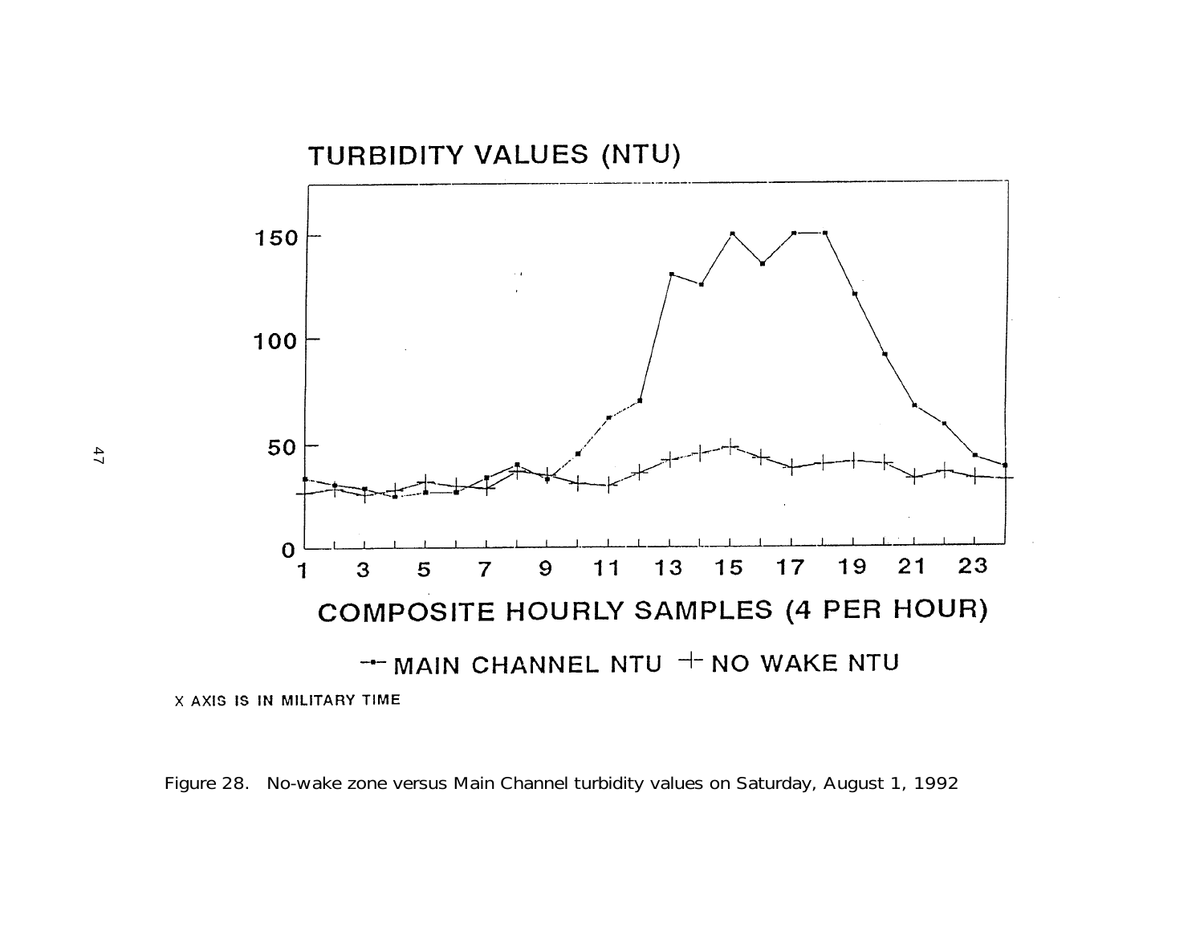TURBIDITY VALUES (NTU)

COMPOSITE HOURLY SAMPLES (4 PER HOUR)

MAIN CHANNEL NTU    NO WAKE NTU

X AXIS IS IN MILITARY TIME

Figure 28. No-wake zone versus Main Channel turbidity values on Saturday, August 1, 1992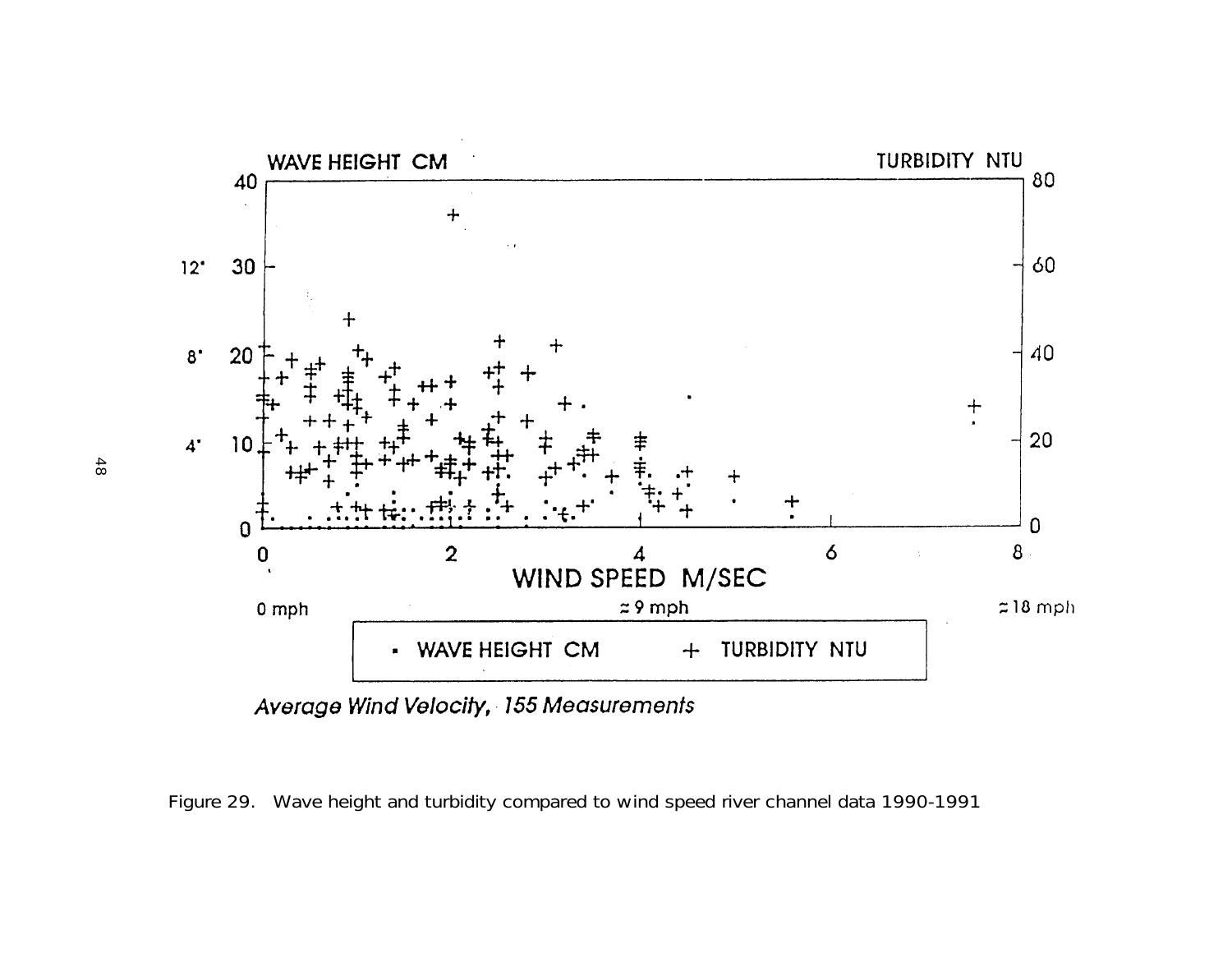WAVE HEIGHT CM

TURBIDITY NTU

WIND SPEED M/SEC

0 mph ≈ 9 mph ≈ 18 mph

· WAVE HEIGHT CM + TURBIDITY NTU

*Average Wind Velocity, 155 Measurements*

Figure 29. Wave height and turbidity compared to wind speed river channel data 1990-1991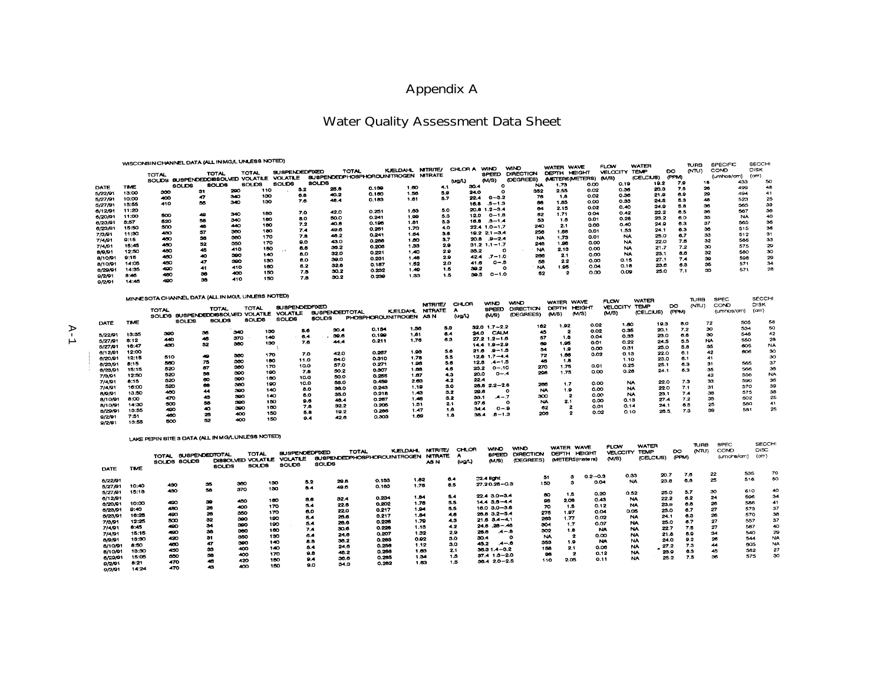# Appendix A

## Water Quality Assessment Data Sheet

**WISCONSIN CHANNEL DATA (ALL IN MG/L UNLESS NOTED)**

| DATE | TIME | TOTAL SOLIDS | SUSPENDED SOLIDS | TOTAL DISSOLVED SOLIDS | TOTAL VOLATILE SOLIDS | SUSPENDED VOLATILE SOLIDS | FIXED SUSPENDED SOLIDS | TOTAL PHOSPHOROUS | KJELDAHL NITROGEN | NITRITE/ NITRATE | CHLOR A (ug/L) | WIND SPEED (M/S) | WIND DIRECTION (DEGREES) | WATER DEPTH (METERS) | WAVE HEIGHT (METERS) | FLOW VELOCITY (M/S) | WATER TEMP (CELCIUS) | DO (PPM) | TURB (NTU) | SPECIFIC COND (umhos/cm) | SECCHI DISK (cm) |
|---|---|---|---|---|---|---|---|---|---|---|---|---|---|---|---|---|---|---|---|---|---|
| 5/22/91 | 13:00 | 330 | 31 | 290 | 110 | 5.2 | 25.8 | 0.139 | 1.60 | 4.1 | 30.4 | 0 | NA | 1.73 | 0.00 | 0.19 | 19.2 | 7.9 | 18 | 433 | 50 |
| 5/27/91 | 10:00 | 400 | 47 | 340 | 130 | 6.6 | 40.2 | 0.160 | 1.56 | 5.9 | 24.0 | 0 | 352 | 2.55 | 0.02 | 0.36 | 20.3 | 7.5 | 26 | 499 | 48 |
| 5/27/91 | 15:55 | 410 | 55 | 340 | 130 | 7.6 | 48.4 | 0.183 | 1.61 | 5.7 | 22.4 | 0−3.2 | 76 | 1.8 | 0.02 | 0.36 | 21.9 | 6.9 | 29 | 494 | 41 |
| 6/12/91 | 11:20 | | | | | | | | | | 16.8 | .5−1.3 | 66 | 1.85 | 0.00 | 0.33 | 24.5 | 5.3 | 48 | 523 | 25 |
| 6/20/91 | 11:00 | 500 | 49 | 340 | 180 | 7.0 | 42.0 | 0.251 | 1.63 | 5.0 | 20.8 | 1.2−3.4 | 64 | 2.15 | 0.02 | 0.40 | 24.9 | 5.8 | 36 | 565 | 39 |
| 6/23/91 | 8:57 | 520 | 58 | 340 | 180 | 8.0 | 50.0 | 0.241 | 1.99 | 5.3 | 12.0 | 0−1.8 | 62 | 1.71 | 0.04 | 0.42 | 22.2 | 6.5 | 36 | 567 | 36 |
| 6/23/91 | 15:50 | 500 | 48 | 440 | 180 | 7.2 | 40.8 | 0.198 | 1.61 | 5.3 | 16.8 | .3−1.4 | 53 | 1.6 | 0.01 | 0.28 | 23.2 | 6.0 | 35 | NA | 40 |
| 7/3/91 | 11:30 | 480 | 57 | 360 | 180 | 7.4 | 49.6 | 0.261 | 1.70 | 4.0 | 22.4 | 1.0−1.7 | 240 | 2.1 | 0.03 | 0.40 | 24.9 | 6.3 | 37 | 565 | 36 |
| 7/4/91 | 9:15 | 460 | 56 | 360 | 170 | 7.8 | 48.2 | 0.241 | 1.64 | 3.8 | 19.2 | 2.1−3.4 | 256 | 1.66 | 0.01 | 1.53 | 24.1 | 6.3 | 36 | 515 | 36 |
| 7/4/91 | 15:45 | 480 | 52 | 350 | 170 | 9.0 | 43.0 | 0.286 | 1.60 | 3.7 | 20.8 | .9−2.4 | NA | 1.73 | 0.01 | NA | 25.0 | 6.7 | 33 | 512 | 31 |
| 8/9/91 | 12:50 | 460 | 45 | 410 | 150 | 8.6 | 36.2 | 0.206 | 1.33 | 2.9 | 31.2 | 1.1−1.7 | 246 | 1.96 | 0.00 | NA | 22.0 | 7.6 | 32 | 586 | 33 |
| 8/10/91 | 9:15 | 460 | 40 | 390 | 140 | 8.0 | 32.0 | 0.221 | 1.40 | 2.9 | 35.2 | 0 | NA | 2.13 | 0.00 | NA | 21.7 | 7.2 | 30 | 575 | 29 |
| 8/10/91 | 14:05 | 450 | 47 | 390 | 130 | 8.0 | 39.0 | 0.231 | 1.46 | 2.9 | 42.4 | .7−1.0 | 266 | 2.1 | 0.00 | NA | 23.1 | 6.6 | 32 | 580 | 30 |
| 8/29/91 | 14:35 | 490 | 41 | 410 | 180 | 8.2 | 32.6 | 0.187 | 1.52 | 2.0 | 41.6 | 0−.5 | 56 | 2.2 | 0.00 | 0.15 | 27.1 | 7.4 | 39 | 598 | 29 |
| 9/2/91 | 8:46 | 460 | 36 | 400 | 150 | 7.8 | 30.2 | 0.232 | 1.49 | 1.6 | 39.2 | 0 | NA | 1.95 | 0.04 | 0.18 | 23.6 | 6.3 | 35 | 571 | 34 |
| 9/2/91 | 14:46 | 490 | 35 | 410 | 150 | 7.8 | 30.2 | 0.239 | 1.33 | 1.5 | 39.5 | 0−1.0 | 52 | 2 | 0.00 | 0.09 | 25.0 | 7.1 | 33 | 571 | 28 |

**MINNESOTA CHANNEL DATA (ALL IN MG/L UNLESS NOTED)**

| DATE | TIME | TOTAL SOLIDS | SUSPENDED SOLIDS | TOTAL DISSOLVED SOLIDS | TOTAL VOLATILE SOLIDS | SUSPENDED VOLATILE SOLIDS | FIXED SUSPENDED SOLIDS | TOTAL PHOSPHOROUS | KJELDAHL NITROGEN | NITRITE/ NITRATE AS N | CHLOR A (ug/L) | WIND SPEED (M/S) | WIND DIRECTION (DEGREES) | WATER DEPTH (M/S) | WAVE HEIGHT (M/S) | FLOW VELOCITY (M/S) | WATER TEMP (CELCIUS) | DO (PPM) | TURB (NTU) | SPEC COND (umhos/cm) | SECCHI DISK (cm) |
|---|---|---|---|---|---|---|---|---|---|---|---|---|---|---|---|---|---|---|---|---|---|
| 5/22/91 | 13:35 | 390 | 36 | 340 | 130 | 5.6 | 30.4 | 0.184 | 1.56 | 5.9 | 32.0 | 1.7−2.2 | 162 | 1.92 | 0.02 | 1.60 | 19.3 | 8.0 | 72 | 505 | 58 |
| 5/27/91 | 8:12 | 440 | 46 | 370 | 140 | 6.4 | 39.6 | 0.199 | 1.61 | 6.4 | 24.0 | CALM | 45 | 2 | 0.02 | 0.35 | 20.1 | 7.2 | 30 | 534 | 50 |
| 5/27/91 | 16:47 | 430 | 52 | 360 | 130 | 7.6 | 44.4 | 0.211 | 1.76 | 6.3 | 27.2 | 1.2−1.6 | 57 | 1.6 | 0.04 | 0.33 | 23.0 | 6.6 | 30 | 548 | 42 |
| 6/12/91 | 12:00 | | | | | | | | | | 14.4 | 1.9−2.9 | 69 | 1.95 | 0.01 | 0.22 | 24.5 | 5.5 | NA | 550 | 28 |
| 6/20/91 | 12:15 | 510 | 49 | 360 | 170 | 7.0 | 42.0 | 0.267 | 1.93 | 5.6 | 21.6 | .9−1.6 | 54 | 1.9 | 0.00 | 0.31 | 25.0 | 5.8 | 35 | 605 | NA |
| 6/23/91 | 8:15 | 560 | 75 | 360 | 180 | 11.0 | 64.0 | 0.310 | 1.75 | 5.5 | 12.6 | 1.7−4.4 | 72 | 1.69 | 0.02 | 0.13 | 22.0 | 6.1 | 42 | 606 | 30 |
| 6/23/91 | 15:15 | 520 | 67 | 360 | 170 | 10.0 | 57.0 | 0.271 | 1.96 | 5.6 | 12.6 | .4−1.5 | 46 | 1.8 | | 1.10 | 23.0 | 6.1 | 41 | | 30 |
| 7/3/91 | 12:50 | 520 | 56 | 390 | 190 | 7.8 | 50.2 | 0.307 | 1.68 | 4.6 | 23.2 | 0−.10 | 270 | 1.75 | 0.01 | 0.25 | 25.1 | 6.3 | 31 | 565 | 37 |
| 7/4/91 | 8:15 | 520 | 60 | 360 | 180 | 10.0 | 50.0 | 0.255 | 1.67 | 4.3 | 20.0 | 0−.4 | 298 | 1.75 | 0.00 | 0.28 | 24.1 | 6.3 | 35 | 566 | 36 |
| 7/4/91 | 16:00 | 520 | 66 | 380 | 190 | 10.0 | 58.0 | 0.450 | 2.63 | 4.2 | 22.4 | | | | | | | | 42 | 556 | NA |
| 8/9/91 | 13:50 | 460 | 44 | 390 | 140 | 8.0 | 36.0 | 0.243 | 1.19 | 3.0 | 25.6 | 2.2−2.6 | 266 | 1.7 | 0.00 | NA | 22.0 | 7.3 | 33 | 590 | 36 |
| 8/10/91 | 8:00 | 470 | 43 | 390 | 140 | 6.0 | 35.0 | 0.218 | 1.43 | 3.2 | 29.6 | 0 | NA | 1.9 | 0.00 | NA | 22.0 | 7.1 | 31 | 570 | 39 |
| 8/10/91 | 14:30 | 500 | 58 | 390 | 150 | 9.6 | 48.4 | 0.267 | 1.46 | 3.2 | 30.1 | .4−7 | 300 | 2 | 0.00 | NA | 23.1 | 7.4 | 38 | 575 | 38 |
| 8/29/91 | 15:55 | 490 | 40 | 390 | 160 | 7.6 | 32.2 | 0.205 | 1.51 | 2.1 | 37.6 | 0 | NA | 2.1 | 0.00 | 0.13 | 27.4 | 7.2 | 35 | 602 | 25 |
| 9/2/91 | 7:51 | 460 | 25 | 400 | 150 | 5.8 | 19.2 | 0.266 | 1.47 | 1.6 | 34.4 | 0−.9 | 62 | 2 | 0.01 | 0.14 | 24.1 | 6.5 | 25 | 580 | 41 |
| 9/2/91 | 13:55 | 500 | 52 | 400 | 150 | 9.4 | 42.6 | 0.303 | 1.69 | 1.6 | 38.4 | .6−1.3 | 206 | 2 | 0.02 | 0.10 | 26.5 | 7.3 | 39 | 581 | 25 |

**LAKE PEPIN SITE 3 DATA (ALL IN MG/L UNLESS NOTED)**

| DATE | TIME | TOTAL SOLIDS | SUSPENDED SOLIDS | TOTAL DISSOLVED SOLIDS | TOTAL VOLATILE SOLIDS | SUSPENDED VOLATILE SOLIDS | FIXED SUSPENDED SOLIDS | TOTAL PHOSPHOROUS | KJELDAHL NITROGEN | NITRITE/ NITRATE AS N | CHLOR A (ug/L) | WIND SPEED (M/S) | WIND DIRECTION (DEGREES) | WATER DEPTH (meters) | WAVE HEIGHT (meters) | FLOW VELOCITY (M/S) | WATER TEMP (CELCIUS) | DO (PPM) | TURB (NTU) | SPEC COND (umhos/cm) | SECCHI DISC (cm) |
|---|---|---|---|---|---|---|---|---|---|---|---|---|---|---|---|---|---|---|---|---|---|
| 5/22/91 | | | | | | | | | | | | | | | | | | | | | |
| 5/27/91 | 10:40 | 430 | 35 | 360 | 130 | 5.2 | 29.6 | 0.153 | 1.82 | 6.4 | 22.4 | light | 51 | 3 | 0.2−0.3 | 0.33 | 20.7 | 7.6 | 22 | 535 | 70 |
| 5/27/91 | 15:18 | 430 | 58 | 370 | 130 | 8.4 | 49.6 | 0.183 | 1.78 | 6.5 | 27.2 | 0.26−0.3 | 150 | 3 | 0.04 | NA | 23.6 | 6.6 | 25 | 516 | 60 |
| 6/12/91 | | | | | | | | | | | | | | | | | | | | | |
| 6/20/91 | 10:00 | 490 | 39 | 450 | 160 | 8.6 | 32.4 | 0.234 | 1.84 | 5.4 | 22.4 | 3.0−3.4 | 60 | 1.5 | 0.20 | 0.52 | 25.0 | 5.7 | 30 | 610 | 40 |
| 6/23/91 | 9:40 | 480 | 26 | 400 | 170 | 5.4 | 22.6 | 0.202 | 1.78 | 5.5 | 14.4 | 3.6−4.4 | 95 | 2.08 | 0.43 | NA | 22.2 | 6.2 | 24 | 596 | 34 |
| 6/23/91 | 16:25 | 490 | 26 | 350 | 170 | 6.0 | 22.0 | 0.217 | 1.94 | 5.5 | 16.0 | 3.0−3.6 | 70 | 1.5 | 0.12 | NA | 23.8 | 6.6 | 26 | 586 | 41 |
| 7/3/91 | 12:25 | 500 | 32 | 390 | 190 | 5.4 | 26.6 | 0.217 | 1.64 | 4.6 | 26.8 | 3.2−5.4 | 275 | 1.97 | 0.04 | 0.05 | 25.0 | 6.7 | 27 | 573 | 37 |
| 7/4/91 | 8:45 | 490 | 34 | 390 | 190 | 5.4 | 26.6 | 0.226 | 1.79 | 4.3 | 21.6 | 3.4−4.1 | 263 | 1.77 | 0.02 | NA | 24.1 | 6.3 | 26 | 570 | 38 |
| 7/4/91 | 15:15 | 490 | 36 | 360 | 180 | 7.4 | 30.6 | 0.228 | 1.15 | 4.2 | 24.8 | .26−.46 | 304 | 1.7 | 0.07 | NA | 25.0 | 6.7 | 27 | 557 | 37 |
| 8/9/91 | 13:30 | 420 | 31 | 350 | 130 | 6.4 | 24.6 | 0.207 | 1.32 | 2.9 | 28.6 | .4−.8 | 302 | 1.8 | NA | NA | 22.7 | 7.5 | 27 | 587 | 40 |
| 8/10/91 | 8:50 | 460 | 47 | 390 | 140 | 8.8 | 38.2 | 0.283 | 0.92 | 3.0 | 30.4 | 0 | NA | 2 | 0.00 | NA | 21.8 | 6.9 | 34 | 540 | 29 |
| 8/10/91 | 13:30 | 450 | 33 | 400 | 140 | 8.4 | 24.6 | 0.256 | 1.12 | 3.0 | 43.2 | .4−.6 | 353 | 1.9 | NA | NA | 24.0 | 9.2 | 26 | 544 | NA |
| 8/29/91 | 15:05 | 650 | 58 | 400 | 170 | 9.8 | 48.2 | 0.256 | 1.63 | 2.1 | 36.8 | 1.4−3.2 | 158 | 2.1 | 0.06 | NA | 27.2 | 7.3 | 44 | 605 | NA |
| 9/2/91 | 8:21 | 470 | 46 | 420 | 160 | 9.4 | 36.6 | 0.285 | 1.34 | 1.5 | 37.4 | 1.3−2.0 | 96 | 2 | 0.12 | NA | 23.9 | 8.3 | 45 | 562 | 27 |
| 9/2/91 | 14:24 | 470 | 43 | 400 | 150 | 9.0 | 34.0 | 0.262 | 1.63 | 1.5 | 38.4 | 2.0−2.5 | 110 | 2.05 | 0.11 | NA | 25.2 | 7.5 | 36 | 575 | 30 |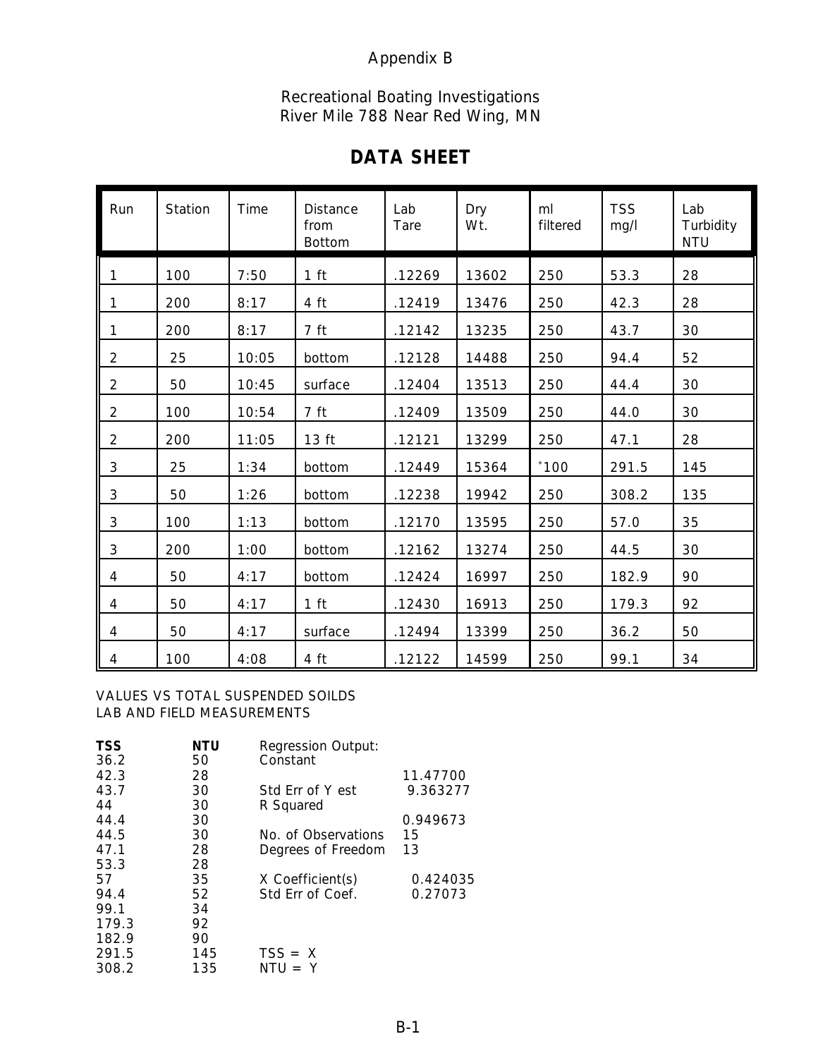Appendix B

Recreational Boating Investigations
River Mile 788 Near Red Wing, MN

# DATA SHEET

| Run | Station | Time | Distance from Bottom | Lab Tare | Dry Wt. | ml filtered | TSS mg/l | Lab Turbidity NTU |
|---|---|---|---|---|---|---|---|---|
| 1 | 100 | 7:50 | 1 ft | .12269 | 13602 | 250 | 53.3 | 28 |
| 1 | 200 | 8:17 | 4 ft | .12419 | 13476 | 250 | 42.3 | 28 |
| 1 | 200 | 8:17 | 7 ft | .12142 | 13235 | 250 | 43.7 | 30 |
| 2 | 25 | 10:05 | bottom | .12128 | 14488 | 250 | 94.4 | 52 |
| 2 | 50 | 10:45 | surface | .12404 | 13513 | 250 | 44.4 | 30 |
| 2 | 100 | 10:54 | 7 ft | .12409 | 13509 | 250 | 44.0 | 30 |
| 2 | 200 | 11:05 | 13 ft | .12121 | 13299 | 250 | 47.1 | 28 |
| 3 | 25 | 1:34 | bottom | .12449 | 15364 | *100 | 291.5 | 145 |
| 3 | 50 | 1:26 | bottom | .12238 | 19942 | 250 | 308.2 | 135 |
| 3 | 100 | 1:13 | bottom | .12170 | 13595 | 250 | 57.0 | 35 |
| 3 | 200 | 1:00 | bottom | .12162 | 13274 | 250 | 44.5 | 30 |
| 4 | 50 | 4:17 | bottom | .12424 | 16997 | 250 | 182.9 | 90 |
| 4 | 50 | 4:17 | 1 ft | .12430 | 16913 | 250 | 179.3 | 92 |
| 4 | 50 | 4:17 | surface | .12494 | 13399 | 250 | 36.2 | 50 |
| 4 | 100 | 4:08 | 4 ft | .12122 | 14599 | 250 | 99.1 | 34 |

VALUES VS TOTAL SUSPENDED SOILDS
LAB AND FIELD MEASUREMENTS

| **TSS** | **NTU** |
|---|---|
| 36.2 | 50 |
| 42.3 | 28 |
| 43.7 | 30 |
| 44 | 30 |
| 44.4 | 30 |
| 44.5 | 30 |
| 47.1 | 28 |
| 53.3 | 28 |
| 57 | 35 |
| 94.4 | 52 |
| 99.1 | 34 |
| 179.3 | 92 |
| 182.9 | 90 |
| 291.5 | 145 |
| 308.2 | 135 |

Regression Output:

| | |
|---|---|
| Constant | 11.47700 |
| Std Err of Y est | 9.363277 |
| R Squared | 0.949673 |
| No. of Observations | 15 |
| Degrees of Freedom | 13 |
| X Coefficient(s) | 0.424035 |
| Std Err of Coef. | 0.27073 |

TSS = X
NTU = Y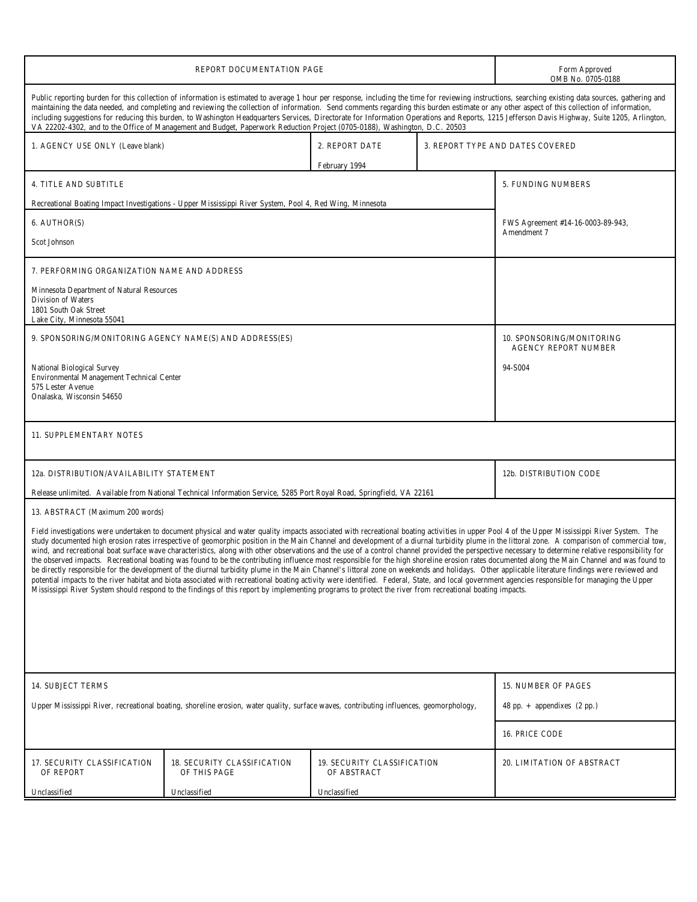# REPORT DOCUMENTATION PAGE

Form Approved
OMB No. 0705-0188

Public reporting burden for this collection of information is estimated to average 1 hour per response, including the time for reviewing instructions, searching existing data sources, gathering and maintaining the data needed, and completing and reviewing the collection of information. Send comments regarding this burden estimate or any other aspect of this collection of information, including suggestions for reducing this burden, to Washington Headquarters Services, Directorate for Information Operations and Reports, 1215 Jefferson Davis Highway, Suite 1205, Arlington, VA 22202-4302, and to the Office of Management and Budget, Paperwork Reduction Project (0705-0188), Washington, D.C. 20503

| 1. AGENCY USE ONLY (Leave blank) | 2. REPORT DATE | 3. REPORT TYPE AND DATES COVERED |
|---|---|---|
| | February 1994 | |

**4. TITLE AND SUBTITLE**

Recreational Boating Impact Investigations - Upper Mississippi River System, Pool 4, Red Wing, Minnesota

**5. FUNDING NUMBERS**

FWS Agreement #14-16-0003-89-943, Amendment 7

**6. AUTHOR(S)**

Scot Johnson

**7. PERFORMING ORGANIZATION NAME AND ADDRESS**

Minnesota Department of Natural Resources
Division of Waters
1801 South Oak Street
Lake City, Minnesota 55041

**9. SPONSORING/MONITORING AGENCY NAME(S) AND ADDRESS(ES)**

National Biological Survey
Environmental Management Technical Center
575 Lester Avenue
Onalaska, Wisconsin 54650

**10. SPONSORING/MONITORING AGENCY REPORT NUMBER**

94-S004

**11. SUPPLEMENTARY NOTES**

**12a. DISTRIBUTION/AVAILABILITY STATEMENT**

Release unlimited. Available from National Technical Information Service, 5285 Port Royal Road, Springfield, VA 22161

**12b. DISTRIBUTION CODE**

**13. ABSTRACT (Maximum 200 words)**

Field investigations were undertaken to document physical and water quality impacts associated with recreational boating activities in upper Pool 4 of the Upper Mississippi River System. The study documented high erosion rates irrespective of geomorphic position in the Main Channel and development of a diurnal turbidity plume in the littoral zone. A comparison of commercial tow, wind, and recreational boat surface wave characteristics, along with other observations and the use of a control channel provided the perspective necessary to determine relative responsibility for the observed impacts. Recreational boating was found to be the contributing influence most responsible for the high shoreline erosion rates documented along the Main Channel and was found to be directly responsible for the development of the diurnal turbidity plume in the Main Channel's littoral zone on weekends and holidays. Other applicable literature findings were reviewed and potential impacts to the river habitat and biota associated with recreational boating activity were identified. Federal, State, and local government agencies responsible for managing the Upper Mississippi River System should respond to the findings of this report by implementing programs to protect the river from recreational boating impacts.

**14. SUBJECT TERMS**

Upper Mississippi River, recreational boating, shoreline erosion, water quality, surface waves, contributing influences, geomorphology,

**15. NUMBER OF PAGES**

48 pp. + appendixes (2 pp.)

**16. PRICE CODE**

| 17. SECURITY CLASSIFICATION OF REPORT | 18. SECURITY CLASSIFICATION OF THIS PAGE | 19. SECURITY CLASSIFICATION OF ABSTRACT | 20. LIMITATION OF ABSTRACT |
|---|---|---|---|
| Unclassified | Unclassified | Unclassified | |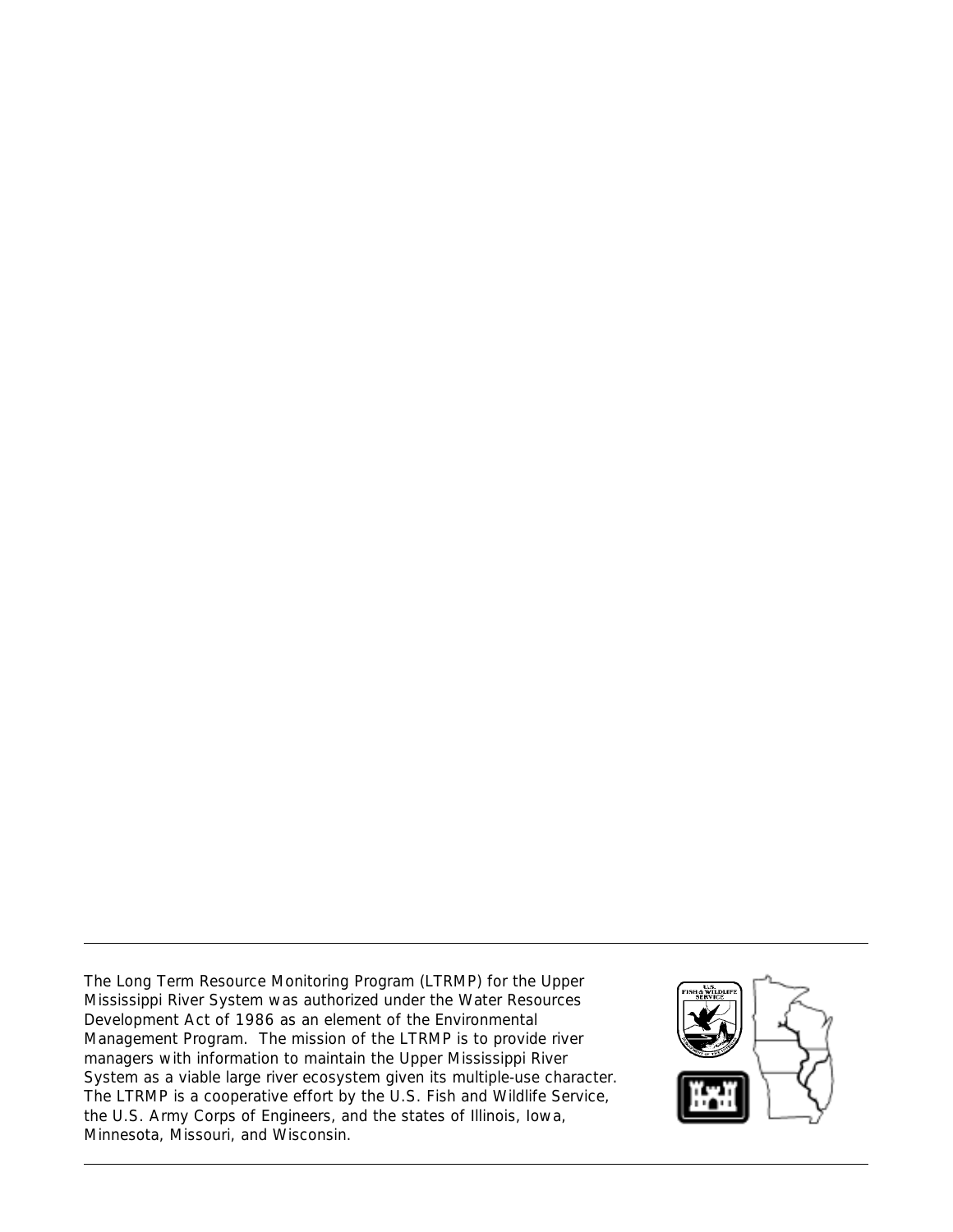The Long Term Resource Monitoring Program (LTRMP) for the Upper Mississippi River System was authorized under the Water Resources Development Act of 1986 as an element of the Environmental Management Program. The mission of the LTRMP is to provide river managers with information to maintain the Upper Mississippi River System as a viable large river ecosystem given its multiple-use character. The LTRMP is a cooperative effort by the U.S. Fish and Wildlife Service, the U.S. Army Corps of Engineers, and the states of Illinois, Iowa, Minnesota, Missouri, and Wisconsin.